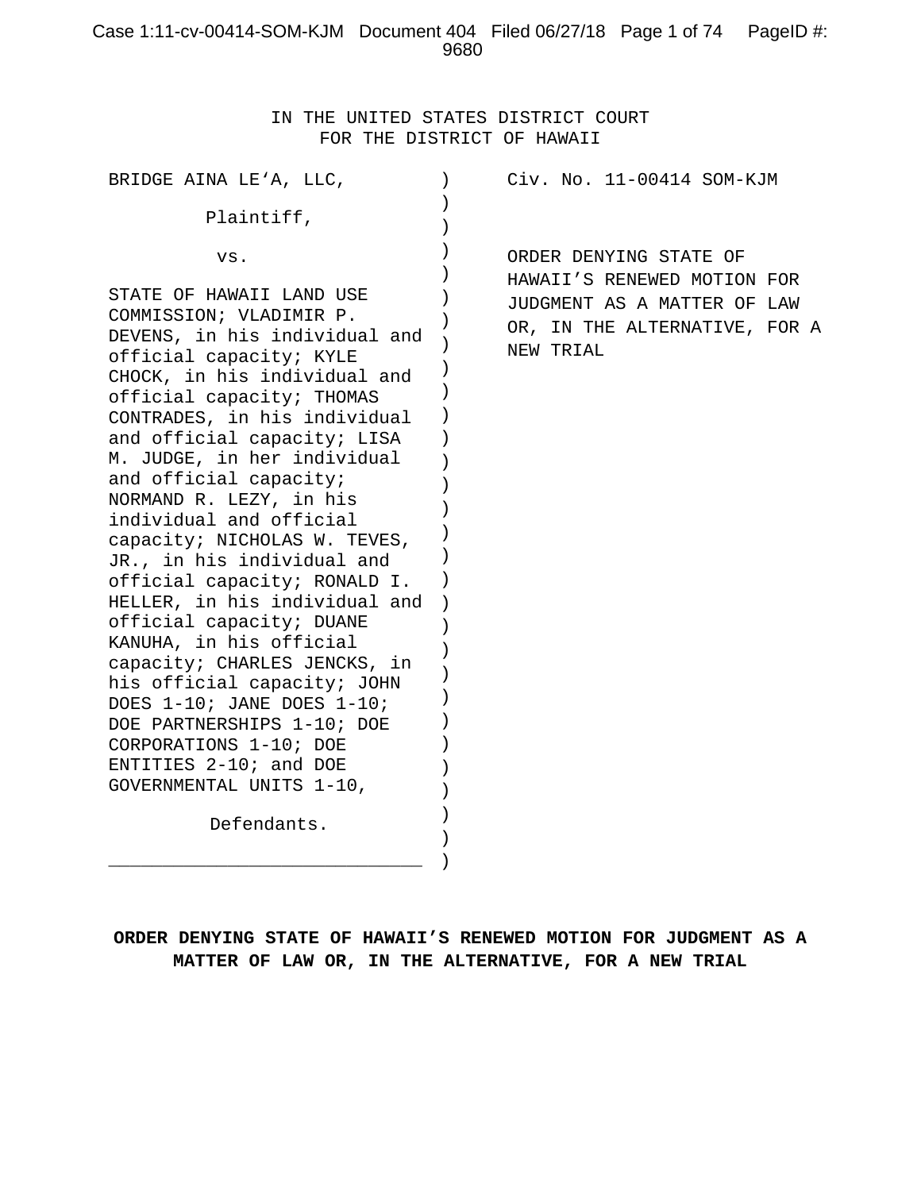IN THE UNITED STATES DISTRICT COURT
FOR THE DISTRICT OF HAWAII

BRIDGE AINA LE'A, LLC,

Plaintiff,

vs.

STATE OF HAWAII LAND USE COMMISSION; VLADIMIR P. DEVENS, in his individual and official capacity; KYLE CHOCK, in his individual and official capacity; THOMAS CONTRADES, in his individual and official capacity; LISA M. JUDGE, in her individual and official capacity; NORMAND R. LEZY, in his individual and official capacity; NICHOLAS W. TEVES, JR., in his individual and official capacity; RONALD I. HELLER, in his individual and official capacity; DUANE KANUHA, in his official capacity; CHARLES JENCKS, in his official capacity; JOHN DOES 1-10; JANE DOES 1-10; DOE PARTNERSHIPS 1-10; DOE CORPORATIONS 1-10; DOE ENTITIES 2-10; and DOE GOVERNMENTAL UNITS 1-10,

Defendants.

Civ. No. 11-00414 SOM-KJM

ORDER DENYING STATE OF HAWAII'S RENEWED MOTION FOR JUDGMENT AS A MATTER OF LAW OR, IN THE ALTERNATIVE, FOR A NEW TRIAL

**ORDER DENYING STATE OF HAWAII'S RENEWED MOTION FOR JUDGMENT AS A MATTER OF LAW OR, IN THE ALTERNATIVE, FOR A NEW TRIAL**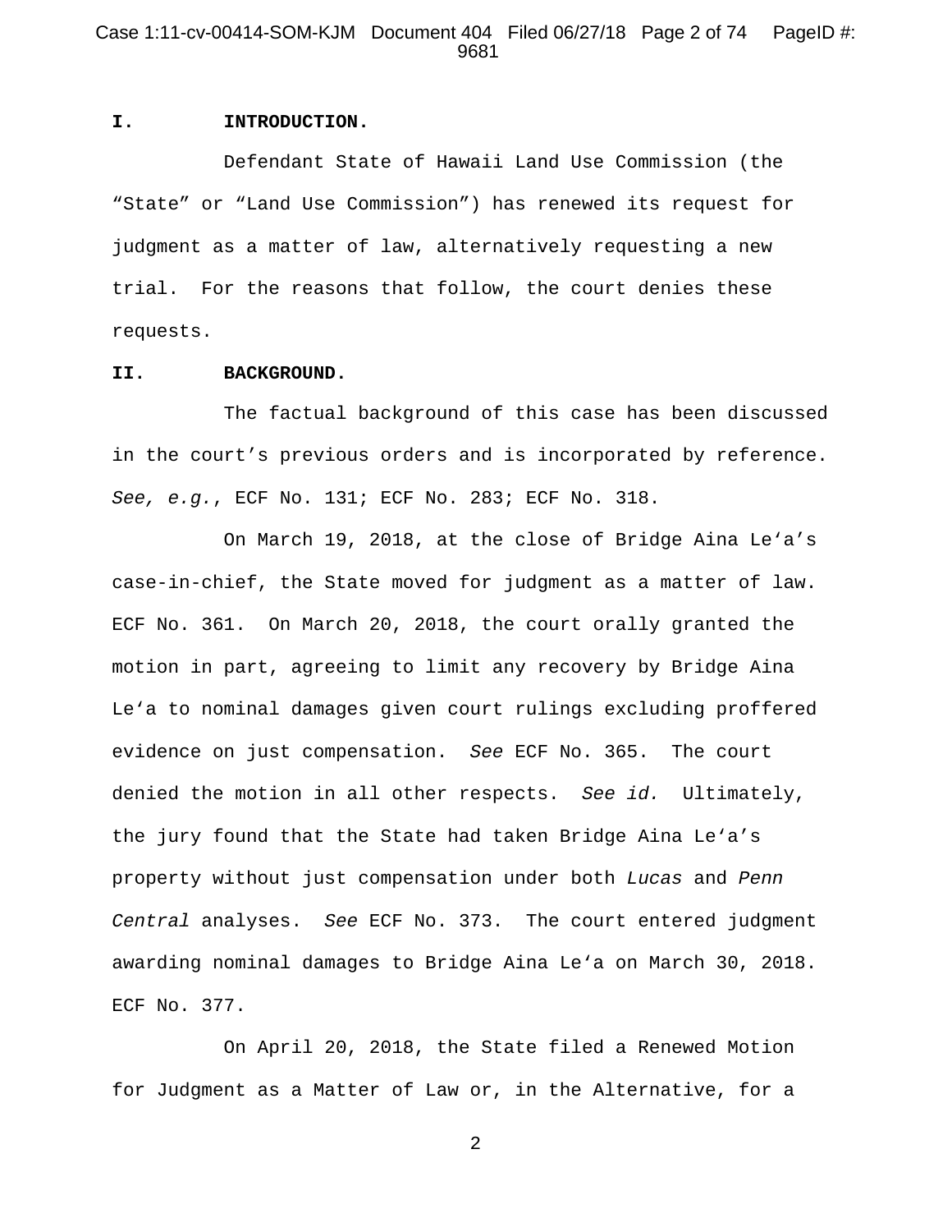## I. INTRODUCTION.

Defendant State of Hawaii Land Use Commission (the "State" or "Land Use Commission") has renewed its request for judgment as a matter of law, alternatively requesting a new trial. For the reasons that follow, the court denies these requests.

## II. BACKGROUND.

The factual background of this case has been discussed in the court's previous orders and is incorporated by reference. *See, e.g.*, ECF No. 131; ECF No. 283; ECF No. 318.

On March 19, 2018, at the close of Bridge Aina Le'a's case-in-chief, the State moved for judgment as a matter of law. ECF No. 361. On March 20, 2018, the court orally granted the motion in part, agreeing to limit any recovery by Bridge Aina Le'a to nominal damages given court rulings excluding proffered evidence on just compensation. *See* ECF No. 365. The court denied the motion in all other respects. *See id.* Ultimately, the jury found that the State had taken Bridge Aina Le'a's property without just compensation under both *Lucas* and *Penn Central* analyses. *See* ECF No. 373. The court entered judgment awarding nominal damages to Bridge Aina Le'a on March 30, 2018. ECF No. 377.

On April 20, 2018, the State filed a Renewed Motion for Judgment as a Matter of Law or, in the Alternative, for a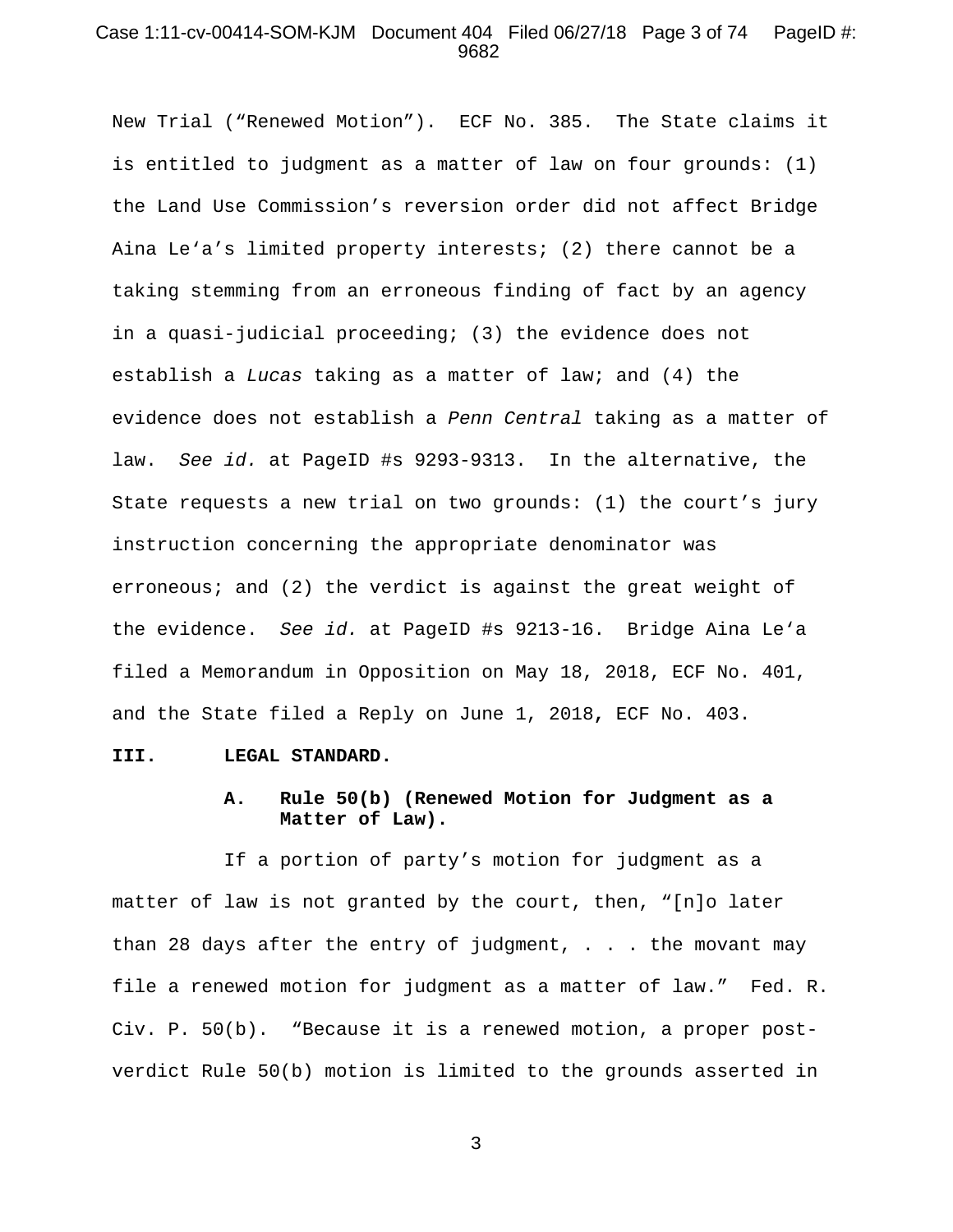New Trial ("Renewed Motion"). ECF No. 385. The State claims it is entitled to judgment as a matter of law on four grounds: (1) the Land Use Commission's reversion order did not affect Bridge Aina Leʻa's limited property interests; (2) there cannot be a taking stemming from an erroneous finding of fact by an agency in a quasi-judicial proceeding; (3) the evidence does not establish a *Lucas* taking as a matter of law; and (4) the evidence does not establish a *Penn Central* taking as a matter of law. *See id.* at PageID #s 9293-9313. In the alternative, the State requests a new trial on two grounds: (1) the court's jury instruction concerning the appropriate denominator was erroneous; and (2) the verdict is against the great weight of the evidence. *See id.* at PageID #s 9213-16. Bridge Aina Leʻa filed a Memorandum in Opposition on May 18, 2018, ECF No. 401, and the State filed a Reply on June 1, 2018, ECF No. 403.

## III. LEGAL STANDARD.

### A. Rule 50(b) (Renewed Motion for Judgment as a Matter of Law).

If a portion of party's motion for judgment as a matter of law is not granted by the court, then, "[n]o later than 28 days after the entry of judgment, . . . the movant may file a renewed motion for judgment as a matter of law." Fed. R. Civ. P. 50(b). "Because it is a renewed motion, a proper post-verdict Rule 50(b) motion is limited to the grounds asserted in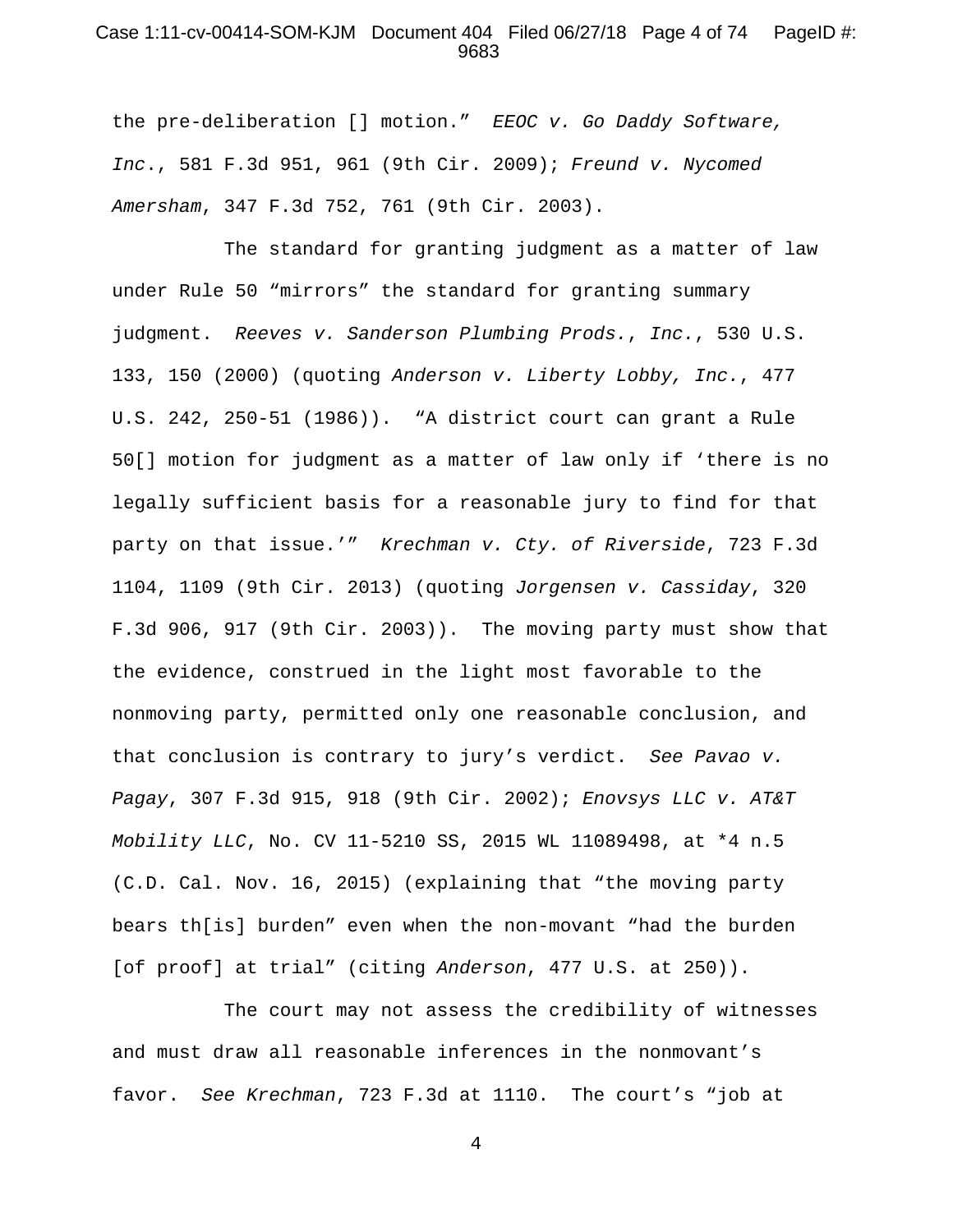the pre-deliberation [] motion." *EEOC v. Go Daddy Software, Inc.*, 581 F.3d 951, 961 (9th Cir. 2009); *Freund v. Nycomed Amersham*, 347 F.3d 752, 761 (9th Cir. 2003).

The standard for granting judgment as a matter of law under Rule 50 "mirrors" the standard for granting summary judgment. *Reeves v. Sanderson Plumbing Prods., Inc.*, 530 U.S. 133, 150 (2000) (quoting *Anderson v. Liberty Lobby, Inc.*, 477 U.S. 242, 250-51 (1986)). "A district court can grant a Rule 50[] motion for judgment as a matter of law only if 'there is no legally sufficient basis for a reasonable jury to find for that party on that issue.'" *Krechman v. Cty. of Riverside*, 723 F.3d 1104, 1109 (9th Cir. 2013) (quoting *Jorgensen v. Cassiday*, 320 F.3d 906, 917 (9th Cir. 2003)). The moving party must show that the evidence, construed in the light most favorable to the nonmoving party, permitted only one reasonable conclusion, and that conclusion is contrary to jury's verdict. *See Pavao v. Pagay*, 307 F.3d 915, 918 (9th Cir. 2002); *Enovsys LLC v. AT&T Mobility LLC*, No. CV 11-5210 SS, 2015 WL 11089498, at *4 n.5 (C.D. Cal. Nov. 16, 2015) (explaining that "the moving party bears th[is] burden" even when the non-movant "had the burden [of proof] at trial" (citing *Anderson*, 477 U.S. at 250)).

The court may not assess the credibility of witnesses and must draw all reasonable inferences in the nonmovant's favor. *See Krechman*, 723 F.3d at 1110. The court's "job at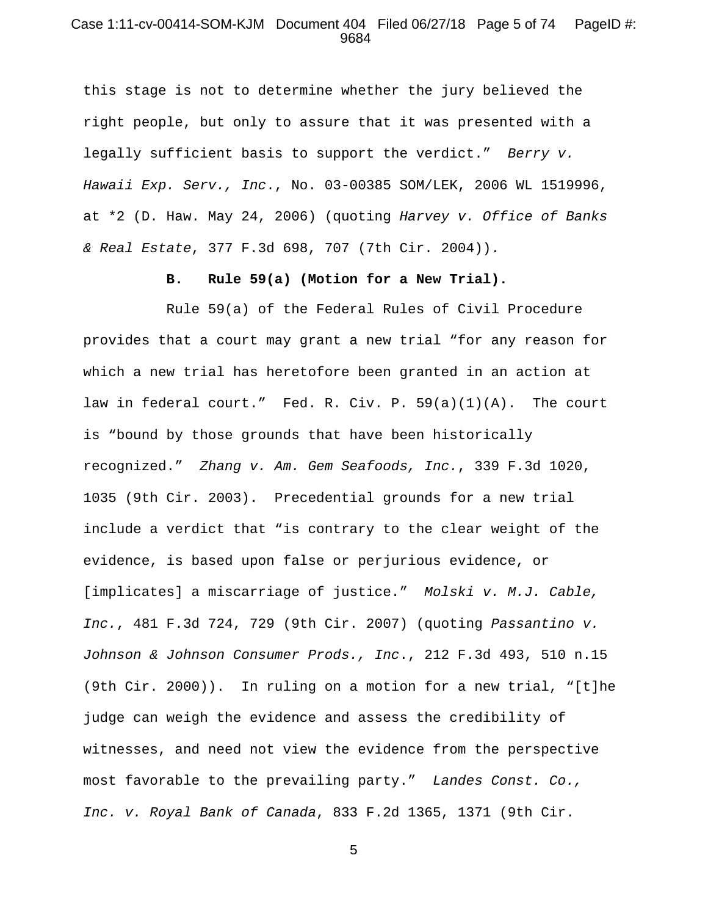this stage is not to determine whether the jury believed the right people, but only to assure that it was presented with a legally sufficient basis to support the verdict." *Berry v. Hawaii Exp. Serv., Inc*., No. 03-00385 SOM/LEK, 2006 WL 1519996, at *2 (D. Haw. May 24, 2006) (quoting *Harvey v. Office of Banks & Real Estate*, 377 F.3d 698, 707 (7th Cir. 2004)).

### B. Rule 59(a) (Motion for a New Trial).

Rule 59(a) of the Federal Rules of Civil Procedure provides that a court may grant a new trial "for any reason for which a new trial has heretofore been granted in an action at law in federal court." Fed. R. Civ. P. 59(a)(1)(A). The court is "bound by those grounds that have been historically recognized." *Zhang v. Am. Gem Seafoods, Inc.*, 339 F.3d 1020, 1035 (9th Cir. 2003). Precedential grounds for a new trial include a verdict that "is contrary to the clear weight of the evidence, is based upon false or perjurious evidence, or [implicates] a miscarriage of justice." *Molski v. M.J. Cable, Inc.*, 481 F.3d 724, 729 (9th Cir. 2007) (quoting *Passantino v. Johnson & Johnson Consumer Prods., Inc*., 212 F.3d 493, 510 n.15 (9th Cir. 2000)). In ruling on a motion for a new trial, "[t]he judge can weigh the evidence and assess the credibility of witnesses, and need not view the evidence from the perspective most favorable to the prevailing party." *Landes Const. Co., Inc. v. Royal Bank of Canada*, 833 F.2d 1365, 1371 (9th Cir.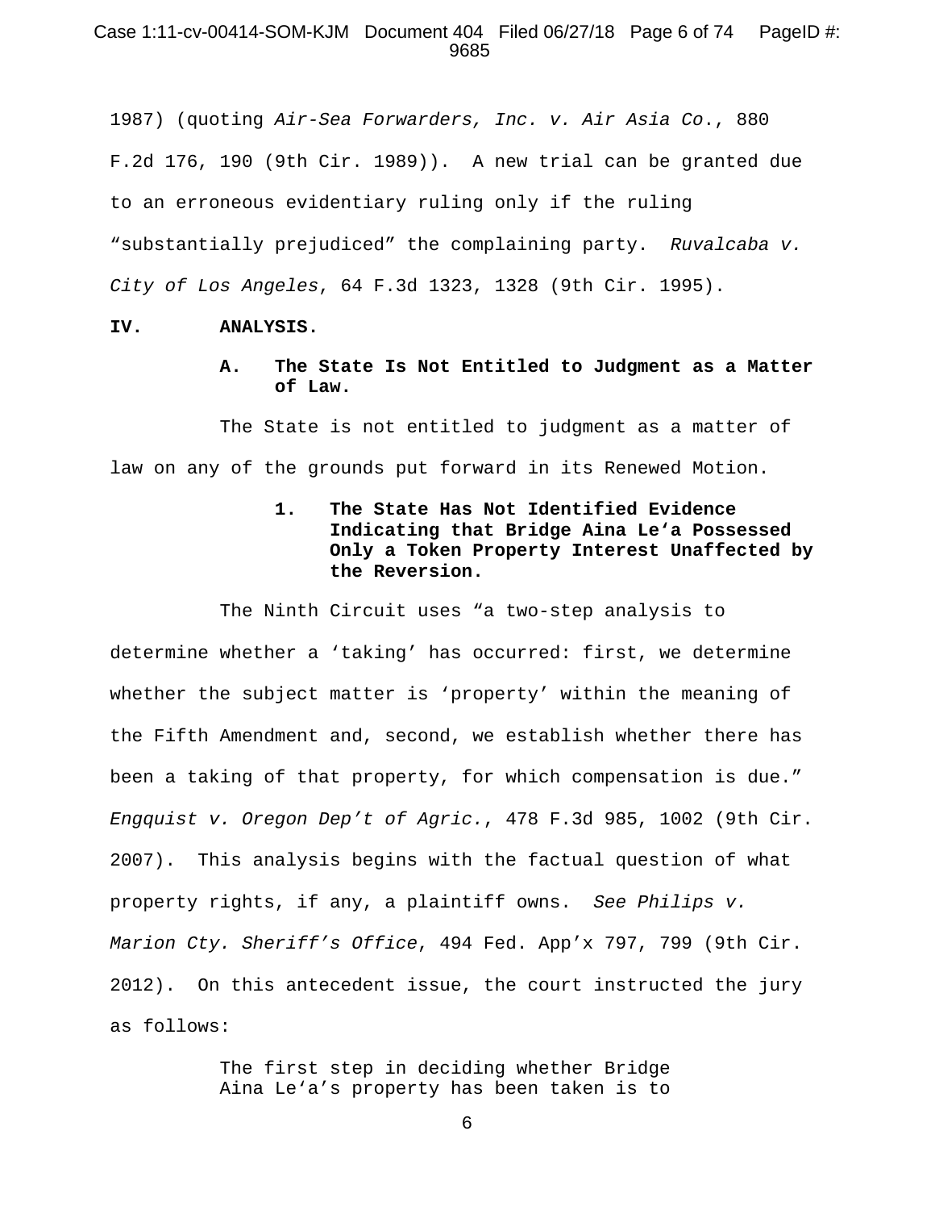1987) (quoting *Air-Sea Forwarders, Inc. v. Air Asia Co.*, 880 F.2d 176, 190 (9th Cir. 1989)). A new trial can be granted due to an erroneous evidentiary ruling only if the ruling "substantially prejudiced" the complaining party. *Ruvalcaba v. City of Los Angeles*, 64 F.3d 1323, 1328 (9th Cir. 1995).

## IV. ANALYSIS.

### A. The State Is Not Entitled to Judgment as a Matter of Law.

The State is not entitled to judgment as a matter of law on any of the grounds put forward in its Renewed Motion.

#### 1. The State Has Not Identified Evidence Indicating that Bridge Aina Le'a Possessed Only a Token Property Interest Unaffected by the Reversion.

The Ninth Circuit uses "a two-step analysis to determine whether a 'taking' has occurred: first, we determine whether the subject matter is 'property' within the meaning of the Fifth Amendment and, second, we establish whether there has been a taking of that property, for which compensation is due." *Engquist v. Oregon Dep't of Agric.*, 478 F.3d 985, 1002 (9th Cir. 2007). This analysis begins with the factual question of what property rights, if any, a plaintiff owns. *See Philips v. Marion Cty. Sheriff's Office*, 494 Fed. App'x 797, 799 (9th Cir. 2012). On this antecedent issue, the court instructed the jury as follows:

> The first step in deciding whether Bridge Aina Le'a's property has been taken is to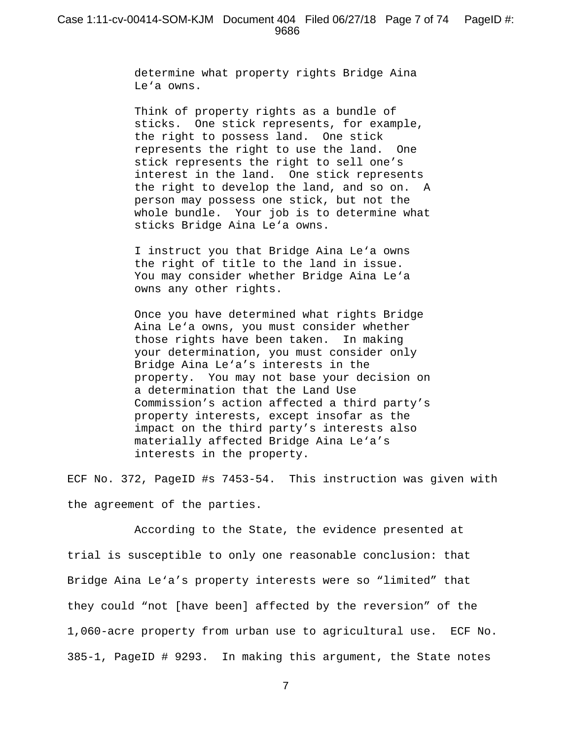> determine what property rights Bridge Aina Le‘a owns.
>
> Think of property rights as a bundle of sticks. One stick represents, for example, the right to possess land. One stick represents the right to use the land. One stick represents the right to sell one’s interest in the land. One stick represents the right to develop the land, and so on. A person may possess one stick, but not the whole bundle. Your job is to determine what sticks Bridge Aina Le‘a owns.
>
> I instruct you that Bridge Aina Le‘a owns the right of title to the land in issue. You may consider whether Bridge Aina Le‘a owns any other rights.
>
> Once you have determined what rights Bridge Aina Le‘a owns, you must consider whether those rights have been taken. In making your determination, you must consider only Bridge Aina Le‘a’s interests in the property. You may not base your decision on a determination that the Land Use Commission’s action affected a third party’s property interests, except insofar as the impact on the third party’s interests also materially affected Bridge Aina Le‘a’s interests in the property.

ECF No. 372, PageID #s 7453-54. This instruction was given with the agreement of the parties.

According to the State, the evidence presented at trial is susceptible to only one reasonable conclusion: that Bridge Aina Le‘a’s property interests were so “limited” that they could “not [have been] affected by the reversion” of the 1,060-acre property from urban use to agricultural use. ECF No. 385-1, PageID # 9293. In making this argument, the State notes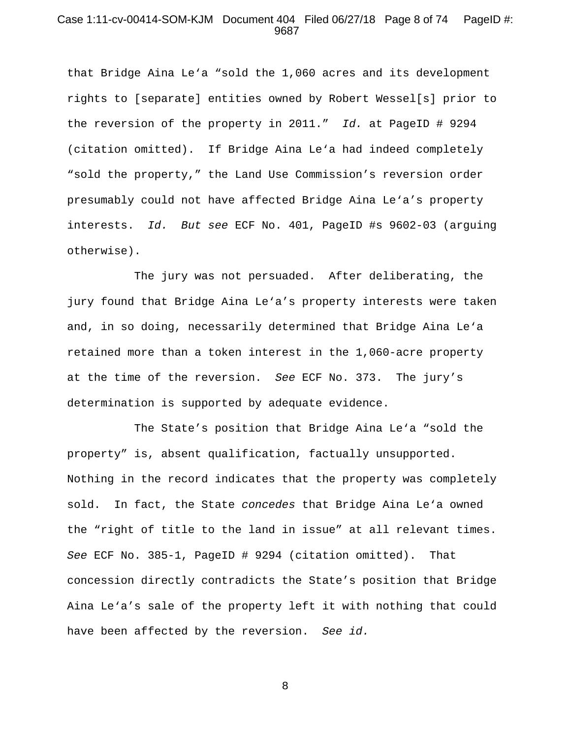that Bridge Aina Leʻa "sold the 1,060 acres and its development rights to [separate] entities owned by Robert Wessel[s] prior to the reversion of the property in 2011." *Id.* at PageID # 9294 (citation omitted). If Bridge Aina Leʻa had indeed completely "sold the property," the Land Use Commission's reversion order presumably could not have affected Bridge Aina Leʻa's property interests. *Id.* *But see* ECF No. 401, PageID #s 9602-03 (arguing otherwise).

The jury was not persuaded. After deliberating, the jury found that Bridge Aina Leʻa's property interests were taken and, in so doing, necessarily determined that Bridge Aina Leʻa retained more than a token interest in the 1,060-acre property at the time of the reversion. *See* ECF No. 373. The jury's determination is supported by adequate evidence.

The State's position that Bridge Aina Leʻa "sold the property" is, absent qualification, factually unsupported. Nothing in the record indicates that the property was completely sold. In fact, the State *concedes* that Bridge Aina Leʻa owned the "right of title to the land in issue" at all relevant times. *See* ECF No. 385-1, PageID # 9294 (citation omitted). That concession directly contradicts the State's position that Bridge Aina Leʻa's sale of the property left it with nothing that could have been affected by the reversion. *See id.*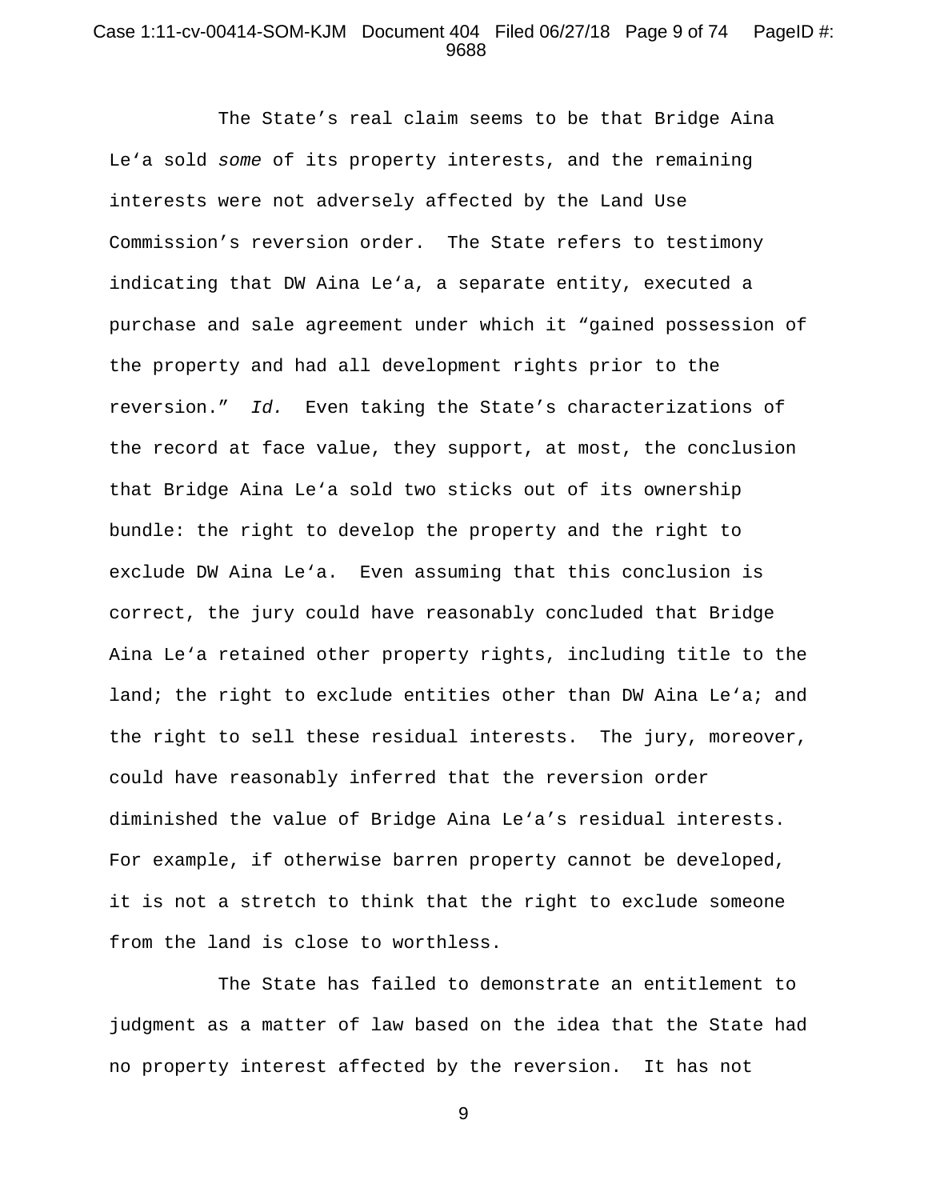The State's real claim seems to be that Bridge Aina Le'a sold *some* of its property interests, and the remaining interests were not adversely affected by the Land Use Commission's reversion order. The State refers to testimony indicating that DW Aina Le'a, a separate entity, executed a purchase and sale agreement under which it "gained possession of the property and had all development rights prior to the reversion." *Id.* Even taking the State's characterizations of the record at face value, they support, at most, the conclusion that Bridge Aina Le'a sold two sticks out of its ownership bundle: the right to develop the property and the right to exclude DW Aina Le'a. Even assuming that this conclusion is correct, the jury could have reasonably concluded that Bridge Aina Le'a retained other property rights, including title to the land; the right to exclude entities other than DW Aina Le'a; and the right to sell these residual interests. The jury, moreover, could have reasonably inferred that the reversion order diminished the value of Bridge Aina Le'a's residual interests. For example, if otherwise barren property cannot be developed, it is not a stretch to think that the right to exclude someone from the land is close to worthless.

The State has failed to demonstrate an entitlement to judgment as a matter of law based on the idea that the State had no property interest affected by the reversion. It has not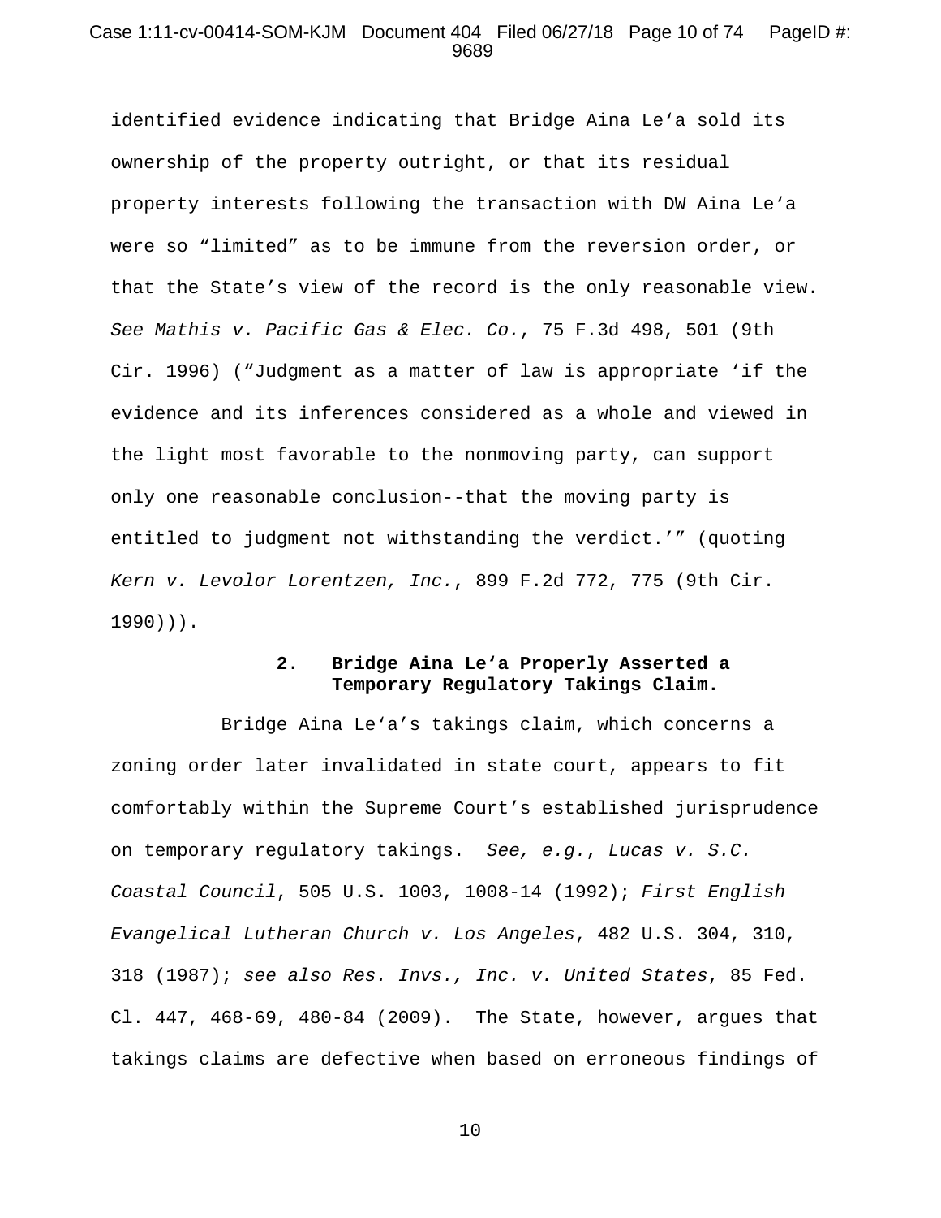identified evidence indicating that Bridge Aina Le'a sold its ownership of the property outright, or that its residual property interests following the transaction with DW Aina Le'a were so "limited" as to be immune from the reversion order, or that the State's view of the record is the only reasonable view. *See Mathis v. Pacific Gas & Elec. Co.*, 75 F.3d 498, 501 (9th Cir. 1996) ("Judgment as a matter of law is appropriate 'if the evidence and its inferences considered as a whole and viewed in the light most favorable to the nonmoving party, can support only one reasonable conclusion--that the moving party is entitled to judgment not withstanding the verdict.'" (quoting *Kern v. Levolor Lorentzen, Inc.*, 899 F.2d 772, 775 (9th Cir. 1990))).

### 2. Bridge Aina Le'a Properly Asserted a Temporary Regulatory Takings Claim.

Bridge Aina Le'a's takings claim, which concerns a zoning order later invalidated in state court, appears to fit comfortably within the Supreme Court's established jurisprudence on temporary regulatory takings. *See, e.g.*, *Lucas v. S.C. Coastal Council*, 505 U.S. 1003, 1008-14 (1992); *First English Evangelical Lutheran Church v. Los Angeles*, 482 U.S. 304, 310, 318 (1987); *see also Res. Invs., Inc. v. United States*, 85 Fed. Cl. 447, 468-69, 480-84 (2009). The State, however, argues that takings claims are defective when based on erroneous findings of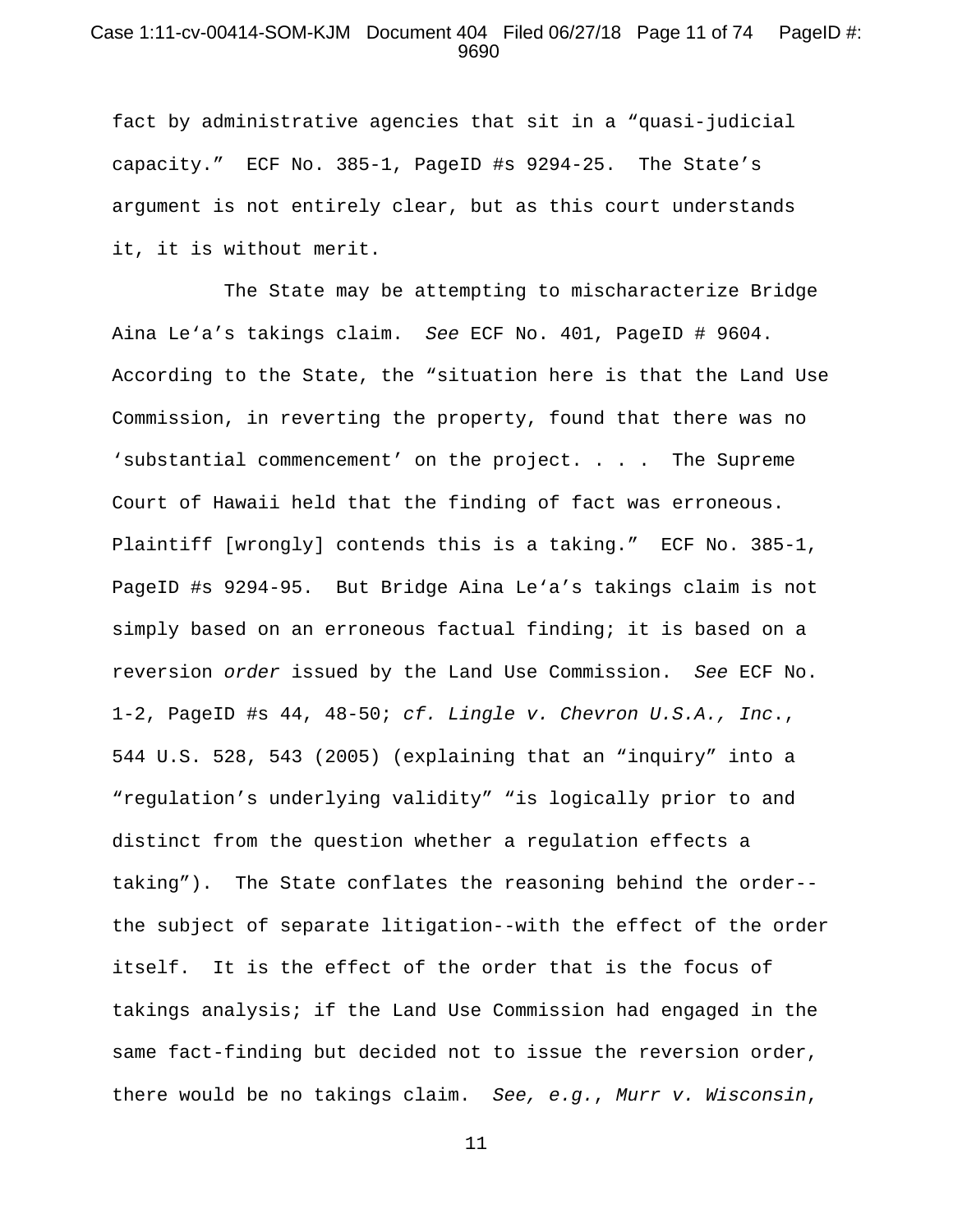fact by administrative agencies that sit in a "quasi-judicial capacity." ECF No. 385-1, PageID #s 9294-25. The State's argument is not entirely clear, but as this court understands it, it is without merit.

The State may be attempting to mischaracterize Bridge Aina Le'a's takings claim. *See* ECF No. 401, PageID # 9604. According to the State, the "situation here is that the Land Use Commission, in reverting the property, found that there was no 'substantial commencement' on the project. . . . The Supreme Court of Hawaii held that the finding of fact was erroneous. Plaintiff [wrongly] contends this is a taking." ECF No. 385-1, PageID #s 9294-95. But Bridge Aina Le'a's takings claim is not simply based on an erroneous factual finding; it is based on a reversion *order* issued by the Land Use Commission. *See* ECF No. 1-2, PageID #s 44, 48-50; *cf. Lingle v. Chevron U.S.A., Inc*., 544 U.S. 528, 543 (2005) (explaining that an "inquiry" into a "regulation's underlying validity" "is logically prior to and distinct from the question whether a regulation effects a taking"). The State conflates the reasoning behind the order--the subject of separate litigation--with the effect of the order itself. It is the effect of the order that is the focus of takings analysis; if the Land Use Commission had engaged in the same fact-finding but decided not to issue the reversion order, there would be no takings claim. *See, e.g.*, *Murr v. Wisconsin*,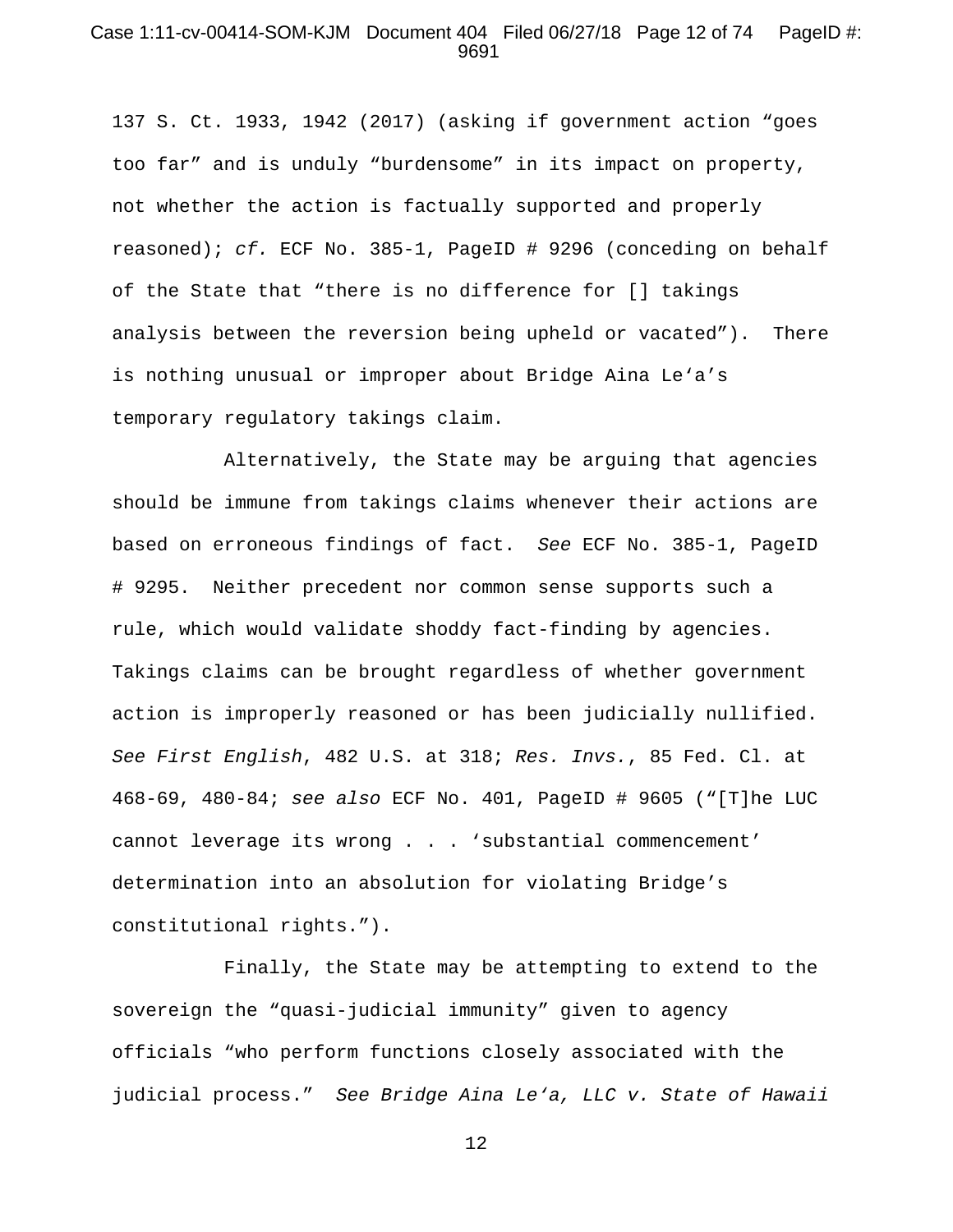137 S. Ct. 1933, 1942 (2017) (asking if government action "goes too far" and is unduly "burdensome" in its impact on property, not whether the action is factually supported and properly reasoned); *cf.* ECF No. 385-1, PageID # 9296 (conceding on behalf of the State that "there is no difference for [] takings analysis between the reversion being upheld or vacated"). There is nothing unusual or improper about Bridge Aina Le'a's temporary regulatory takings claim.

Alternatively, the State may be arguing that agencies should be immune from takings claims whenever their actions are based on erroneous findings of fact. *See* ECF No. 385-1, PageID # 9295. Neither precedent nor common sense supports such a rule, which would validate shoddy fact-finding by agencies. Takings claims can be brought regardless of whether government action is improperly reasoned or has been judicially nullified. *See First English*, 482 U.S. at 318; *Res. Invs.*, 85 Fed. Cl. at 468-69, 480-84; *see also* ECF No. 401, PageID # 9605 ("[T]he LUC cannot leverage its wrong . . . 'substantial commencement' determination into an absolution for violating Bridge's constitutional rights.").

Finally, the State may be attempting to extend to the sovereign the "quasi-judicial immunity" given to agency officials "who perform functions closely associated with the judicial process." *See Bridge Aina Le'a, LLC v. State of Hawaii*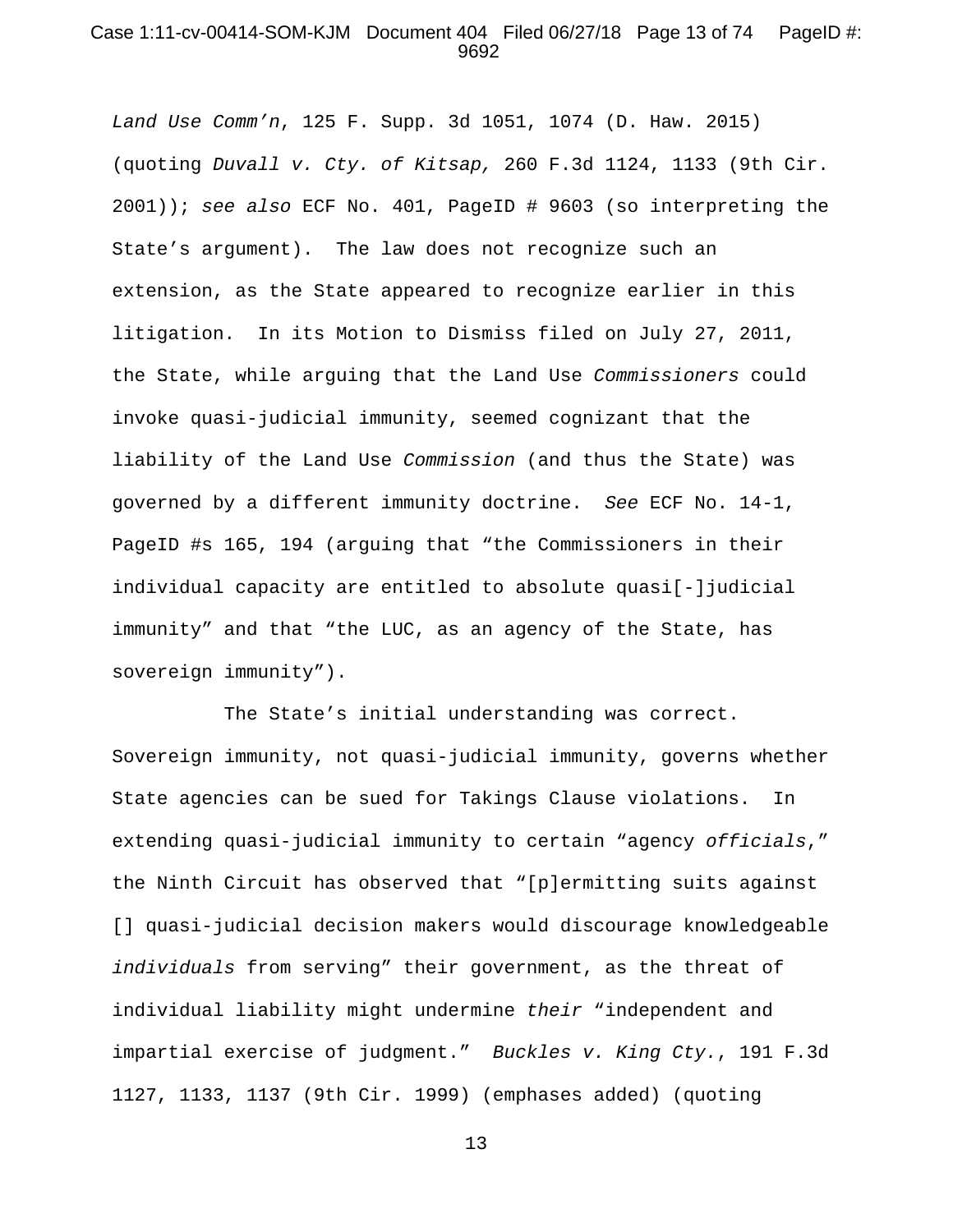*Land Use Comm'n*, 125 F. Supp. 3d 1051, 1074 (D. Haw. 2015) (quoting *Duvall v. Cty. of Kitsap,* 260 F.3d 1124, 1133 (9th Cir. 2001)); *see also* ECF No. 401, PageID # 9603 (so interpreting the State's argument). The law does not recognize such an extension, as the State appeared to recognize earlier in this litigation. In its Motion to Dismiss filed on July 27, 2011, the State, while arguing that the Land Use *Commissioners* could invoke quasi-judicial immunity, seemed cognizant that the liability of the Land Use *Commission* (and thus the State) was governed by a different immunity doctrine. *See* ECF No. 14-1, PageID #s 165, 194 (arguing that "the Commissioners in their individual capacity are entitled to absolute quasi[-]judicial immunity" and that "the LUC, as an agency of the State, has sovereign immunity").

The State's initial understanding was correct. Sovereign immunity, not quasi-judicial immunity, governs whether State agencies can be sued for Takings Clause violations. In extending quasi-judicial immunity to certain "agency *officials*," the Ninth Circuit has observed that "[p]ermitting suits against [] quasi-judicial decision makers would discourage knowledgeable *individuals* from serving" their government, as the threat of individual liability might undermine *their* "independent and impartial exercise of judgment." *Buckles v. King Cty.*, 191 F.3d 1127, 1133, 1137 (9th Cir. 1999) (emphases added) (quoting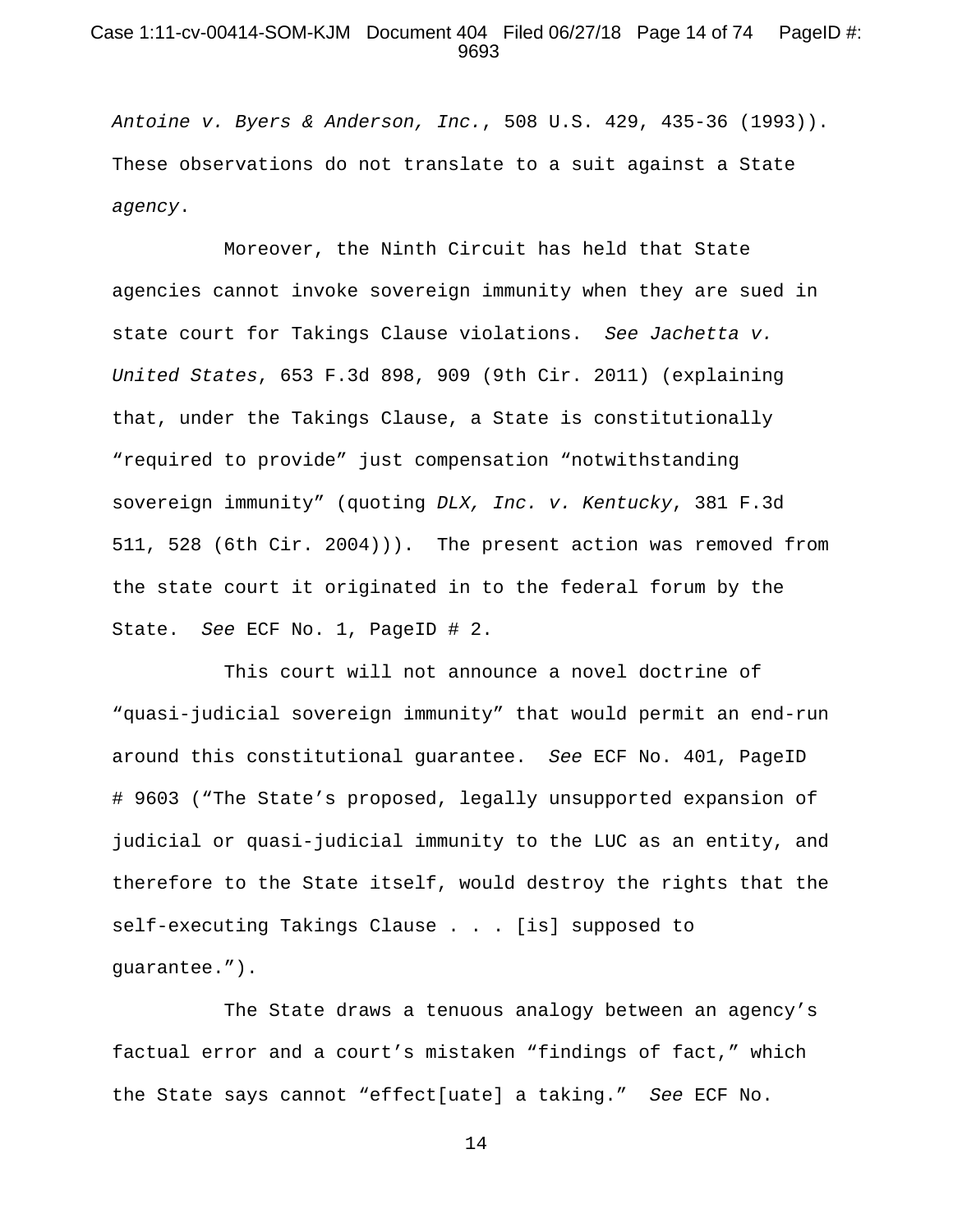*Antoine v. Byers & Anderson, Inc.*, 508 U.S. 429, 435-36 (1993)). These observations do not translate to a suit against a State *agency*.

Moreover, the Ninth Circuit has held that State agencies cannot invoke sovereign immunity when they are sued in state court for Takings Clause violations. *See Jachetta v. United States*, 653 F.3d 898, 909 (9th Cir. 2011) (explaining that, under the Takings Clause, a State is constitutionally "required to provide" just compensation "notwithstanding sovereign immunity" (quoting *DLX, Inc. v. Kentucky*, 381 F.3d 511, 528 (6th Cir. 2004))). The present action was removed from the state court it originated in to the federal forum by the State. *See* ECF No. 1, PageID # 2.

This court will not announce a novel doctrine of "quasi-judicial sovereign immunity" that would permit an end-run around this constitutional guarantee. *See* ECF No. 401, PageID # 9603 ("The State's proposed, legally unsupported expansion of judicial or quasi-judicial immunity to the LUC as an entity, and therefore to the State itself, would destroy the rights that the self-executing Takings Clause . . . [is] supposed to guarantee.").

The State draws a tenuous analogy between an agency's factual error and a court's mistaken "findings of fact," which the State says cannot "effect[uate] a taking." *See* ECF No.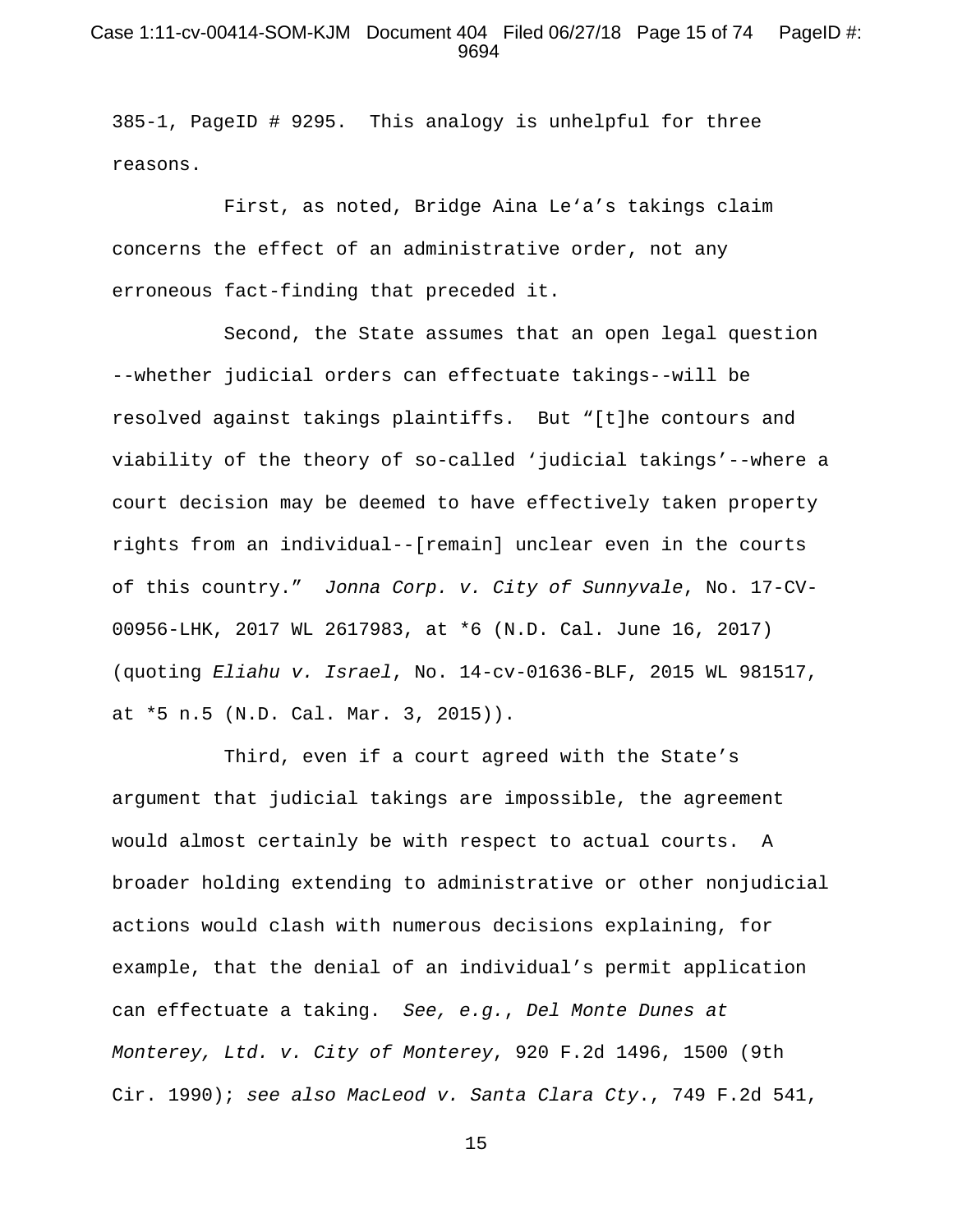385-1, PageID # 9295. This analogy is unhelpful for three reasons.

First, as noted, Bridge Aina Leʻa's takings claim concerns the effect of an administrative order, not any erroneous fact-finding that preceded it.

Second, the State assumes that an open legal question --whether judicial orders can effectuate takings--will be resolved against takings plaintiffs. But "[t]he contours and viability of the theory of so-called 'judicial takings'--where a court decision may be deemed to have effectively taken property rights from an individual--[remain] unclear even in the courts of this country." *Jonna Corp. v. City of Sunnyvale*, No. 17-CV-00956-LHK, 2017 WL 2617983, at *6 (N.D. Cal. June 16, 2017) (quoting *Eliahu v. Israel*, No. 14-cv-01636-BLF, 2015 WL 981517, at *5 n.5 (N.D. Cal. Mar. 3, 2015)).

Third, even if a court agreed with the State's argument that judicial takings are impossible, the agreement would almost certainly be with respect to actual courts. A broader holding extending to administrative or other nonjudicial actions would clash with numerous decisions explaining, for example, that the denial of an individual's permit application can effectuate a taking. *See, e.g.*, *Del Monte Dunes at Monterey, Ltd. v. City of Monterey*, 920 F.2d 1496, 1500 (9th Cir. 1990); *see also MacLeod v. Santa Clara Cty.*, 749 F.2d 541,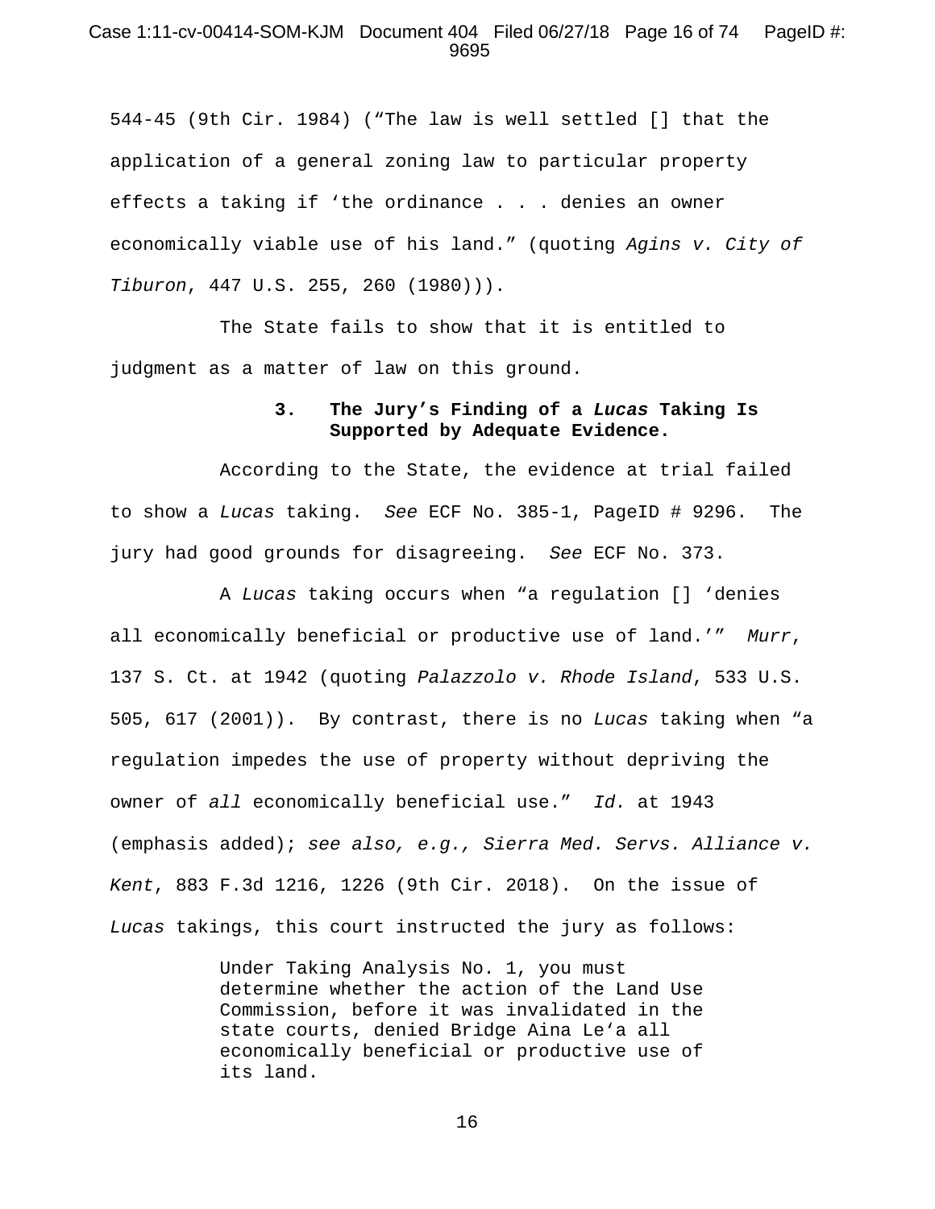544-45 (9th Cir. 1984) ("The law is well settled [] that the application of a general zoning law to particular property effects a taking if 'the ordinance . . . denies an owner economically viable use of his land." (quoting *Agins v. City of Tiburon*, 447 U.S. 255, 260 (1980))).

The State fails to show that it is entitled to judgment as a matter of law on this ground.

### 3. The Jury's Finding of a *Lucas* Taking Is Supported by Adequate Evidence.

According to the State, the evidence at trial failed to show a *Lucas* taking. *See* ECF No. 385-1, PageID # 9296. The jury had good grounds for disagreeing. *See* ECF No. 373.

A *Lucas* taking occurs when "a regulation [] 'denies all economically beneficial or productive use of land.'" *Murr*, 137 S. Ct. at 1942 (quoting *Palazzolo v. Rhode Island*, 533 U.S. 505, 617 (2001)). By contrast, there is no *Lucas* taking when "a regulation impedes the use of property without depriving the owner of *all* economically beneficial use." *Id.* at 1943 (emphasis added); *see also, e.g., Sierra Med. Servs. Alliance v. Kent*, 883 F.3d 1216, 1226 (9th Cir. 2018). On the issue of *Lucas* takings, this court instructed the jury as follows:

> Under Taking Analysis No. 1, you must determine whether the action of the Land Use Commission, before it was invalidated in the state courts, denied Bridge Aina Le'a all economically beneficial or productive use of its land.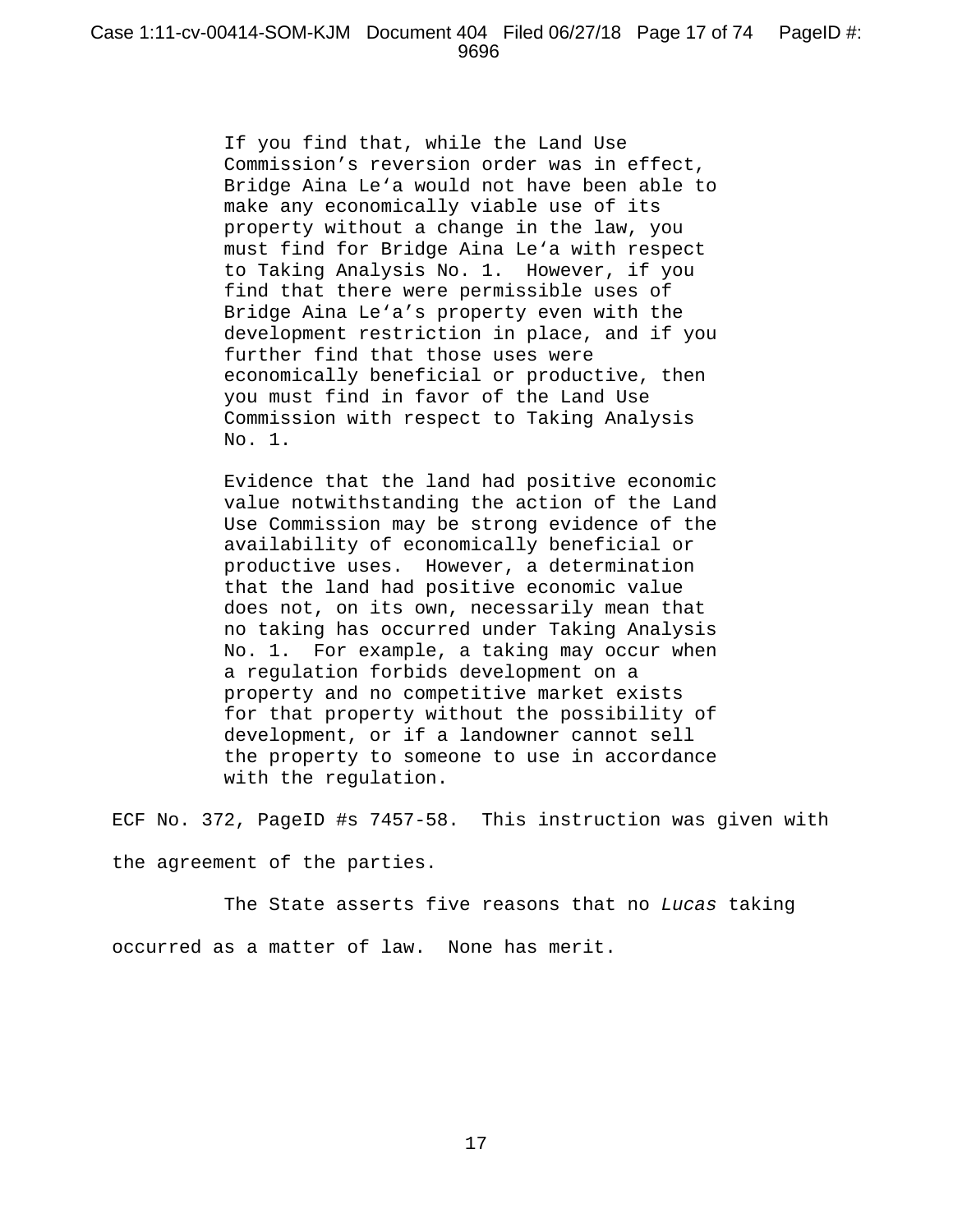> If you find that, while the Land Use Commission's reversion order was in effect, Bridge Aina Le'a would not have been able to make any economically viable use of its property without a change in the law, you must find for Bridge Aina Le'a with respect to Taking Analysis No. 1. However, if you find that there were permissible uses of Bridge Aina Le'a's property even with the development restriction in place, and if you further find that those uses were economically beneficial or productive, then you must find in favor of the Land Use Commission with respect to Taking Analysis No. 1.
>
> Evidence that the land had positive economic value notwithstanding the action of the Land Use Commission may be strong evidence of the availability of economically beneficial or productive uses. However, a determination that the land had positive economic value does not, on its own, necessarily mean that no taking has occurred under Taking Analysis No. 1. For example, a taking may occur when a regulation forbids development on a property and no competitive market exists for that property without the possibility of development, or if a landowner cannot sell the property to someone to use in accordance with the regulation.

ECF No. 372, PageID #s 7457-58. This instruction was given with the agreement of the parties.

The State asserts five reasons that no *Lucas* taking occurred as a matter of law. None has merit.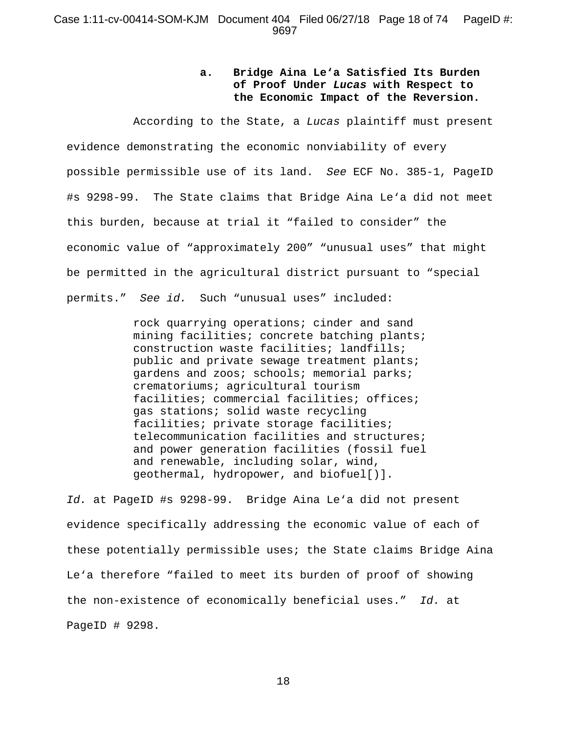#### a. Bridge Aina Le‘a Satisfied Its Burden of Proof Under *Lucas* with Respect to the Economic Impact of the Reversion.

According to the State, a *Lucas* plaintiff must present evidence demonstrating the economic nonviability of every possible permissible use of its land. *See* ECF No. 385-1, PageID #s 9298-99. The State claims that Bridge Aina Le‘a did not meet this burden, because at trial it “failed to consider” the economic value of “approximately 200” “unusual uses” that might be permitted in the agricultural district pursuant to “special permits.” *See id.* Such “unusual uses” included:

> rock quarrying operations; cinder and sand mining facilities; concrete batching plants; construction waste facilities; landfills; public and private sewage treatment plants; gardens and zoos; schools; memorial parks; crematoriums; agricultural tourism facilities; commercial facilities; offices; gas stations; solid waste recycling facilities; private storage facilities; telecommunication facilities and structures; and power generation facilities (fossil fuel and renewable, including solar, wind, geothermal, hydropower, and biofuel[)].

*Id.* at PageID #s 9298-99. Bridge Aina Le‘a did not present evidence specifically addressing the economic value of each of these potentially permissible uses; the State claims Bridge Aina Le‘a therefore “failed to meet its burden of proof of showing the non-existence of economically beneficial uses.” *Id.* at PageID # 9298.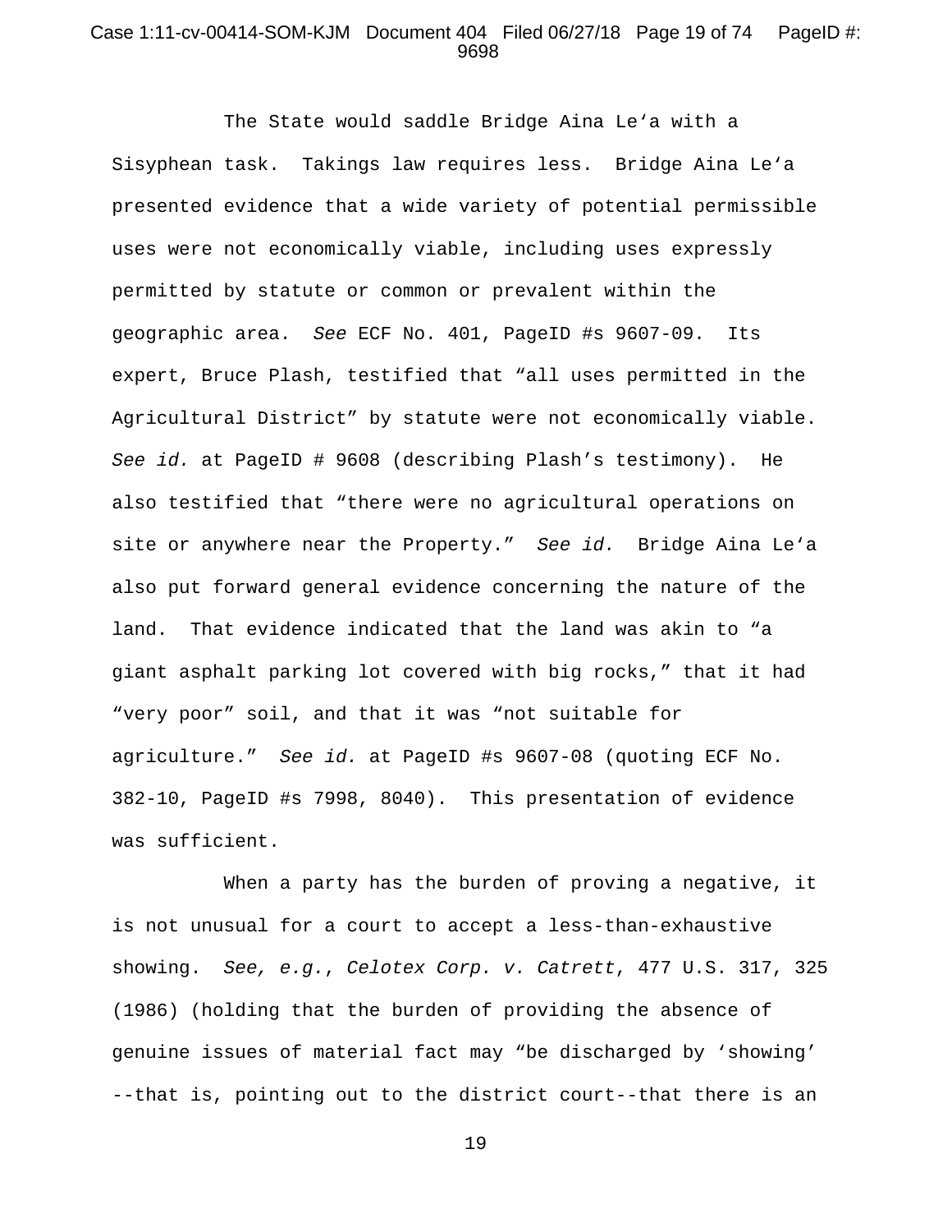The State would saddle Bridge Aina Le‘a with a Sisyphean task. Takings law requires less. Bridge Aina Le‘a presented evidence that a wide variety of potential permissible uses were not economically viable, including uses expressly permitted by statute or common or prevalent within the geographic area. *See* ECF No. 401, PageID #s 9607-09. Its expert, Bruce Plash, testified that “all uses permitted in the Agricultural District” by statute were not economically viable. *See id.* at PageID # 9608 (describing Plash’s testimony). He also testified that “there were no agricultural operations on site or anywhere near the Property.” *See id.* Bridge Aina Le‘a also put forward general evidence concerning the nature of the land. That evidence indicated that the land was akin to “a giant asphalt parking lot covered with big rocks,” that it had “very poor” soil, and that it was “not suitable for agriculture.” *See id.* at PageID #s 9607-08 (quoting ECF No. 382-10, PageID #s 7998, 8040). This presentation of evidence was sufficient.

When a party has the burden of proving a negative, it is not unusual for a court to accept a less-than-exhaustive showing. *See, e.g.*, *Celotex Corp. v. Catrett*, 477 U.S. 317, 325 (1986) (holding that the burden of providing the absence of genuine issues of material fact may “be discharged by ‘showing’ --that is, pointing out to the district court--that there is an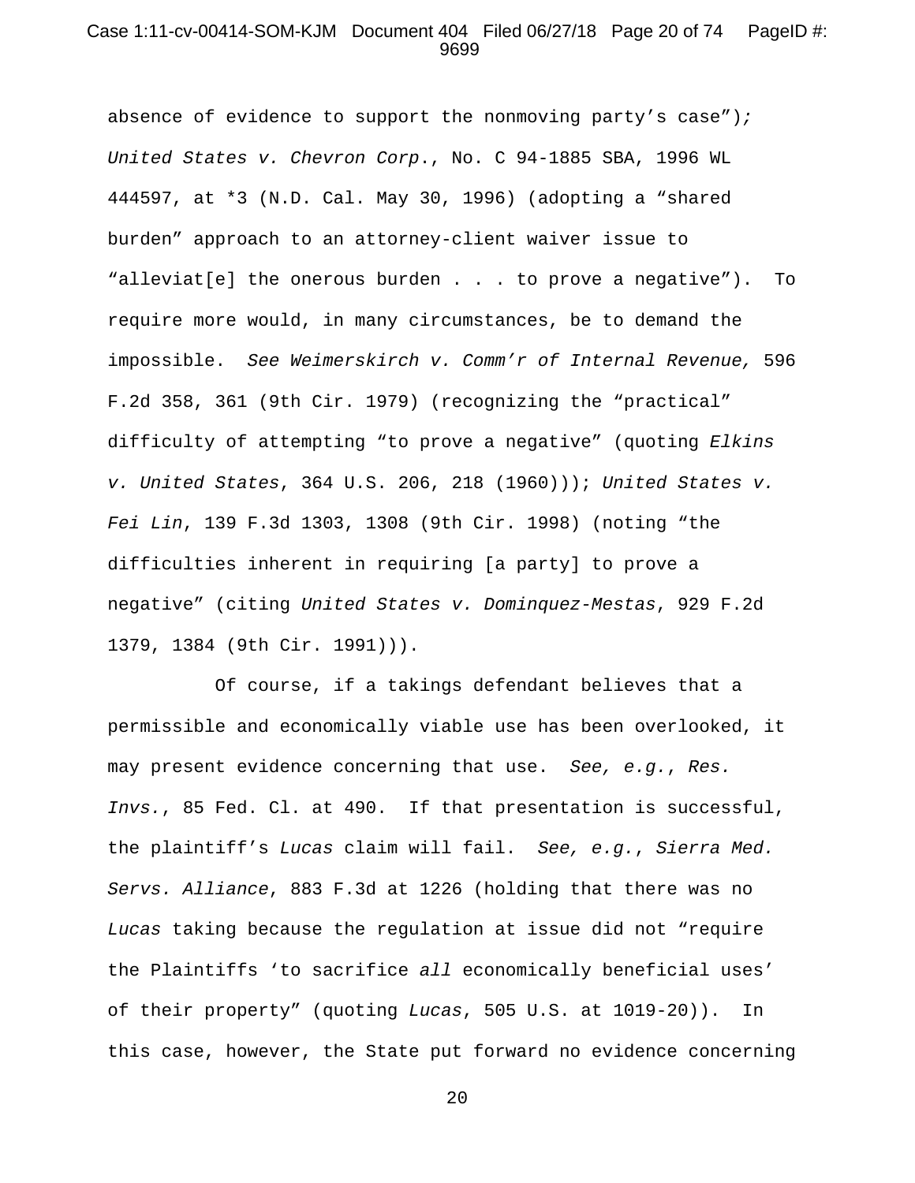absence of evidence to support the nonmoving party's case"); *United States v. Chevron Corp.*, No. C 94-1885 SBA, 1996 WL 444597, at *3 (N.D. Cal. May 30, 1996) (adopting a "shared burden" approach to an attorney-client waiver issue to "alleviat[e] the onerous burden . . . to prove a negative"). To require more would, in many circumstances, be to demand the impossible. *See Weimerskirch v. Comm'r of Internal Revenue,* 596 F.2d 358, 361 (9th Cir. 1979) (recognizing the "practical" difficulty of attempting "to prove a negative" (quoting *Elkins v. United States*, 364 U.S. 206, 218 (1960))); *United States v. Fei Lin*, 139 F.3d 1303, 1308 (9th Cir. 1998) (noting "the difficulties inherent in requiring [a party] to prove a negative" (citing *United States v. Dominquez-Mestas*, 929 F.2d 1379, 1384 (9th Cir. 1991))).

Of course, if a takings defendant believes that a permissible and economically viable use has been overlooked, it may present evidence concerning that use. *See, e.g.*, *Res. Invs.*, 85 Fed. Cl. at 490. If that presentation is successful, the plaintiff's *Lucas* claim will fail. *See, e.g.*, *Sierra Med. Servs. Alliance*, 883 F.3d at 1226 (holding that there was no *Lucas* taking because the regulation at issue did not "require the Plaintiffs 'to sacrifice *all* economically beneficial uses' of their property" (quoting *Lucas*, 505 U.S. at 1019-20)). In this case, however, the State put forward no evidence concerning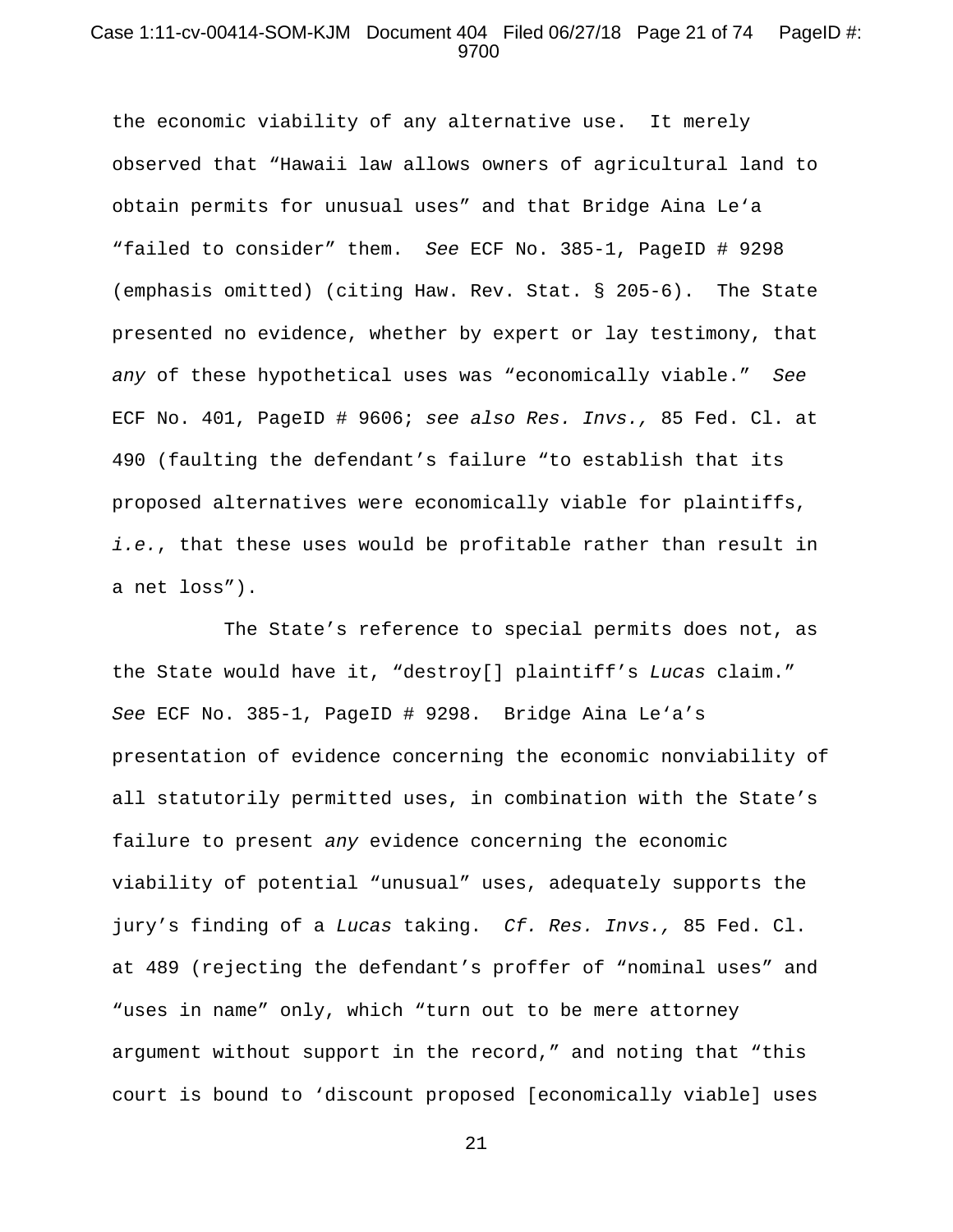the economic viability of any alternative use. It merely observed that "Hawaii law allows owners of agricultural land to obtain permits for unusual uses" and that Bridge Aina Le'a "failed to consider" them. *See* ECF No. 385-1, PageID # 9298 (emphasis omitted) (citing Haw. Rev. Stat. § 205-6). The State presented no evidence, whether by expert or lay testimony, that *any* of these hypothetical uses was "economically viable." *See* ECF No. 401, PageID # 9606; *see also Res. Invs.,* 85 Fed. Cl. at 490 (faulting the defendant's failure "to establish that its proposed alternatives were economically viable for plaintiffs, *i.e.*, that these uses would be profitable rather than result in a net loss").

The State's reference to special permits does not, as the State would have it, "destroy[] plaintiff's *Lucas* claim." *See* ECF No. 385-1, PageID # 9298. Bridge Aina Le'a's presentation of evidence concerning the economic nonviability of all statutorily permitted uses, in combination with the State's failure to present *any* evidence concerning the economic viability of potential "unusual" uses, adequately supports the jury's finding of a *Lucas* taking. *Cf. Res. Invs.,* 85 Fed. Cl. at 489 (rejecting the defendant's proffer of "nominal uses" and "uses in name" only, which "turn out to be mere attorney argument without support in the record," and noting that "this court is bound to 'discount proposed [economically viable] uses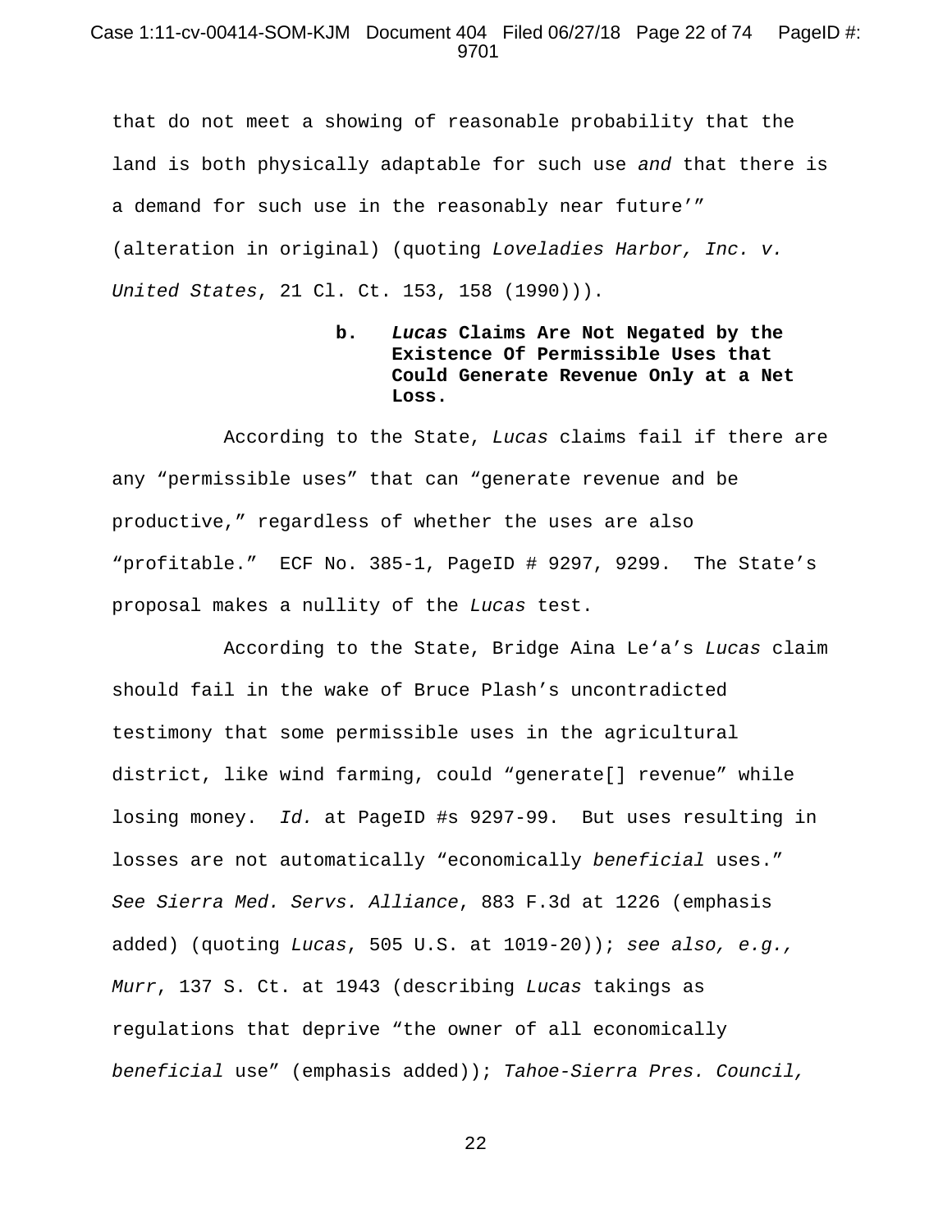that do not meet a showing of reasonable probability that the land is both physically adaptable for such use *and* that there is a demand for such use in the reasonably near future'" (alteration in original) (quoting *Loveladies Harbor, Inc. v. United States*, 21 Cl. Ct. 153, 158 (1990))).

#### b. *Lucas* Claims Are Not Negated by the Existence Of Permissible Uses that Could Generate Revenue Only at a Net Loss.

According to the State, *Lucas* claims fail if there are any "permissible uses" that can "generate revenue and be productive," regardless of whether the uses are also "profitable." ECF No. 385-1, PageID # 9297, 9299. The State's proposal makes a nullity of the *Lucas* test.

According to the State, Bridge Aina Le'a's *Lucas* claim should fail in the wake of Bruce Plash's uncontradicted testimony that some permissible uses in the agricultural district, like wind farming, could "generate[] revenue" while losing money. *Id.* at PageID #s 9297-99. But uses resulting in losses are not automatically "economically *beneficial* uses." *See Sierra Med. Servs. Alliance*, 883 F.3d at 1226 (emphasis added) (quoting *Lucas*, 505 U.S. at 1019-20)); *see also, e.g., Murr*, 137 S. Ct. at 1943 (describing *Lucas* takings as regulations that deprive "the owner of all economically *beneficial* use" (emphasis added)); *Tahoe-Sierra Pres. Council,*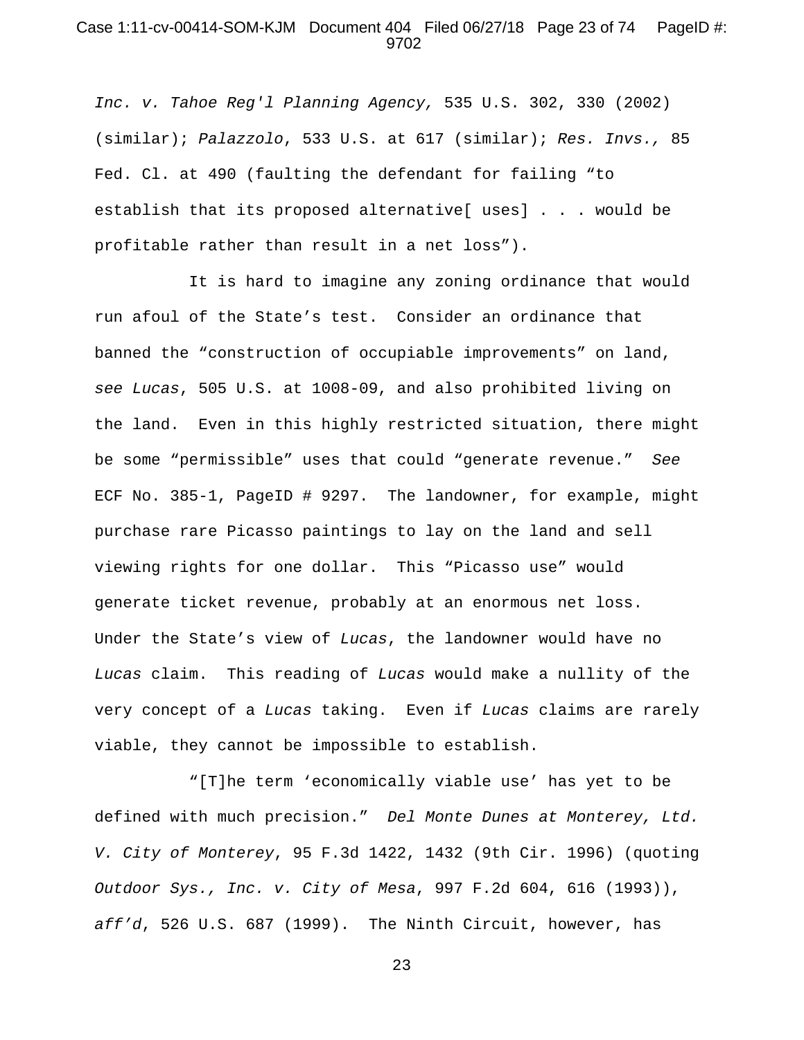*Inc. v. Tahoe Reg'l Planning Agency,* 535 U.S. 302, 330 (2002) (similar); *Palazzolo*, 533 U.S. at 617 (similar); *Res. Invs.,* 85 Fed. Cl. at 490 (faulting the defendant for failing "to establish that its proposed alternative[ uses] . . . would be profitable rather than result in a net loss").

It is hard to imagine any zoning ordinance that would run afoul of the State's test. Consider an ordinance that banned the "construction of occupiable improvements" on land, *see Lucas*, 505 U.S. at 1008-09, and also prohibited living on the land. Even in this highly restricted situation, there might be some "permissible" uses that could "generate revenue." *See* ECF No. 385-1, PageID # 9297. The landowner, for example, might purchase rare Picasso paintings to lay on the land and sell viewing rights for one dollar. This "Picasso use" would generate ticket revenue, probably at an enormous net loss. Under the State's view of *Lucas*, the landowner would have no *Lucas* claim. This reading of *Lucas* would make a nullity of the very concept of a *Lucas* taking. Even if *Lucas* claims are rarely viable, they cannot be impossible to establish.

"[T]he term 'economically viable use' has yet to be defined with much precision." *Del Monte Dunes at Monterey, Ltd. V. City of Monterey*, 95 F.3d 1422, 1432 (9th Cir. 1996) (quoting *Outdoor Sys., Inc. v. City of Mesa*, 997 F.2d 604, 616 (1993)), *aff'd*, 526 U.S. 687 (1999). The Ninth Circuit, however, has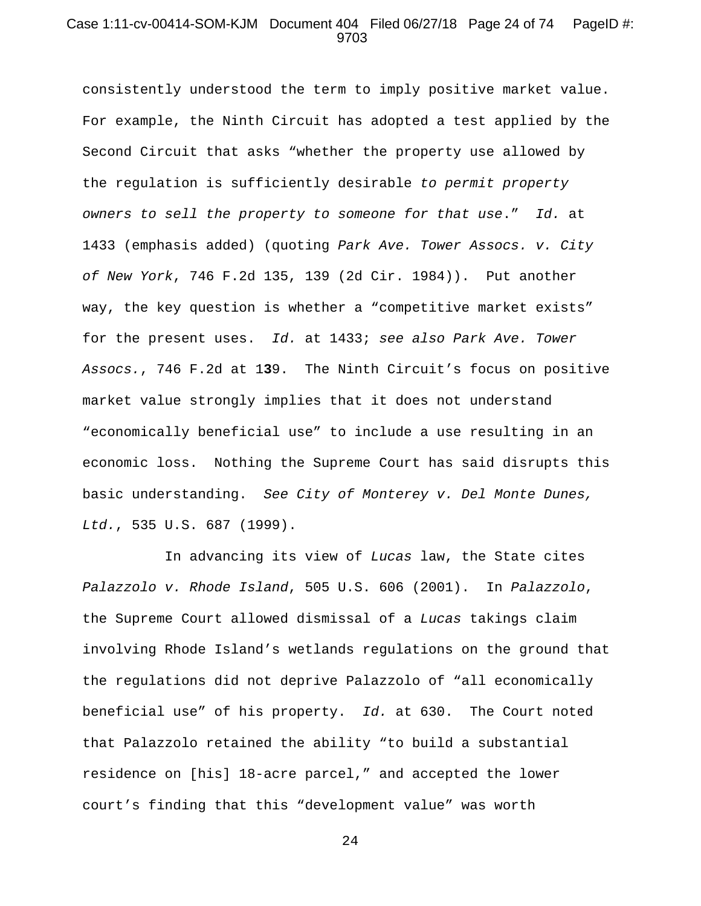consistently understood the term to imply positive market value. For example, the Ninth Circuit has adopted a test applied by the Second Circuit that asks "whether the property use allowed by the regulation is sufficiently desirable *to permit property owners to sell the property to someone for that use*." *Id.* at 1433 (emphasis added) (quoting *Park Ave. Tower Assocs. v. City of New York*, 746 F.2d 135, 139 (2d Cir. 1984)). Put another way, the key question is whether a "competitive market exists" for the present uses. *Id.* at 1433; *see also Park Ave. Tower Assocs.*, 746 F.2d at 139. The Ninth Circuit's focus on positive market value strongly implies that it does not understand "economically beneficial use" to include a use resulting in an economic loss. Nothing the Supreme Court has said disrupts this basic understanding. *See City of Monterey v. Del Monte Dunes, Ltd.*, 535 U.S. 687 (1999).

In advancing its view of *Lucas* law, the State cites *Palazzolo v. Rhode Island*, 505 U.S. 606 (2001). In *Palazzolo*, the Supreme Court allowed dismissal of a *Lucas* takings claim involving Rhode Island's wetlands regulations on the ground that the regulations did not deprive Palazzolo of "all economically beneficial use" of his property. *Id.* at 630. The Court noted that Palazzolo retained the ability "to build a substantial residence on [his] 18-acre parcel," and accepted the lower court's finding that this "development value" was worth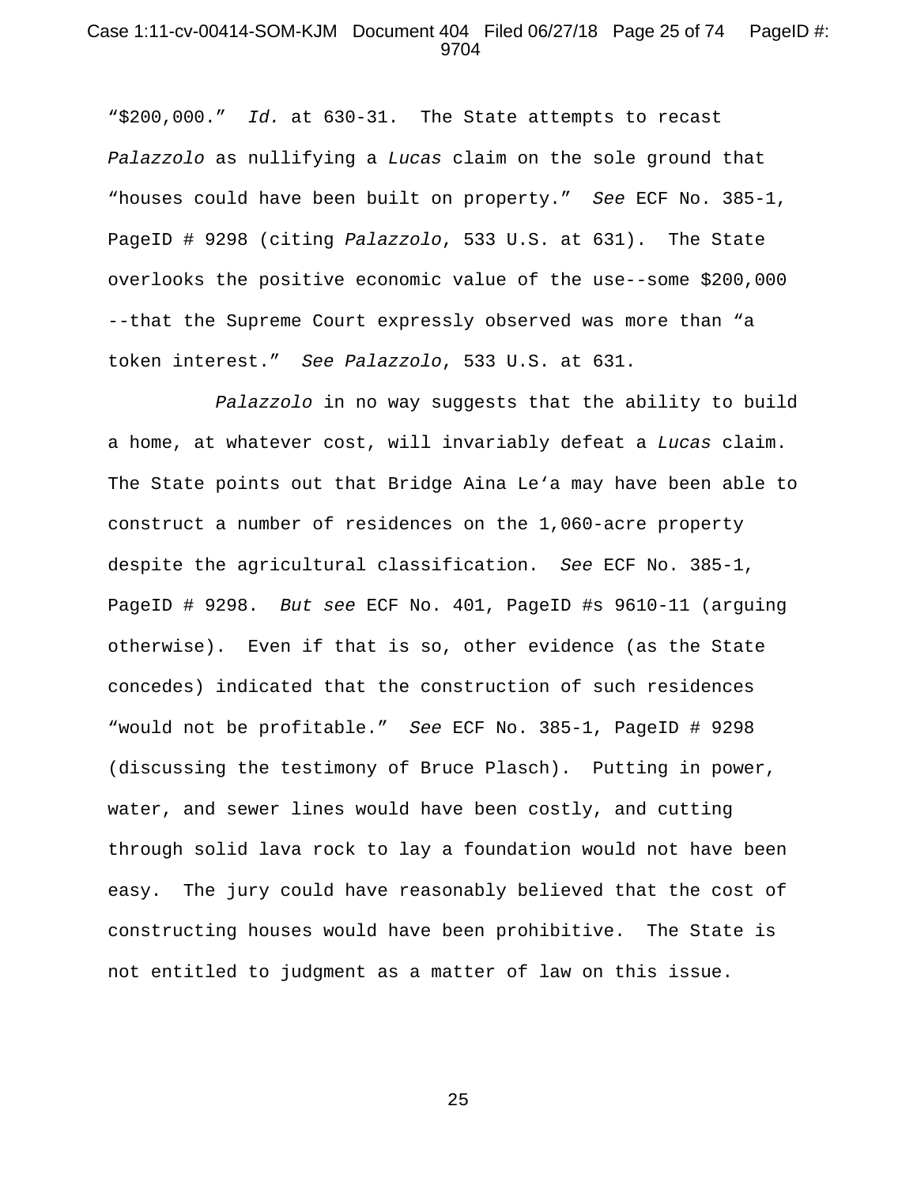"$200,000." *Id.* at 630-31. The State attempts to recast *Palazzolo* as nullifying a *Lucas* claim on the sole ground that "houses could have been built on property." *See* ECF No. 385-1, PageID # 9298 (citing *Palazzolo*, 533 U.S. at 631). The State overlooks the positive economic value of the use--some $200,000 --that the Supreme Court expressly observed was more than "a token interest." *See Palazzolo*, 533 U.S. at 631.

*Palazzolo* in no way suggests that the ability to build a home, at whatever cost, will invariably defeat a *Lucas* claim. The State points out that Bridge Aina Le'a may have been able to construct a number of residences on the 1,060-acre property despite the agricultural classification. *See* ECF No. 385-1, PageID # 9298. *But see* ECF No. 401, PageID #s 9610-11 (arguing otherwise). Even if that is so, other evidence (as the State concedes) indicated that the construction of such residences "would not be profitable." *See* ECF No. 385-1, PageID # 9298 (discussing the testimony of Bruce Plasch). Putting in power, water, and sewer lines would have been costly, and cutting through solid lava rock to lay a foundation would not have been easy. The jury could have reasonably believed that the cost of constructing houses would have been prohibitive. The State is not entitled to judgment as a matter of law on this issue.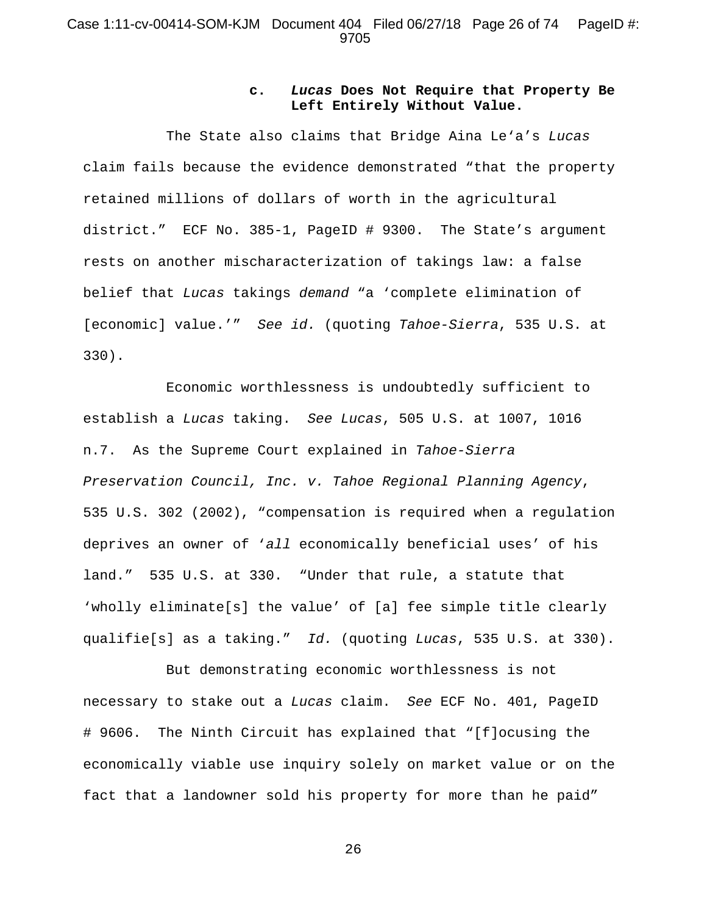#### c. *Lucas* Does Not Require that Property Be Left Entirely Without Value.

The State also claims that Bridge Aina Leʻa's *Lucas* claim fails because the evidence demonstrated "that the property retained millions of dollars of worth in the agricultural district." ECF No. 385-1, PageID # 9300. The State's argument rests on another mischaracterization of takings law: a false belief that *Lucas* takings *demand* "a 'complete elimination of [economic] value.'" *See id.* (quoting *Tahoe-Sierra*, 535 U.S. at 330).

Economic worthlessness is undoubtedly sufficient to establish a *Lucas* taking. *See Lucas*, 505 U.S. at 1007, 1016 n.7. As the Supreme Court explained in *Tahoe-Sierra Preservation Council, Inc. v. Tahoe Regional Planning Agency*, 535 U.S. 302 (2002), "compensation is required when a regulation deprives an owner of '*all* economically beneficial uses' of his land." 535 U.S. at 330. "Under that rule, a statute that 'wholly eliminate[s] the value' of [a] fee simple title clearly qualifie[s] as a taking." *Id.* (quoting *Lucas*, 535 U.S. at 330).

But demonstrating economic worthlessness is not necessary to stake out a *Lucas* claim. *See* ECF No. 401, PageID # 9606. The Ninth Circuit has explained that "[f]ocusing the economically viable use inquiry solely on market value or on the fact that a landowner sold his property for more than he paid"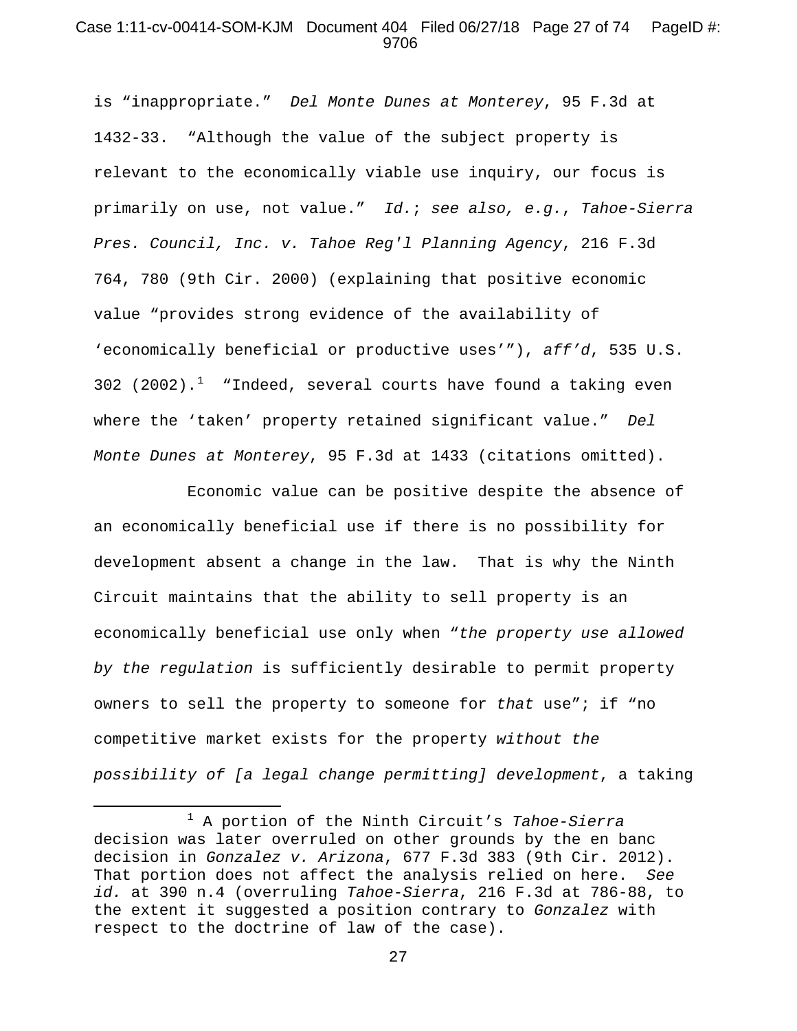is "inappropriate." *Del Monte Dunes at Monterey*, 95 F.3d at 1432-33. "Although the value of the subject property is relevant to the economically viable use inquiry, our focus is primarily on use, not value." *Id.*; *see also, e.g.*, *Tahoe-Sierra Pres. Council, Inc. v. Tahoe Reg'l Planning Agency*, 216 F.3d 764, 780 (9th Cir. 2000) (explaining that positive economic value "provides strong evidence of the availability of 'economically beneficial or productive uses'"), *aff'd*, 535 U.S. 302 (2002).[1] "Indeed, several courts have found a taking even where the 'taken' property retained significant value." *Del Monte Dunes at Monterey*, 95 F.3d at 1433 (citations omitted).

Economic value can be positive despite the absence of an economically beneficial use if there is no possibility for development absent a change in the law. That is why the Ninth Circuit maintains that the ability to sell property is an economically beneficial use only when "*the property use allowed by the regulation* is sufficiently desirable to permit property owners to sell the property to someone for *that* use"; if "no competitive market exists for the property *without the possibility of [a legal change permitting] development*, a taking

---

[1] A portion of the Ninth Circuit's *Tahoe-Sierra* decision was later overruled on other grounds by the en banc decision in *Gonzalez v. Arizona*, 677 F.3d 383 (9th Cir. 2012). That portion does not affect the analysis relied on here. *See id.* at 390 n.4 (overruling *Tahoe-Sierra*, 216 F.3d at 786-88, to the extent it suggested a position contrary to *Gonzalez* with respect to the doctrine of law of the case).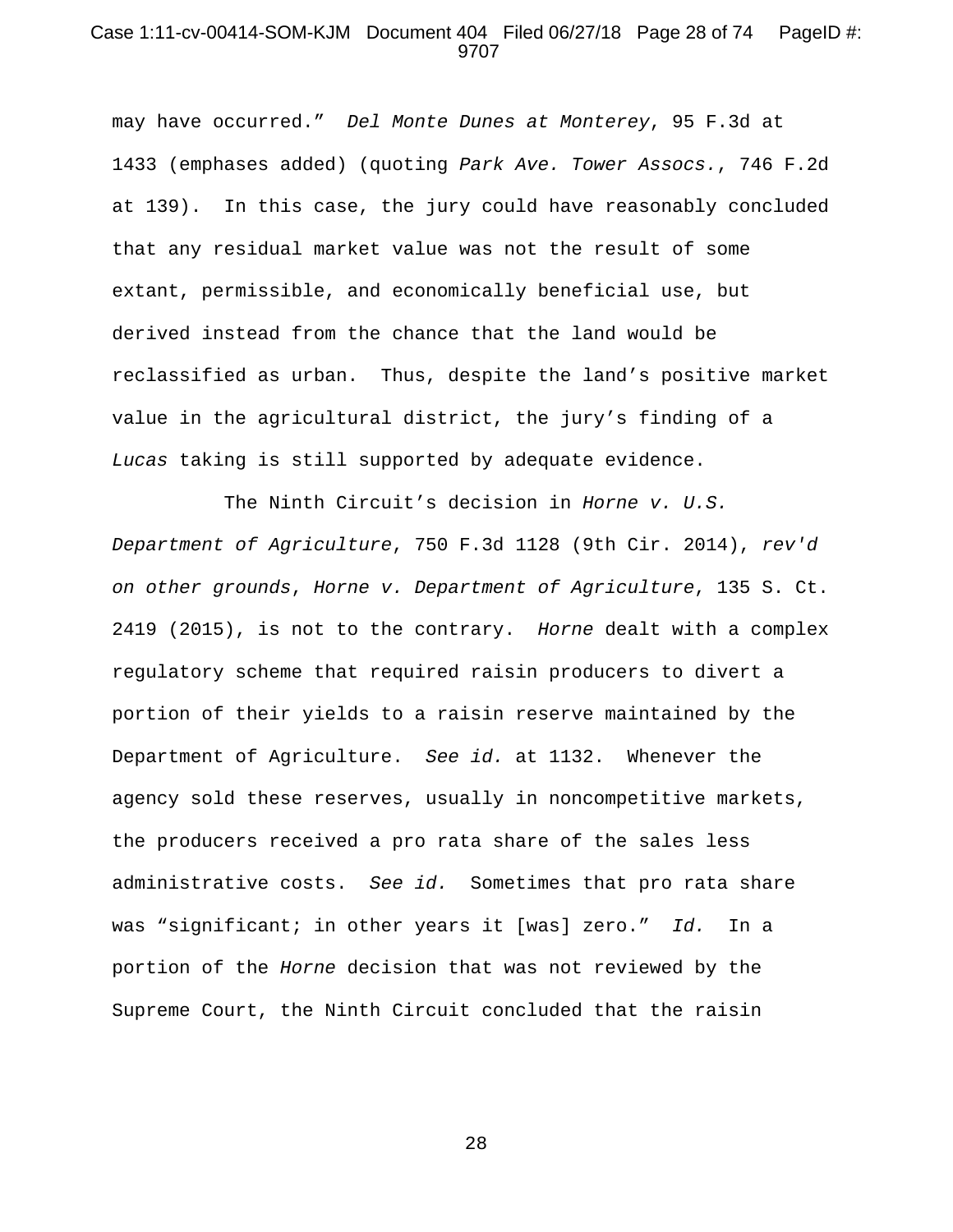may have occurred." *Del Monte Dunes at Monterey*, 95 F.3d at 1433 (emphases added) (quoting *Park Ave. Tower Assocs.*, 746 F.2d at 139). In this case, the jury could have reasonably concluded that any residual market value was not the result of some extant, permissible, and economically beneficial use, but derived instead from the chance that the land would be reclassified as urban. Thus, despite the land's positive market value in the agricultural district, the jury's finding of a *Lucas* taking is still supported by adequate evidence.

The Ninth Circuit's decision in *Horne v. U.S. Department of Agriculture*, 750 F.3d 1128 (9th Cir. 2014), *rev'd on other grounds*, *Horne v. Department of Agriculture*, 135 S. Ct. 2419 (2015), is not to the contrary. *Horne* dealt with a complex regulatory scheme that required raisin producers to divert a portion of their yields to a raisin reserve maintained by the Department of Agriculture. *See id.* at 1132. Whenever the agency sold these reserves, usually in noncompetitive markets, the producers received a pro rata share of the sales less administrative costs. *See id.* Sometimes that pro rata share was "significant; in other years it [was] zero." *Id.* In a portion of the *Horne* decision that was not reviewed by the Supreme Court, the Ninth Circuit concluded that the raisin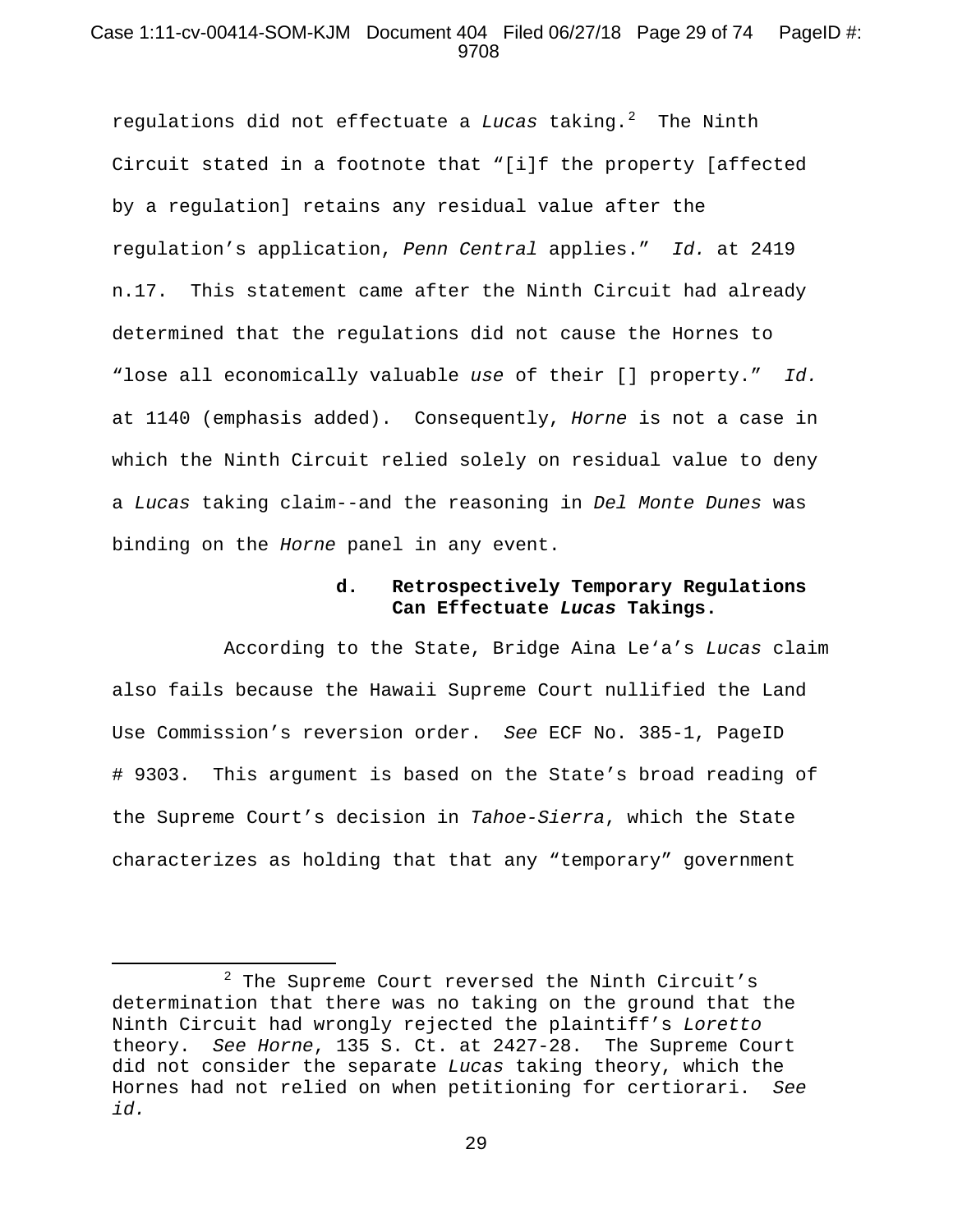regulations did not effectuate a *Lucas* taking.[2] The Ninth Circuit stated in a footnote that "[i]f the property [affected by a regulation] retains any residual value after the regulation's application, *Penn Central* applies." *Id.* at 2419 n.17. This statement came after the Ninth Circuit had already determined that the regulations did not cause the Hornes to "lose all economically valuable *use* of their [] property." *Id.* at 1140 (emphasis added). Consequently, *Horne* is not a case in which the Ninth Circuit relied solely on residual value to deny a *Lucas* taking claim--and the reasoning in *Del Monte Dunes* was binding on the *Horne* panel in any event.

**d. Retrospectively Temporary Regulations Can Effectuate *Lucas* Takings.**

According to the State, Bridge Aina Le'a's *Lucas* claim also fails because the Hawaii Supreme Court nullified the Land Use Commission's reversion order. *See* ECF No. 385-1, PageID # 9303. This argument is based on the State's broad reading of the Supreme Court's decision in *Tahoe-Sierra*, which the State characterizes as holding that that any "temporary" government

---

[2] The Supreme Court reversed the Ninth Circuit's determination that there was no taking on the ground that the Ninth Circuit had wrongly rejected the plaintiff's *Loretto* theory. *See Horne*, 135 S. Ct. at 2427-28. The Supreme Court did not consider the separate *Lucas* taking theory, which the Hornes had not relied on when petitioning for certiorari. *See id.*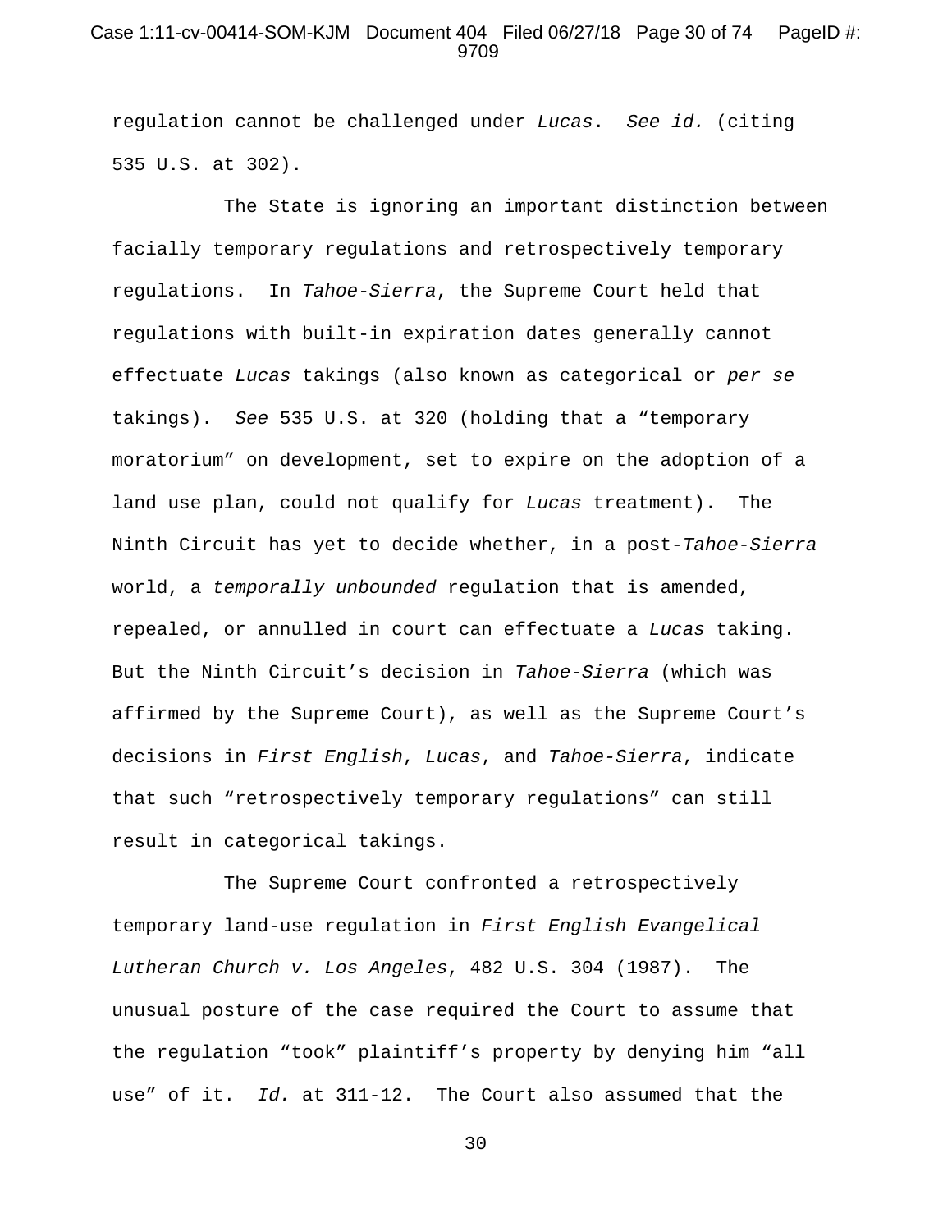regulation cannot be challenged under *Lucas*. *See id.* (citing 535 U.S. at 302).

The State is ignoring an important distinction between facially temporary regulations and retrospectively temporary regulations. In *Tahoe-Sierra*, the Supreme Court held that regulations with built-in expiration dates generally cannot effectuate *Lucas* takings (also known as categorical or *per se* takings). *See* 535 U.S. at 320 (holding that a "temporary moratorium" on development, set to expire on the adoption of a land use plan, could not qualify for *Lucas* treatment). The Ninth Circuit has yet to decide whether, in a post-*Tahoe-Sierra* world, a *temporally unbounded* regulation that is amended, repealed, or annulled in court can effectuate a *Lucas* taking. But the Ninth Circuit's decision in *Tahoe-Sierra* (which was affirmed by the Supreme Court), as well as the Supreme Court's decisions in *First English*, *Lucas*, and *Tahoe-Sierra*, indicate that such "retrospectively temporary regulations" can still result in categorical takings.

The Supreme Court confronted a retrospectively temporary land-use regulation in *First English Evangelical Lutheran Church v. Los Angeles*, 482 U.S. 304 (1987). The unusual posture of the case required the Court to assume that the regulation "took" plaintiff's property by denying him "all use" of it. *Id.* at 311-12. The Court also assumed that the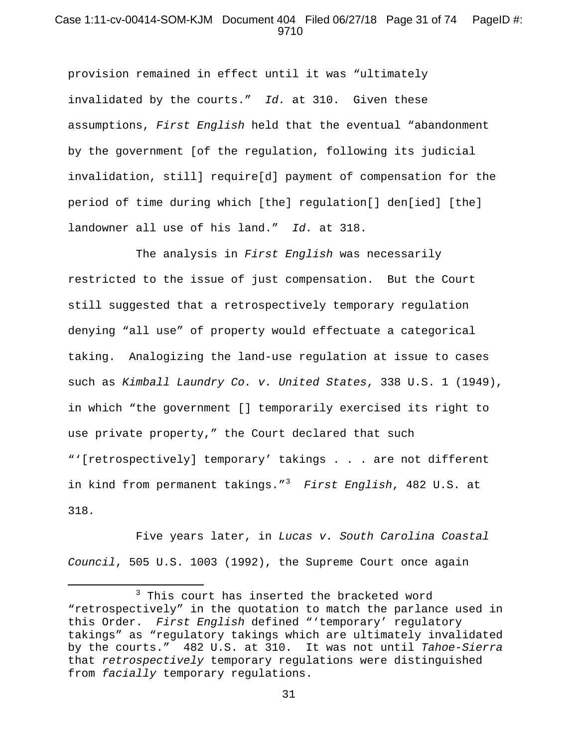provision remained in effect until it was "ultimately invalidated by the courts." *Id.* at 310. Given these assumptions, *First English* held that the eventual "abandonment by the government [of the regulation, following its judicial invalidation, still] require[d] payment of compensation for the period of time during which [the] regulation[] den[ied] [the] landowner all use of his land." *Id.* at 318.

The analysis in *First English* was necessarily restricted to the issue of just compensation. But the Court still suggested that a retrospectively temporary regulation denying "all use" of property would effectuate a categorical taking. Analogizing the land-use regulation at issue to cases such as *Kimball Laundry Co. v. United States*, 338 U.S. 1 (1949), in which "the government [] temporarily exercised its right to use private property," the Court declared that such "'[retrospectively] temporary' takings . . . are not different in kind from permanent takings."[3] *First English*, 482 U.S. at 318.

Five years later, in *Lucas v. South Carolina Coastal Council*, 505 U.S. 1003 (1992), the Supreme Court once again

---

[3] This court has inserted the bracketed word "retrospectively" in the quotation to match the parlance used in this Order. *First English* defined "'temporary' regulatory takings" as "regulatory takings which are ultimately invalidated by the courts." 482 U.S. at 310. It was not until *Tahoe-Sierra* that *retrospectively* temporary regulations were distinguished from *facially* temporary regulations.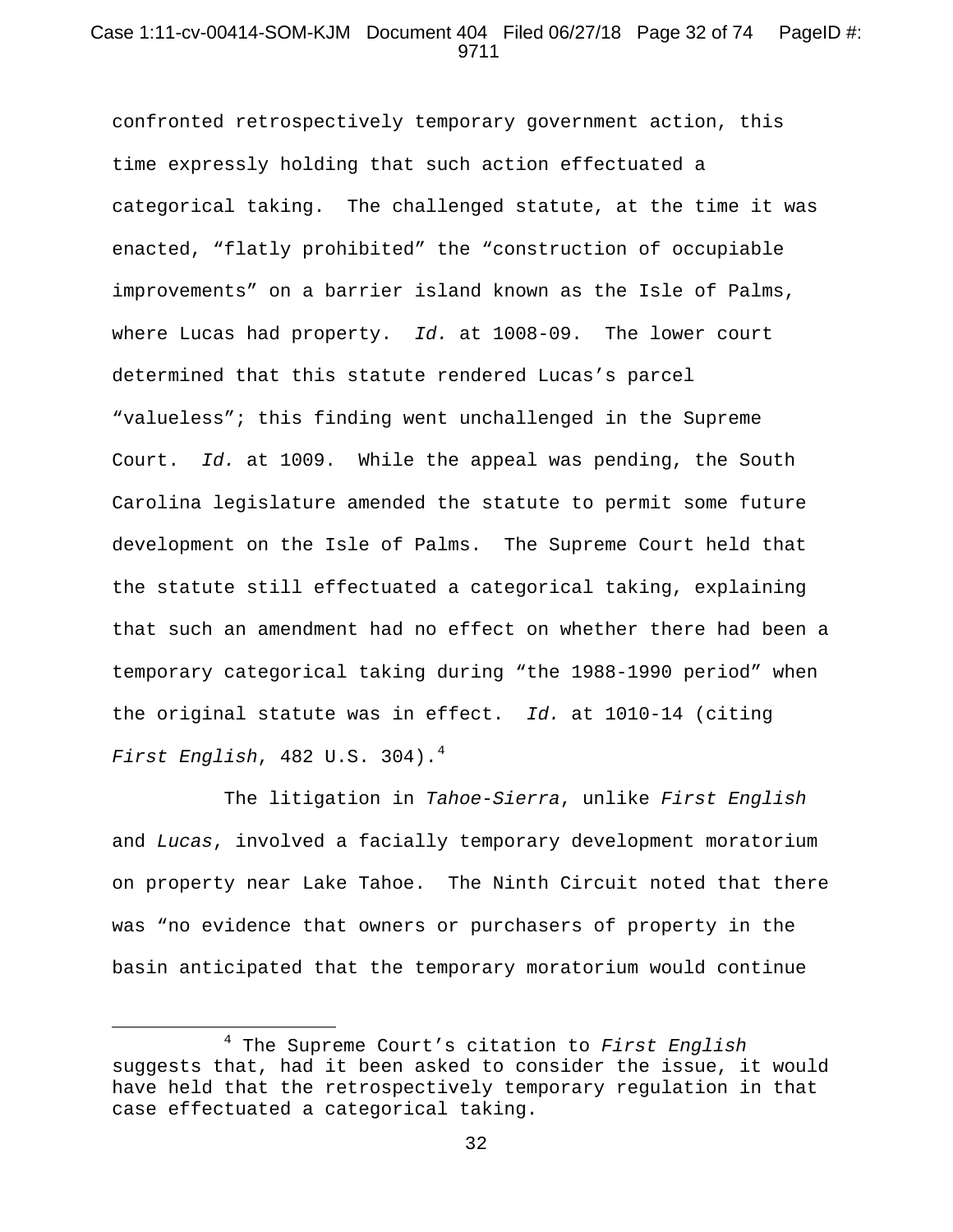confronted retrospectively temporary government action, this time expressly holding that such action effectuated a categorical taking. The challenged statute, at the time it was enacted, "flatly prohibited" the "construction of occupiable improvements" on a barrier island known as the Isle of Palms, where Lucas had property. *Id.* at 1008-09. The lower court determined that this statute rendered Lucas's parcel "valueless"; this finding went unchallenged in the Supreme Court. *Id.* at 1009. While the appeal was pending, the South Carolina legislature amended the statute to permit some future development on the Isle of Palms. The Supreme Court held that the statute still effectuated a categorical taking, explaining that such an amendment had no effect on whether there had been a temporary categorical taking during "the 1988-1990 period" when the original statute was in effect. *Id.* at 1010-14 (citing *First English*, 482 U.S. 304).[4]

The litigation in *Tahoe-Sierra*, unlike *First English* and *Lucas*, involved a facially temporary development moratorium on property near Lake Tahoe. The Ninth Circuit noted that there was "no evidence that owners or purchasers of property in the basin anticipated that the temporary moratorium would continue

---

[4] The Supreme Court's citation to *First English* suggests that, had it been asked to consider the issue, it would have held that the retrospectively temporary regulation in that case effectuated a categorical taking.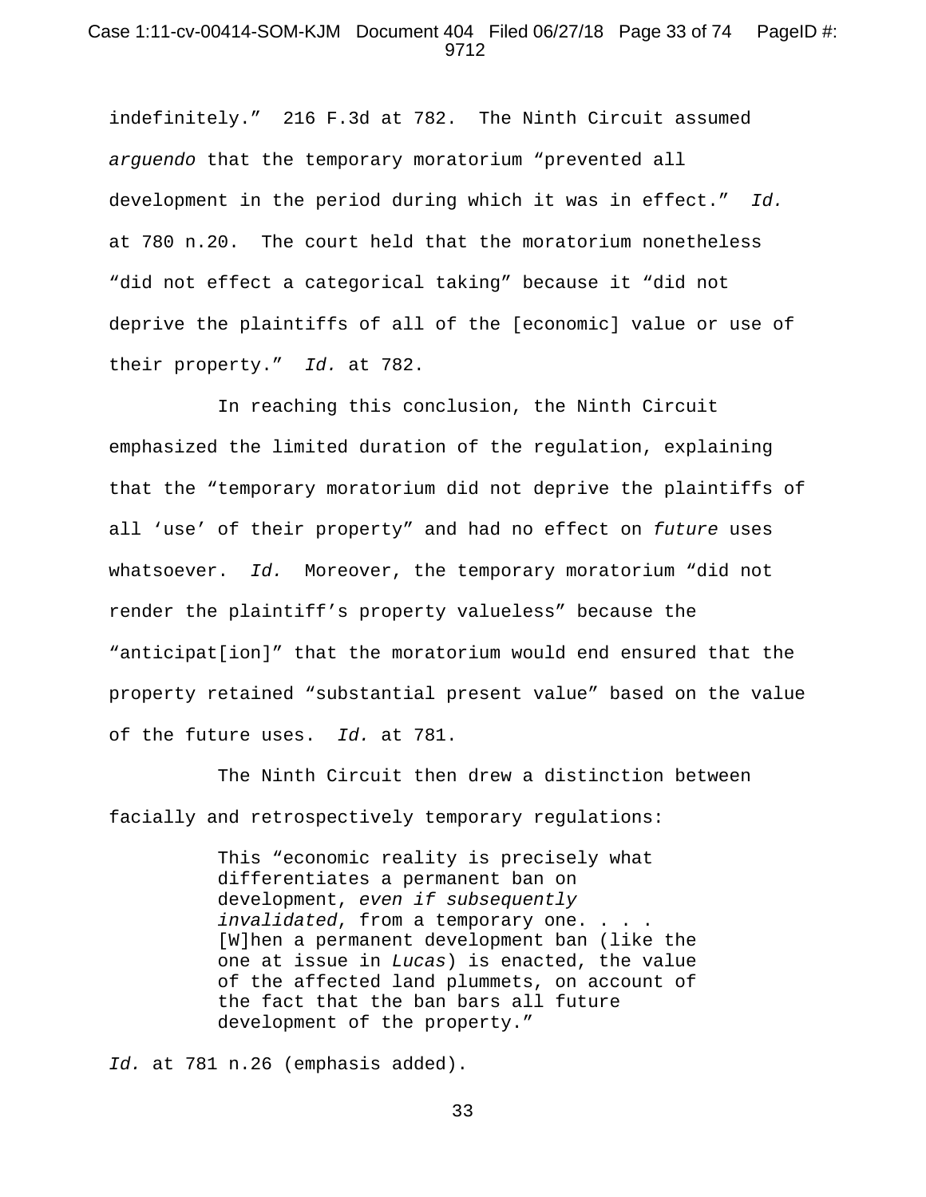indefinitely." 216 F.3d at 782. The Ninth Circuit assumed *arguendo* that the temporary moratorium "prevented all development in the period during which it was in effect." *Id.* at 780 n.20. The court held that the moratorium nonetheless "did not effect a categorical taking" because it "did not deprive the plaintiffs of all of the [economic] value or use of their property." *Id.* at 782.

In reaching this conclusion, the Ninth Circuit emphasized the limited duration of the regulation, explaining that the "temporary moratorium did not deprive the plaintiffs of all 'use' of their property" and had no effect on *future* uses whatsoever. *Id.* Moreover, the temporary moratorium "did not render the plaintiff's property valueless" because the "anticipat[ion]" that the moratorium would end ensured that the property retained "substantial present value" based on the value of the future uses. *Id.* at 781.

The Ninth Circuit then drew a distinction between facially and retrospectively temporary regulations:

> This "economic reality is precisely what differentiates a permanent ban on development, *even if subsequently invalidated*, from a temporary one. . . . [W]hen a permanent development ban (like the one at issue in *Lucas*) is enacted, the value of the affected land plummets, on account of the fact that the ban bars all future development of the property."

*Id.* at 781 n.26 (emphasis added).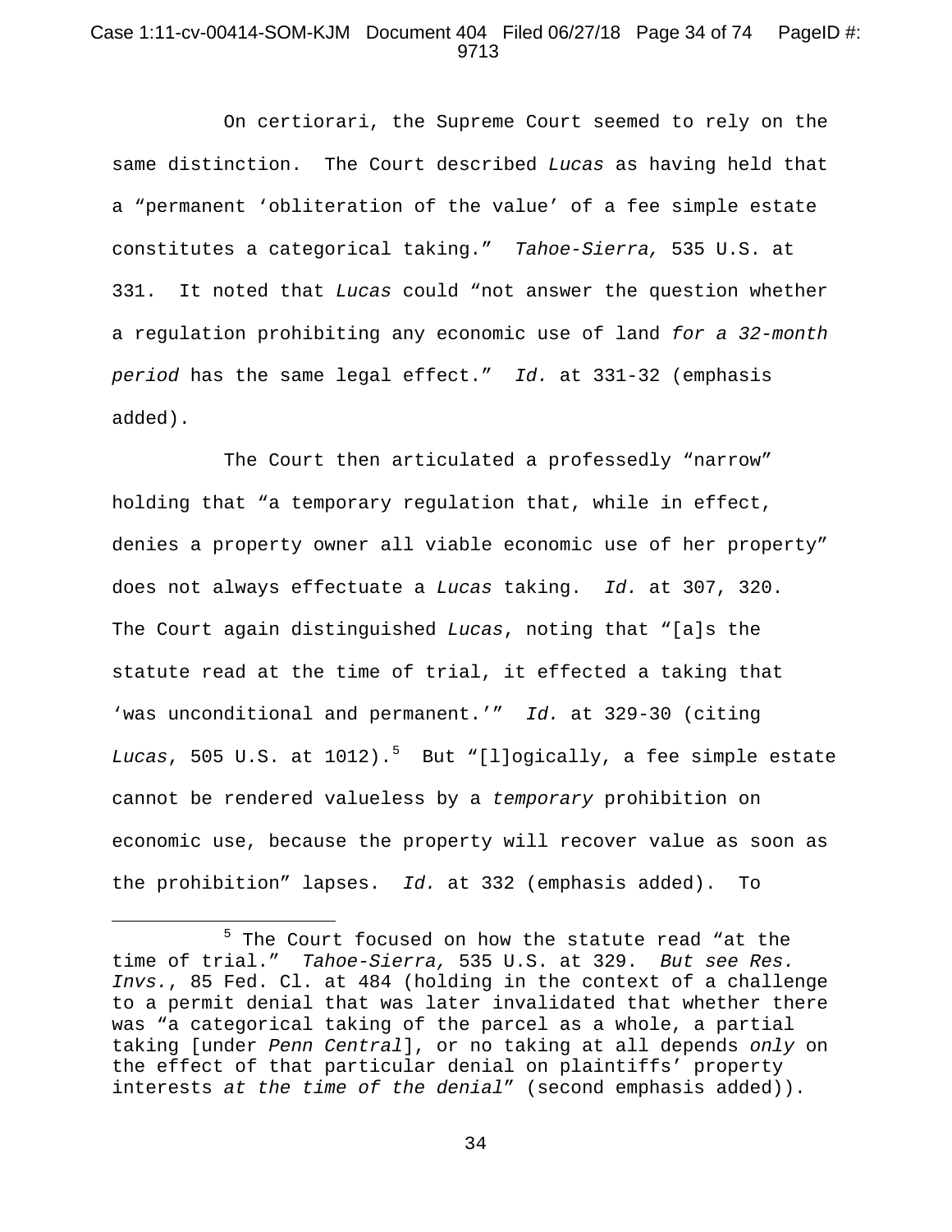On certiorari, the Supreme Court seemed to rely on the same distinction. The Court described *Lucas* as having held that a "permanent 'obliteration of the value' of a fee simple estate constitutes a categorical taking." *Tahoe-Sierra,* 535 U.S. at 331. It noted that *Lucas* could "not answer the question whether a regulation prohibiting any economic use of land *for a 32-month period* has the same legal effect." *Id.* at 331-32 (emphasis added).

The Court then articulated a professedly "narrow" holding that "a temporary regulation that, while in effect, denies a property owner all viable economic use of her property" does not always effectuate a *Lucas* taking. *Id.* at 307, 320. The Court again distinguished *Lucas*, noting that "[a]s the statute read at the time of trial, it effected a taking that 'was unconditional and permanent.'" *Id.* at 329-30 (citing *Lucas*, 505 U.S. at 1012).[5] But "[l]ogically, a fee simple estate cannot be rendered valueless by a *temporary* prohibition on economic use, because the property will recover value as soon as the prohibition" lapses. *Id.* at 332 (emphasis added). To

---

[5] The Court focused on how the statute read "at the time of trial." *Tahoe-Sierra,* 535 U.S. at 329. *But see Res. Invs.*, 85 Fed. Cl. at 484 (holding in the context of a challenge to a permit denial that was later invalidated that whether there was "a categorical taking of the parcel as a whole, a partial taking [under *Penn Central*], or no taking at all depends *only* on the effect of that particular denial on plaintiffs' property interests *at the time of the denial*" (second emphasis added)).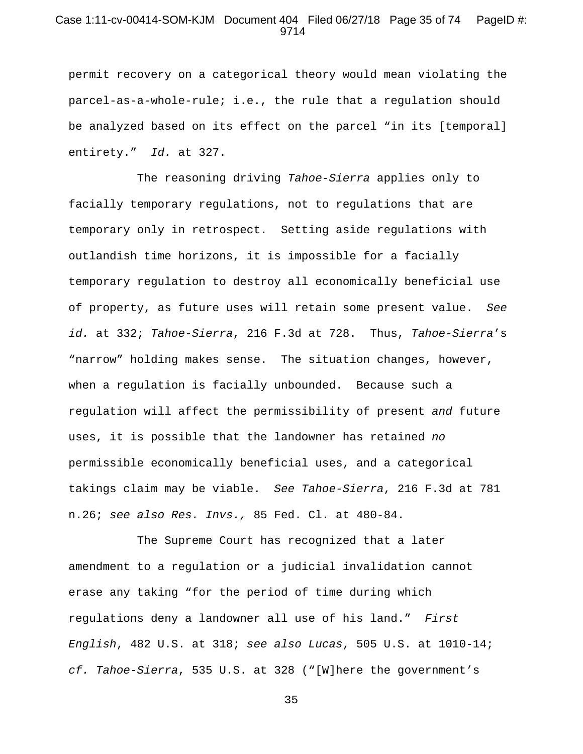permit recovery on a categorical theory would mean violating the parcel-as-a-whole-rule; i.e., the rule that a regulation should be analyzed based on its effect on the parcel "in its [temporal] entirety." *Id.* at 327.

The reasoning driving *Tahoe-Sierra* applies only to facially temporary regulations, not to regulations that are temporary only in retrospect. Setting aside regulations with outlandish time horizons, it is impossible for a facially temporary regulation to destroy all economically beneficial use of property, as future uses will retain some present value. *See id.* at 332; *Tahoe-Sierra*, 216 F.3d at 728. Thus, *Tahoe-Sierra*'s "narrow" holding makes sense. The situation changes, however, when a regulation is facially unbounded. Because such a regulation will affect the permissibility of present *and* future uses, it is possible that the landowner has retained *no* permissible economically beneficial uses, and a categorical takings claim may be viable. *See Tahoe-Sierra*, 216 F.3d at 781 n.26; *see also Res. Invs.,* 85 Fed. Cl. at 480-84.

The Supreme Court has recognized that a later amendment to a regulation or a judicial invalidation cannot erase any taking "for the period of time during which regulations deny a landowner all use of his land." *First English*, 482 U.S. at 318; *see also Lucas*, 505 U.S. at 1010-14; *cf. Tahoe-Sierra*, 535 U.S. at 328 ("[W]here the government's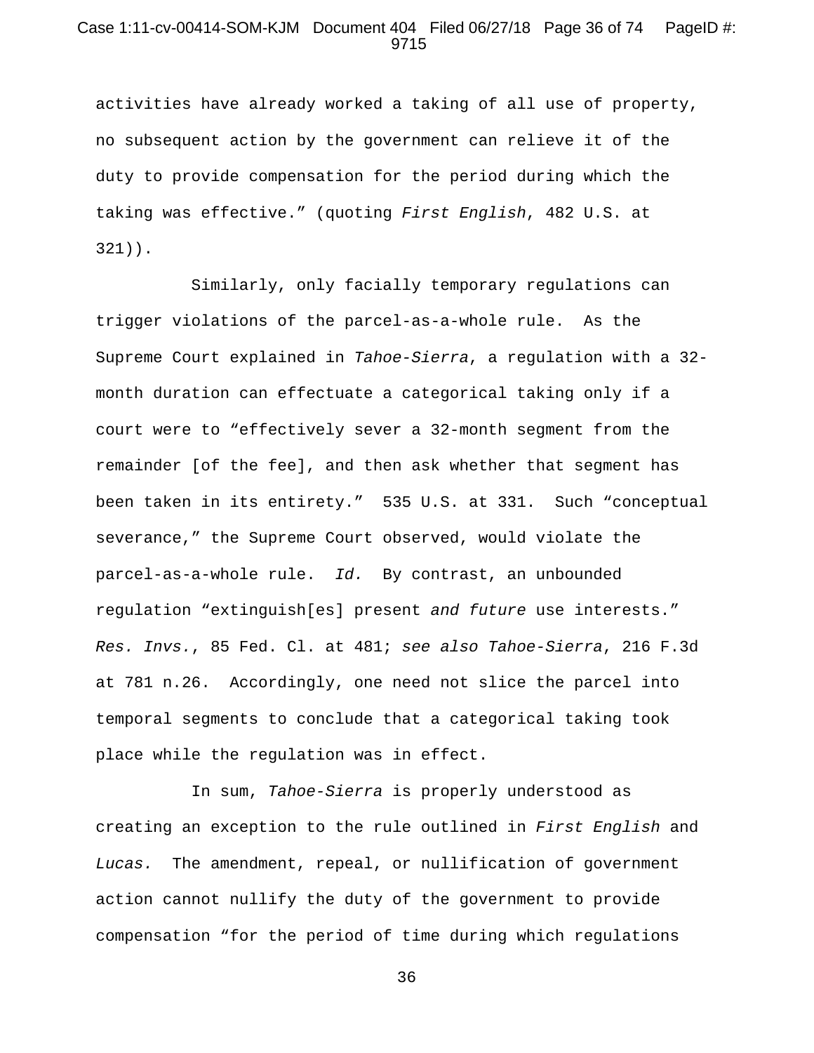activities have already worked a taking of all use of property, no subsequent action by the government can relieve it of the duty to provide compensation for the period during which the taking was effective." (quoting *First English*, 482 U.S. at 321)).

Similarly, only facially temporary regulations can trigger violations of the parcel-as-a-whole rule. As the Supreme Court explained in *Tahoe-Sierra*, a regulation with a 32-month duration can effectuate a categorical taking only if a court were to "effectively sever a 32-month segment from the remainder [of the fee], and then ask whether that segment has been taken in its entirety." 535 U.S. at 331. Such "conceptual severance," the Supreme Court observed, would violate the parcel-as-a-whole rule. *Id.* By contrast, an unbounded regulation "extinguish[es] present *and future* use interests." *Res. Invs.*, 85 Fed. Cl. at 481; *see also Tahoe-Sierra*, 216 F.3d at 781 n.26. Accordingly, one need not slice the parcel into temporal segments to conclude that a categorical taking took place while the regulation was in effect.

In sum, *Tahoe-Sierra* is properly understood as creating an exception to the rule outlined in *First English* and *Lucas.* The amendment, repeal, or nullification of government action cannot nullify the duty of the government to provide compensation "for the period of time during which regulations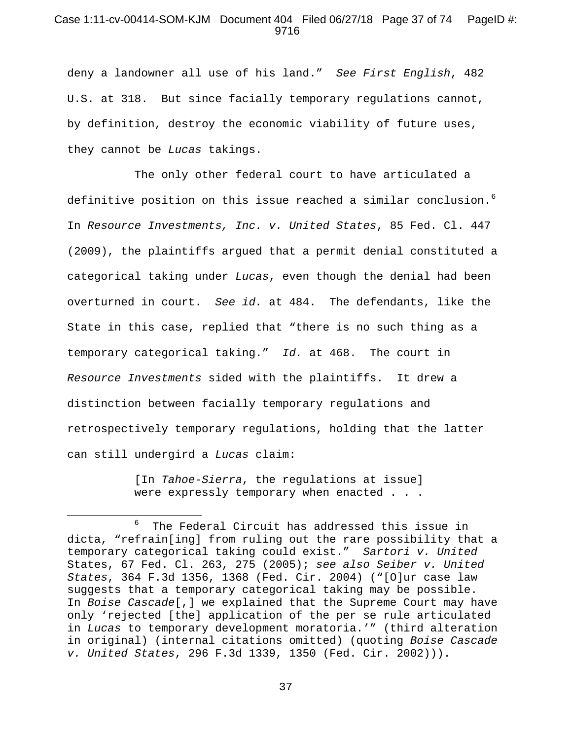deny a landowner all use of his land." *See First English*, 482 U.S. at 318. But since facially temporary regulations cannot, by definition, destroy the economic viability of future uses, they cannot be *Lucas* takings.

The only other federal court to have articulated a definitive position on this issue reached a similar conclusion.[6] In *Resource Investments, Inc. v. United States*, 85 Fed. Cl. 447 (2009), the plaintiffs argued that a permit denial constituted a categorical taking under *Lucas*, even though the denial had been overturned in court. *See id.* at 484. The defendants, like the State in this case, replied that "there is no such thing as a temporary categorical taking." *Id.* at 468. The court in *Resource Investments* sided with the plaintiffs. It drew a distinction between facially temporary regulations and retrospectively temporary regulations, holding that the latter can still undergird a *Lucas* claim:

> [In *Tahoe-Sierra*, the regulations at issue] were expressly temporary when enacted . . .

---

[6] The Federal Circuit has addressed this issue in dicta, "refrain[ing] from ruling out the rare possibility that a temporary categorical taking could exist." *Sartori v. United* States, 67 Fed. Cl. 263, 275 (2005); *see also Seiber v. United States*, 364 F.3d 1356, 1368 (Fed. Cir. 2004) ("[O]ur case law suggests that a temporary categorical taking may be possible. In *Boise Cascade*[,] we explained that the Supreme Court may have only 'rejected [the] application of the per se rule articulated in *Lucas* to temporary development moratoria.'" (third alteration in original) (internal citations omitted) (quoting *Boise Cascade v. United States*, 296 F.3d 1339, 1350 (Fed. Cir. 2002))).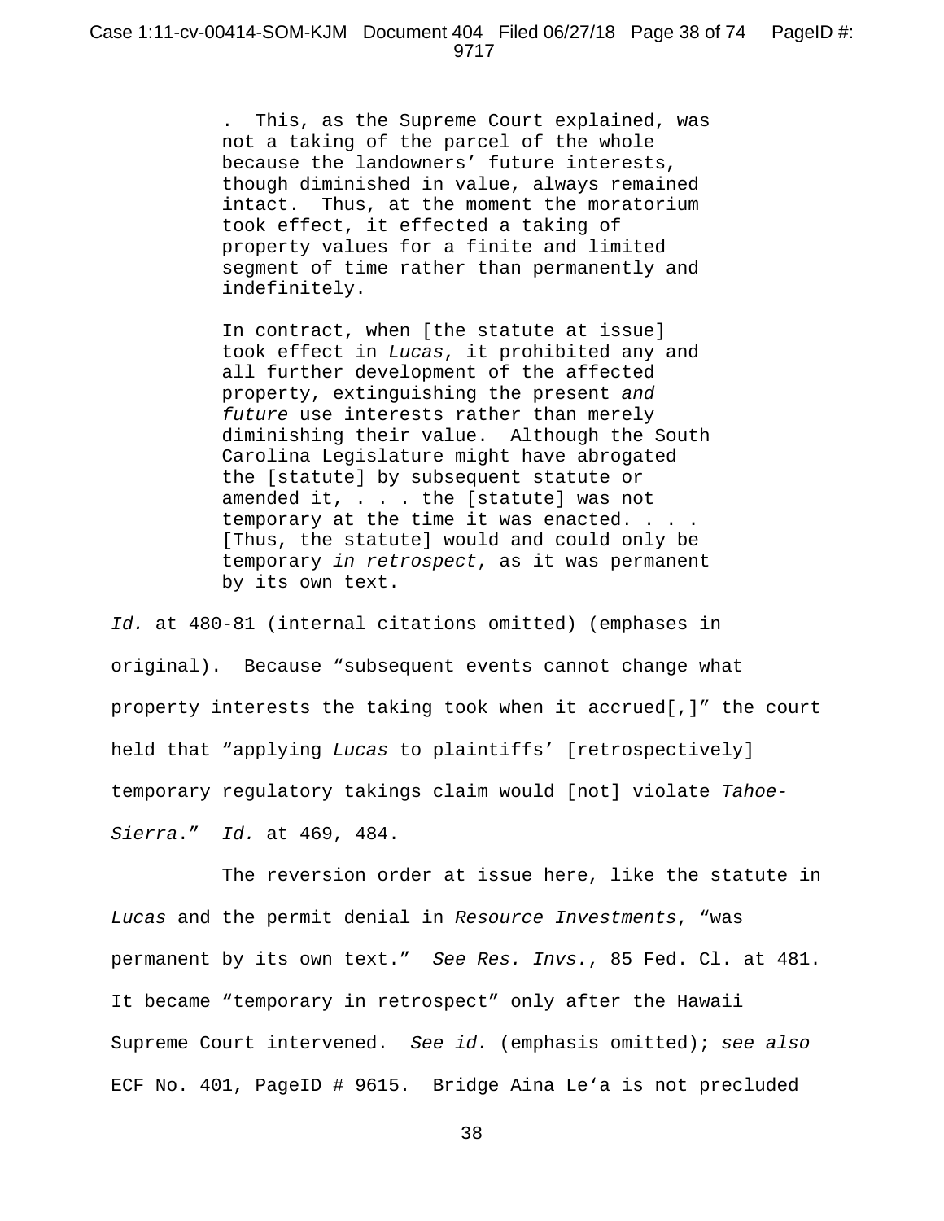> . This, as the Supreme Court explained, was not a taking of the parcel of the whole because the landowners' future interests, though diminished in value, always remained intact. Thus, at the moment the moratorium took effect, it effected a taking of property values for a finite and limited segment of time rather than permanently and indefinitely.
>
> In contract, when [the statute at issue] took effect in *Lucas*, it prohibited any and all further development of the affected property, extinguishing the present *and future* use interests rather than merely diminishing their value. Although the South Carolina Legislature might have abrogated the [statute] by subsequent statute or amended it, . . . the [statute] was not temporary at the time it was enacted. . . . [Thus, the statute] would and could only be temporary *in retrospect*, as it was permanent by its own text.

*Id.* at 480-81 (internal citations omitted) (emphases in original). Because "subsequent events cannot change what property interests the taking took when it accrued[,]" the court held that "applying *Lucas* to plaintiffs' [retrospectively] temporary regulatory takings claim would [not] violate *Tahoe-Sierra*." *Id.* at 469, 484.

The reversion order at issue here, like the statute in *Lucas* and the permit denial in *Resource Investments*, "was permanent by its own text." *See Res. Invs.*, 85 Fed. Cl. at 481. It became "temporary in retrospect" only after the Hawaii Supreme Court intervened. *See id.* (emphasis omitted); *see also* ECF No. 401, PageID # 9615. Bridge Aina Le'a is not precluded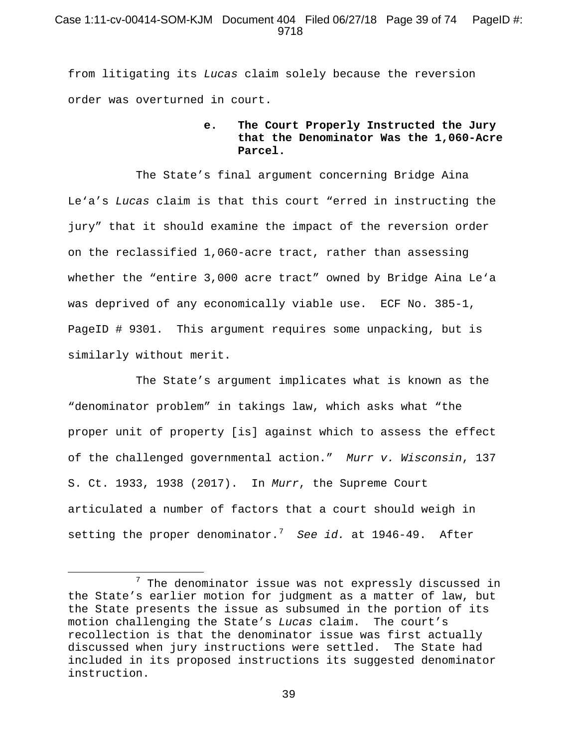from litigating its *Lucas* claim solely because the reversion order was overturned in court.

**e. The Court Properly Instructed the Jury that the Denominator Was the 1,060-Acre Parcel.**

The State's final argument concerning Bridge Aina Le'a's *Lucas* claim is that this court "erred in instructing the jury" that it should examine the impact of the reversion order on the reclassified 1,060-acre tract, rather than assessing whether the "entire 3,000 acre tract" owned by Bridge Aina Le'a was deprived of any economically viable use. ECF No. 385-1, PageID # 9301. This argument requires some unpacking, but is similarly without merit.

The State's argument implicates what is known as the "denominator problem" in takings law, which asks what "the proper unit of property [is] against which to assess the effect of the challenged governmental action." *Murr v. Wisconsin*, 137 S. Ct. 1933, 1938 (2017). In *Murr*, the Supreme Court articulated a number of factors that a court should weigh in setting the proper denominator.[7] *See id.* at 1946-49. After

---

[7] The denominator issue was not expressly discussed in the State's earlier motion for judgment as a matter of law, but the State presents the issue as subsumed in the portion of its motion challenging the State's *Lucas* claim. The court's recollection is that the denominator issue was first actually discussed when jury instructions were settled. The State had included in its proposed instructions its suggested denominator instruction.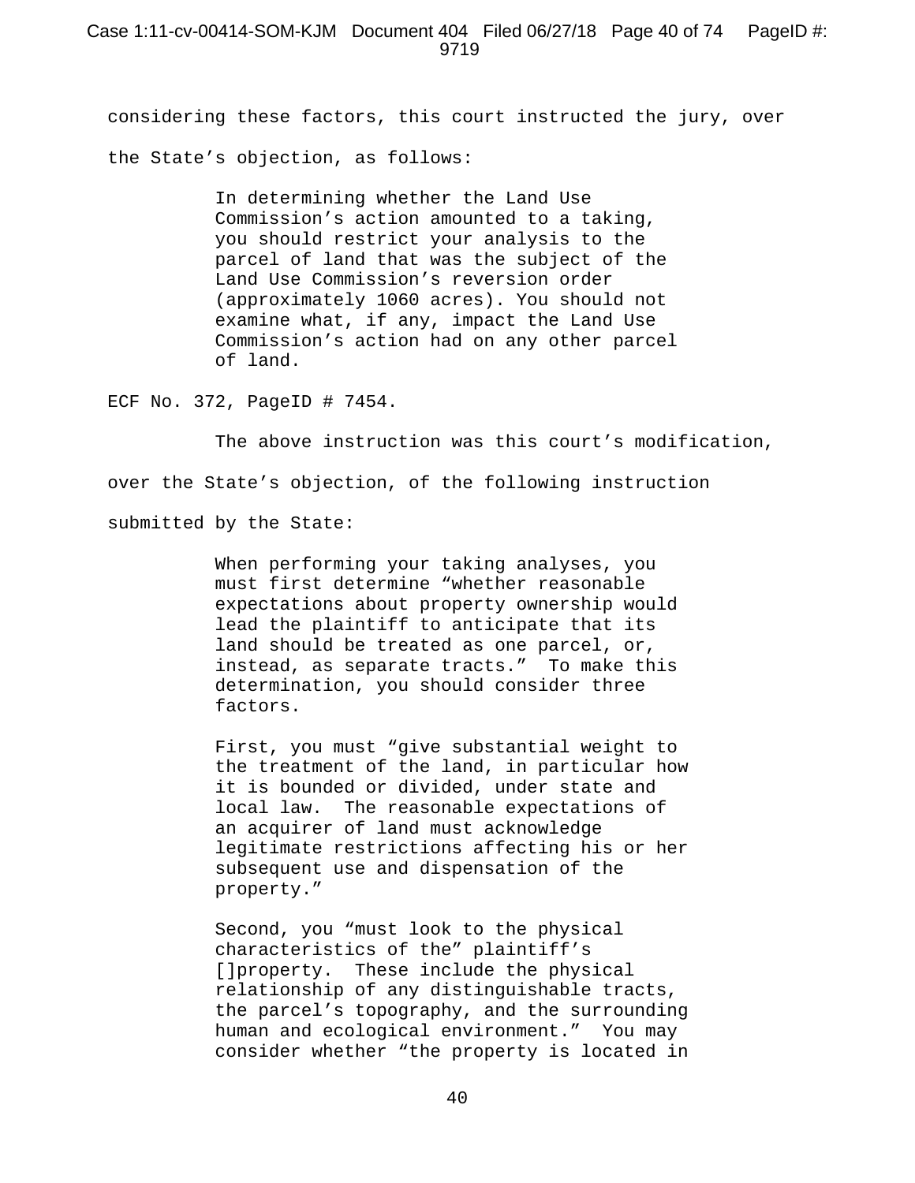considering these factors, this court instructed the jury, over the State's objection, as follows:

> In determining whether the Land Use Commission's action amounted to a taking, you should restrict your analysis to the parcel of land that was the subject of the Land Use Commission's reversion order (approximately 1060 acres). You should not examine what, if any, impact the Land Use Commission's action had on any other parcel of land.

ECF No. 372, PageID # 7454.

The above instruction was this court's modification, over the State's objection, of the following instruction submitted by the State:

> When performing your taking analyses, you must first determine "whether reasonable expectations about property ownership would lead the plaintiff to anticipate that its land should be treated as one parcel, or, instead, as separate tracts." To make this determination, you should consider three factors.
>
> First, you must "give substantial weight to the treatment of the land, in particular how it is bounded or divided, under state and local law. The reasonable expectations of an acquirer of land must acknowledge legitimate restrictions affecting his or her subsequent use and dispensation of the property."
>
> Second, you "must look to the physical characteristics of the" plaintiff's []property. These include the physical relationship of any distinguishable tracts, the parcel's topography, and the surrounding human and ecological environment." You may consider whether "the property is located in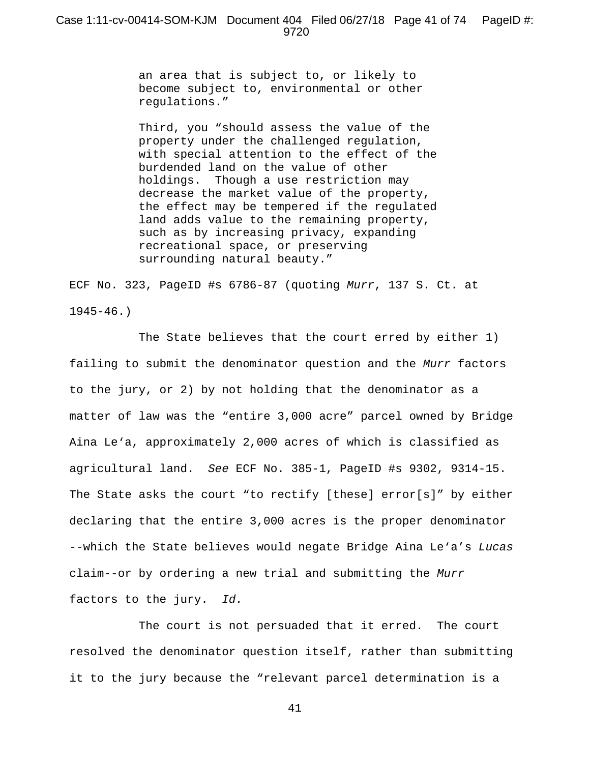> an area that is subject to, or likely to become subject to, environmental or other regulations."
>
> Third, you "should assess the value of the property under the challenged regulation, with special attention to the effect of the burdended land on the value of other holdings. Though a use restriction may decrease the market value of the property, the effect may be tempered if the regulated land adds value to the remaining property, such as by increasing privacy, expanding recreational space, or preserving surrounding natural beauty."

ECF No. 323, PageID #s 6786-87 (quoting *Murr*, 137 S. Ct. at 1945-46.)

The State believes that the court erred by either 1) failing to submit the denominator question and the *Murr* factors to the jury, or 2) by not holding that the denominator as a matter of law was the "entire 3,000 acre" parcel owned by Bridge Aina Le'a, approximately 2,000 acres of which is classified as agricultural land. *See* ECF No. 385-1, PageID #s 9302, 9314-15. The State asks the court "to rectify [these] error[s]" by either declaring that the entire 3,000 acres is the proper denominator --which the State believes would negate Bridge Aina Le'a's *Lucas* claim--or by ordering a new trial and submitting the *Murr* factors to the jury. *Id.*

The court is not persuaded that it erred. The court resolved the denominator question itself, rather than submitting it to the jury because the "relevant parcel determination is a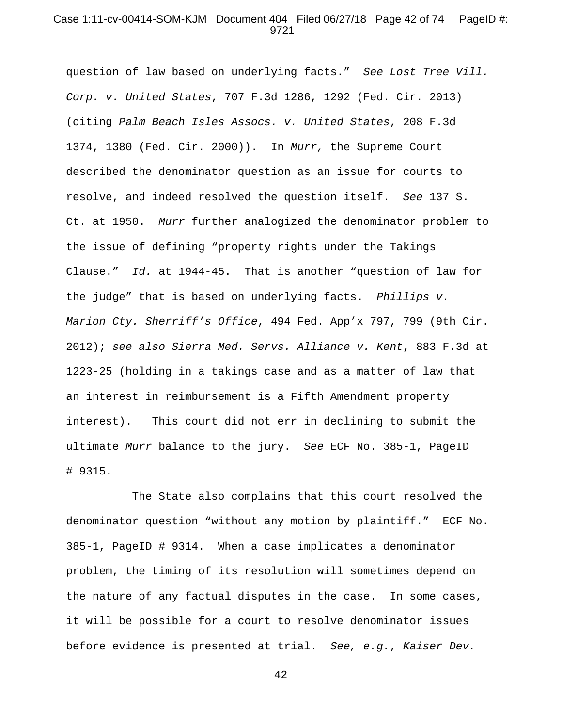question of law based on underlying facts." *See Lost Tree Vill. Corp. v. United States*, 707 F.3d 1286, 1292 (Fed. Cir. 2013) (citing *Palm Beach Isles Assocs. v. United States*, 208 F.3d 1374, 1380 (Fed. Cir. 2000)). In *Murr,* the Supreme Court described the denominator question as an issue for courts to resolve, and indeed resolved the question itself. *See* 137 S. Ct. at 1950. *Murr* further analogized the denominator problem to the issue of defining "property rights under the Takings Clause." *Id.* at 1944-45. That is another "question of law for the judge" that is based on underlying facts. *Phillips v. Marion Cty. Sherriff's Office*, 494 Fed. App'x 797, 799 (9th Cir. 2012); *see also Sierra Med. Servs. Alliance v. Kent*, 883 F.3d at 1223-25 (holding in a takings case and as a matter of law that an interest in reimbursement is a Fifth Amendment property interest). This court did not err in declining to submit the ultimate *Murr* balance to the jury. *See* ECF No. 385-1, PageID # 9315.

The State also complains that this court resolved the denominator question "without any motion by plaintiff." ECF No. 385-1, PageID # 9314. When a case implicates a denominator problem, the timing of its resolution will sometimes depend on the nature of any factual disputes in the case. In some cases, it will be possible for a court to resolve denominator issues before evidence is presented at trial. *See, e.g.*, *Kaiser Dev.*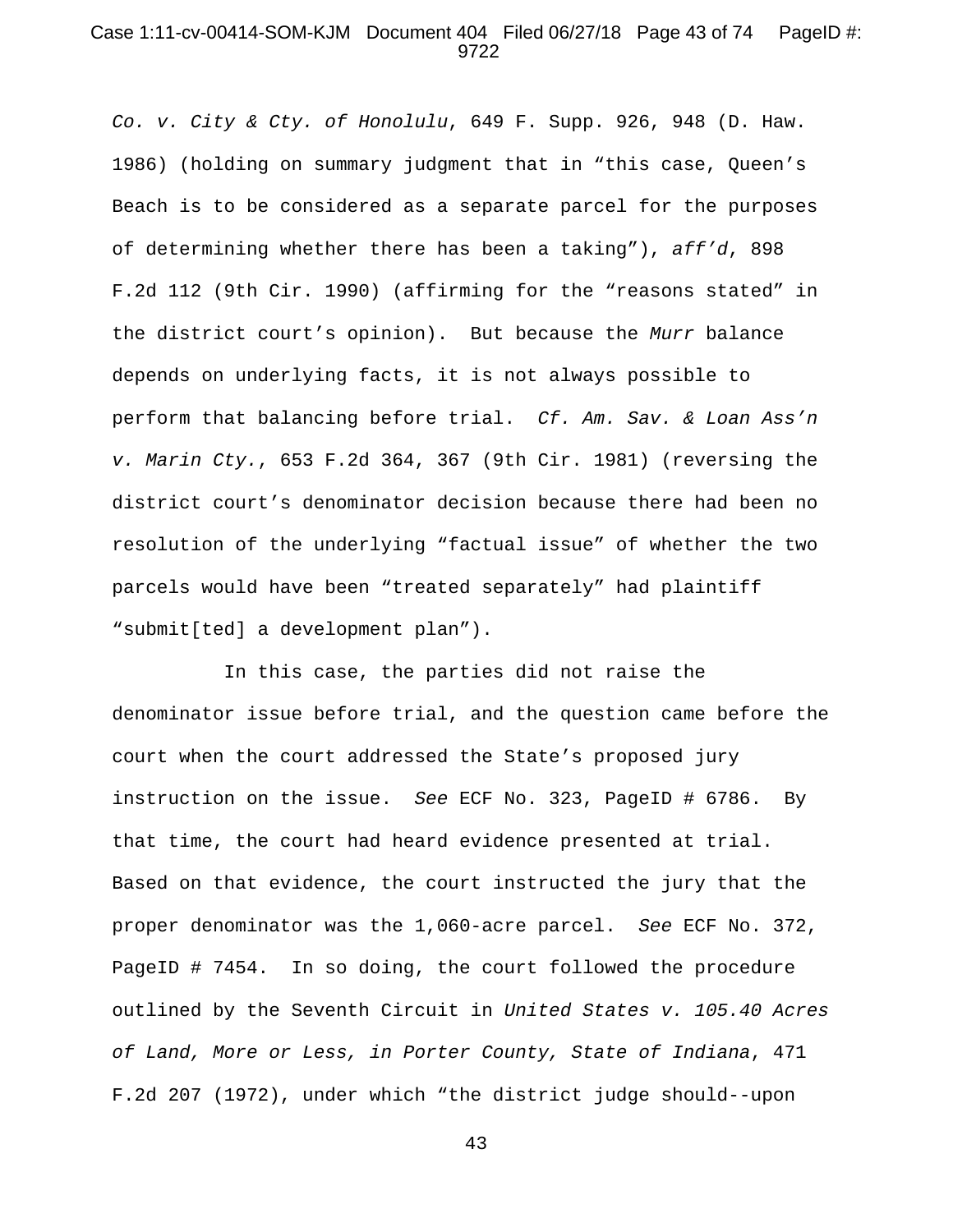*Co. v. City & Cty. of Honolulu*, 649 F. Supp. 926, 948 (D. Haw. 1986) (holding on summary judgment that in "this case, Queen's Beach is to be considered as a separate parcel for the purposes of determining whether there has been a taking"), *aff'd*, 898 F.2d 112 (9th Cir. 1990) (affirming for the "reasons stated" in the district court's opinion). But because the *Murr* balance depends on underlying facts, it is not always possible to perform that balancing before trial. *Cf. Am. Sav. & Loan Ass'n v. Marin Cty.*, 653 F.2d 364, 367 (9th Cir. 1981) (reversing the district court's denominator decision because there had been no resolution of the underlying "factual issue" of whether the two parcels would have been "treated separately" had plaintiff "submit[ted] a development plan").

In this case, the parties did not raise the denominator issue before trial, and the question came before the court when the court addressed the State's proposed jury instruction on the issue. *See* ECF No. 323, PageID # 6786. By that time, the court had heard evidence presented at trial. Based on that evidence, the court instructed the jury that the proper denominator was the 1,060-acre parcel. *See* ECF No. 372, PageID # 7454. In so doing, the court followed the procedure outlined by the Seventh Circuit in *United States v. 105.40 Acres of Land, More or Less, in Porter County, State of Indiana*, 471 F.2d 207 (1972), under which "the district judge should--upon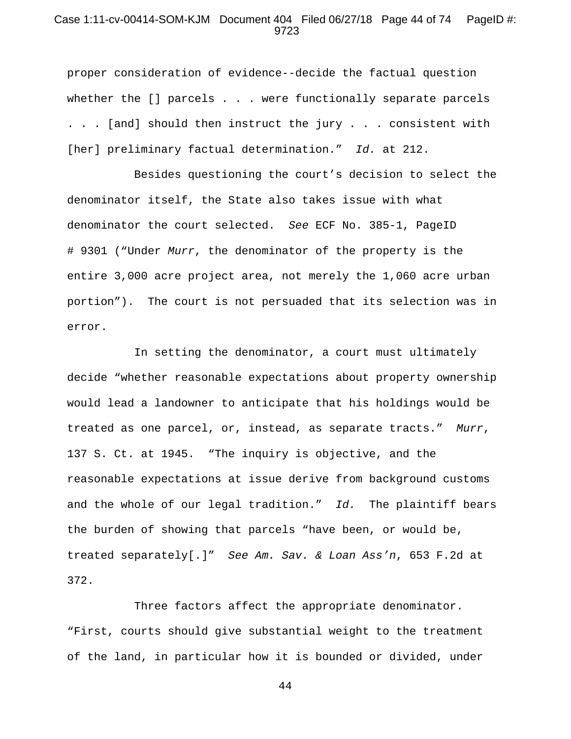proper consideration of evidence--decide the factual question whether the [] parcels . . . were functionally separate parcels . . . [and] should then instruct the jury . . . consistent with [her] preliminary factual determination." *Id.* at 212.

Besides questioning the court's decision to select the denominator itself, the State also takes issue with what denominator the court selected. *See* ECF No. 385-1, PageID # 9301 ("Under *Murr*, the denominator of the property is the entire 3,000 acre project area, not merely the 1,060 acre urban portion"). The court is not persuaded that its selection was in error.

In setting the denominator, a court must ultimately decide "whether reasonable expectations about property ownership would lead a landowner to anticipate that his holdings would be treated as one parcel, or, instead, as separate tracts." *Murr*, 137 S. Ct. at 1945. "The inquiry is objective, and the reasonable expectations at issue derive from background customs and the whole of our legal tradition." *Id.* The plaintiff bears the burden of showing that parcels "have been, or would be, treated separately[.]" *See Am. Sav. & Loan Ass'n*, 653 F.2d at 372.

Three factors affect the appropriate denominator. "First, courts should give substantial weight to the treatment of the land, in particular how it is bounded or divided, under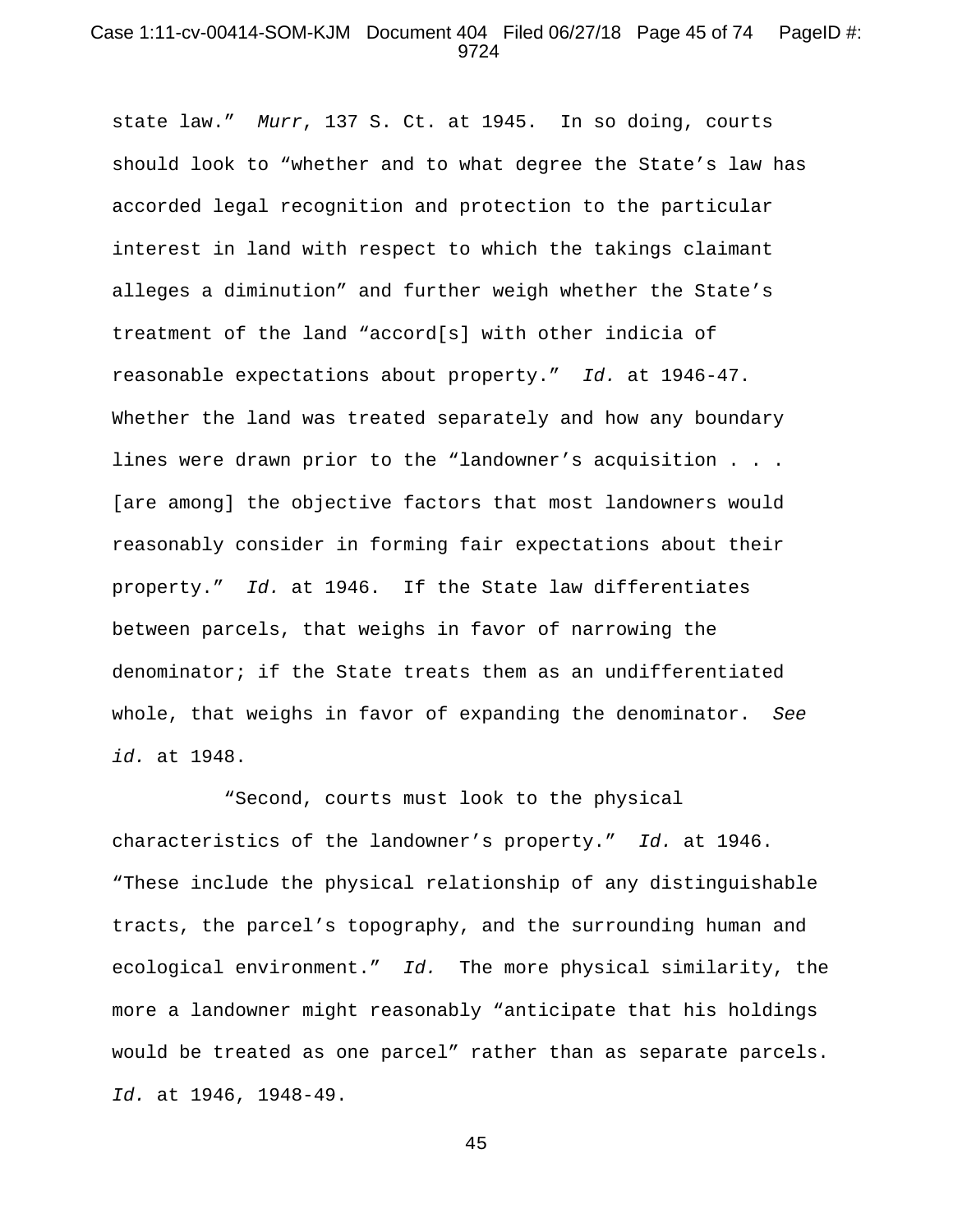state law." *Murr*, 137 S. Ct. at 1945. In so doing, courts should look to "whether and to what degree the State's law has accorded legal recognition and protection to the particular interest in land with respect to which the takings claimant alleges a diminution" and further weigh whether the State's treatment of the land "accord[s] with other indicia of reasonable expectations about property." *Id.* at 1946-47. Whether the land was treated separately and how any boundary lines were drawn prior to the "landowner's acquisition . . . [are among] the objective factors that most landowners would reasonably consider in forming fair expectations about their property." *Id.* at 1946. If the State law differentiates between parcels, that weighs in favor of narrowing the denominator; if the State treats them as an undifferentiated whole, that weighs in favor of expanding the denominator. *See id.* at 1948.

"Second, courts must look to the physical characteristics of the landowner's property." *Id.* at 1946. "These include the physical relationship of any distinguishable tracts, the parcel's topography, and the surrounding human and ecological environment." *Id.* The more physical similarity, the more a landowner might reasonably "anticipate that his holdings would be treated as one parcel" rather than as separate parcels. *Id.* at 1946, 1948-49.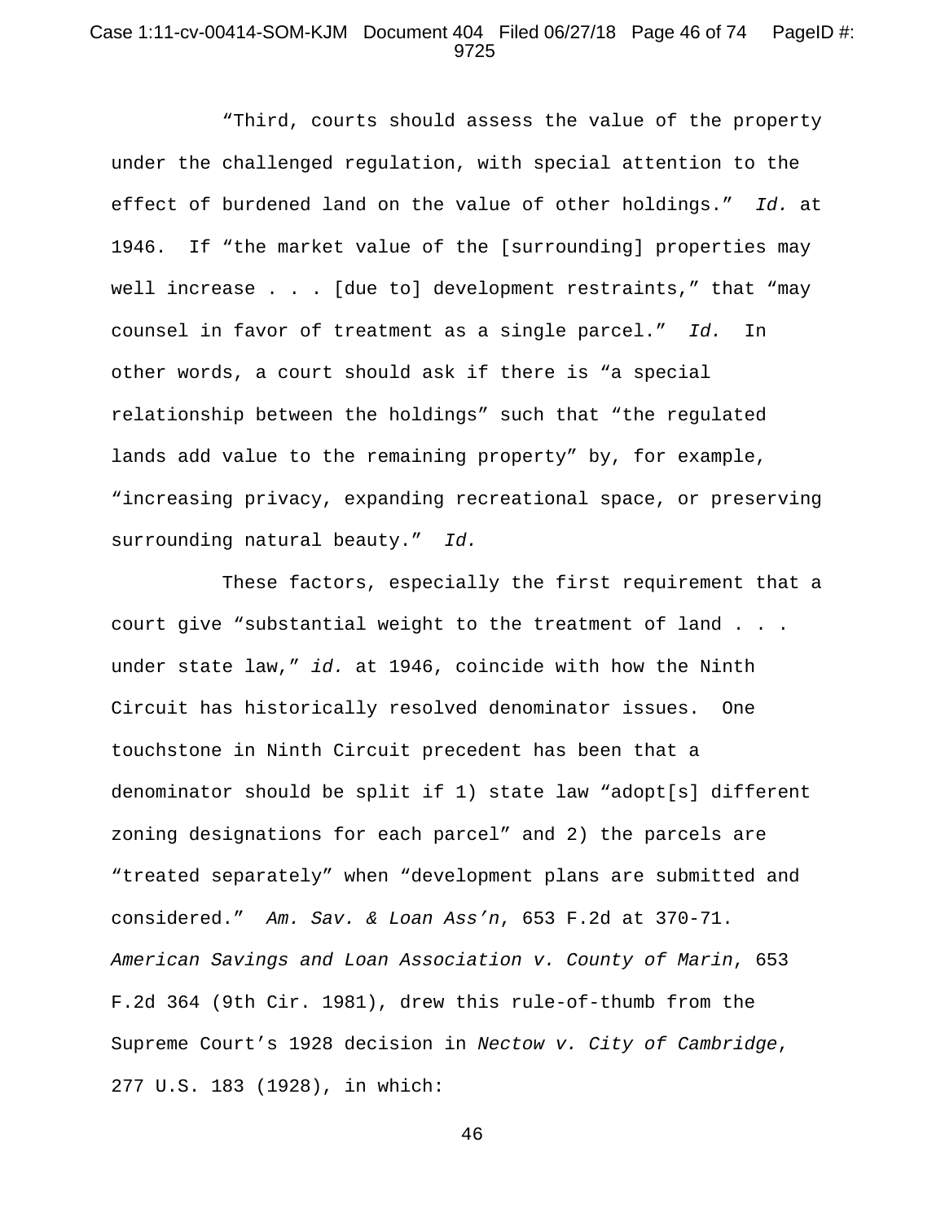"Third, courts should assess the value of the property under the challenged regulation, with special attention to the effect of burdened land on the value of other holdings." *Id.* at 1946. If "the market value of the [surrounding] properties may well increase . . . [due to] development restraints," that "may counsel in favor of treatment as a single parcel." *Id.* In other words, a court should ask if there is "a special relationship between the holdings" such that "the regulated lands add value to the remaining property" by, for example, "increasing privacy, expanding recreational space, or preserving surrounding natural beauty." *Id.*

These factors, especially the first requirement that a court give "substantial weight to the treatment of land . . . under state law," *id.* at 1946, coincide with how the Ninth Circuit has historically resolved denominator issues. One touchstone in Ninth Circuit precedent has been that a denominator should be split if 1) state law "adopt[s] different zoning designations for each parcel" and 2) the parcels are "treated separately" when "development plans are submitted and considered." *Am. Sav. & Loan Ass'n*, 653 F.2d at 370-71. *American Savings and Loan Association v. County of Marin*, 653 F.2d 364 (9th Cir. 1981), drew this rule-of-thumb from the Supreme Court's 1928 decision in *Nectow v. City of Cambridge*, 277 U.S. 183 (1928), in which: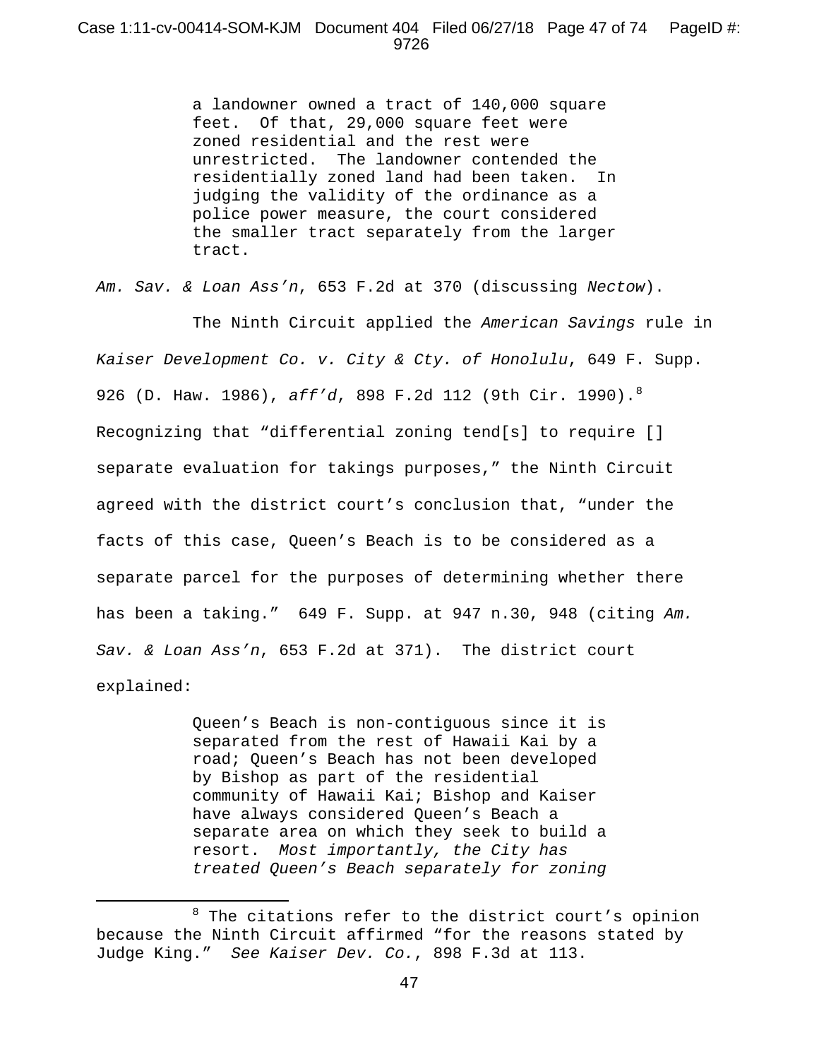> a landowner owned a tract of 140,000 square feet. Of that, 29,000 square feet were zoned residential and the rest were unrestricted. The landowner contended the residentially zoned land had been taken. In judging the validity of the ordinance as a police power measure, the court considered the smaller tract separately from the larger tract.

*Am. Sav. & Loan Ass'n*, 653 F.2d at 370 (discussing *Nectow*).

The Ninth Circuit applied the *American Savings* rule in *Kaiser Development Co. v. City & Cty. of Honolulu*, 649 F. Supp. 926 (D. Haw. 1986), *aff'd*, 898 F.2d 112 (9th Cir. 1990).[8] Recognizing that "differential zoning tend[s] to require [] separate evaluation for takings purposes," the Ninth Circuit agreed with the district court's conclusion that, "under the facts of this case, Queen's Beach is to be considered as a separate parcel for the purposes of determining whether there has been a taking." 649 F. Supp. at 947 n.30, 948 (citing *Am. Sav. & Loan Ass'n*, 653 F.2d at 371). The district court explained:

> Queen's Beach is non-contiguous since it is separated from the rest of Hawaii Kai by a road; Queen's Beach has not been developed by Bishop as part of the residential community of Hawaii Kai; Bishop and Kaiser have always considered Queen's Beach a separate area on which they seek to build a resort. *Most importantly, the City has treated Queen's Beach separately for zoning*

---

[8] The citations refer to the district court's opinion because the Ninth Circuit affirmed "for the reasons stated by Judge King." *See Kaiser Dev. Co.*, 898 F.3d at 113.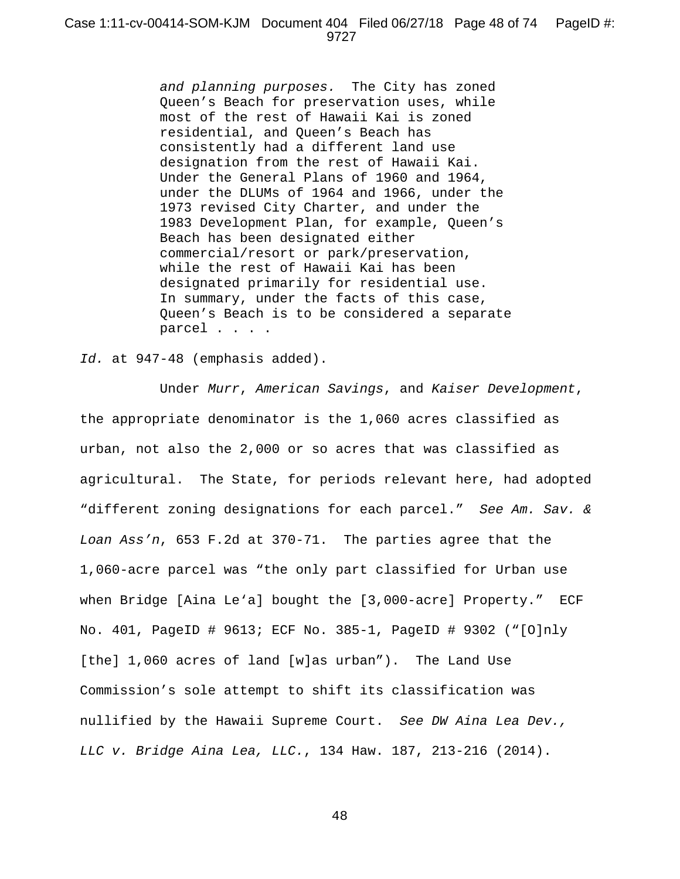> *and planning purposes.* The City has zoned Queen's Beach for preservation uses, while most of the rest of Hawaii Kai is zoned residential, and Queen's Beach has consistently had a different land use designation from the rest of Hawaii Kai. Under the General Plans of 1960 and 1964, under the DLUMs of 1964 and 1966, under the 1973 revised City Charter, and under the 1983 Development Plan, for example, Queen's Beach has been designated either commercial/resort or park/preservation, while the rest of Hawaii Kai has been designated primarily for residential use. In summary, under the facts of this case, Queen's Beach is to be considered a separate parcel . . . .

*Id.* at 947-48 (emphasis added).

Under *Murr*, *American Savings*, and *Kaiser Development*, the appropriate denominator is the 1,060 acres classified as urban, not also the 2,000 or so acres that was classified as agricultural. The State, for periods relevant here, had adopted "different zoning designations for each parcel." *See Am. Sav. & Loan Ass'n*, 653 F.2d at 370-71. The parties agree that the 1,060-acre parcel was "the only part classified for Urban use when Bridge [Aina Le'a] bought the [3,000-acre] Property." ECF No. 401, PageID # 9613; ECF No. 385-1, PageID # 9302 ("[O]nly [the] 1,060 acres of land [w]as urban"). The Land Use Commission's sole attempt to shift its classification was nullified by the Hawaii Supreme Court. *See DW Aina Lea Dev., LLC v. Bridge Aina Lea, LLC.*, 134 Haw. 187, 213-216 (2014).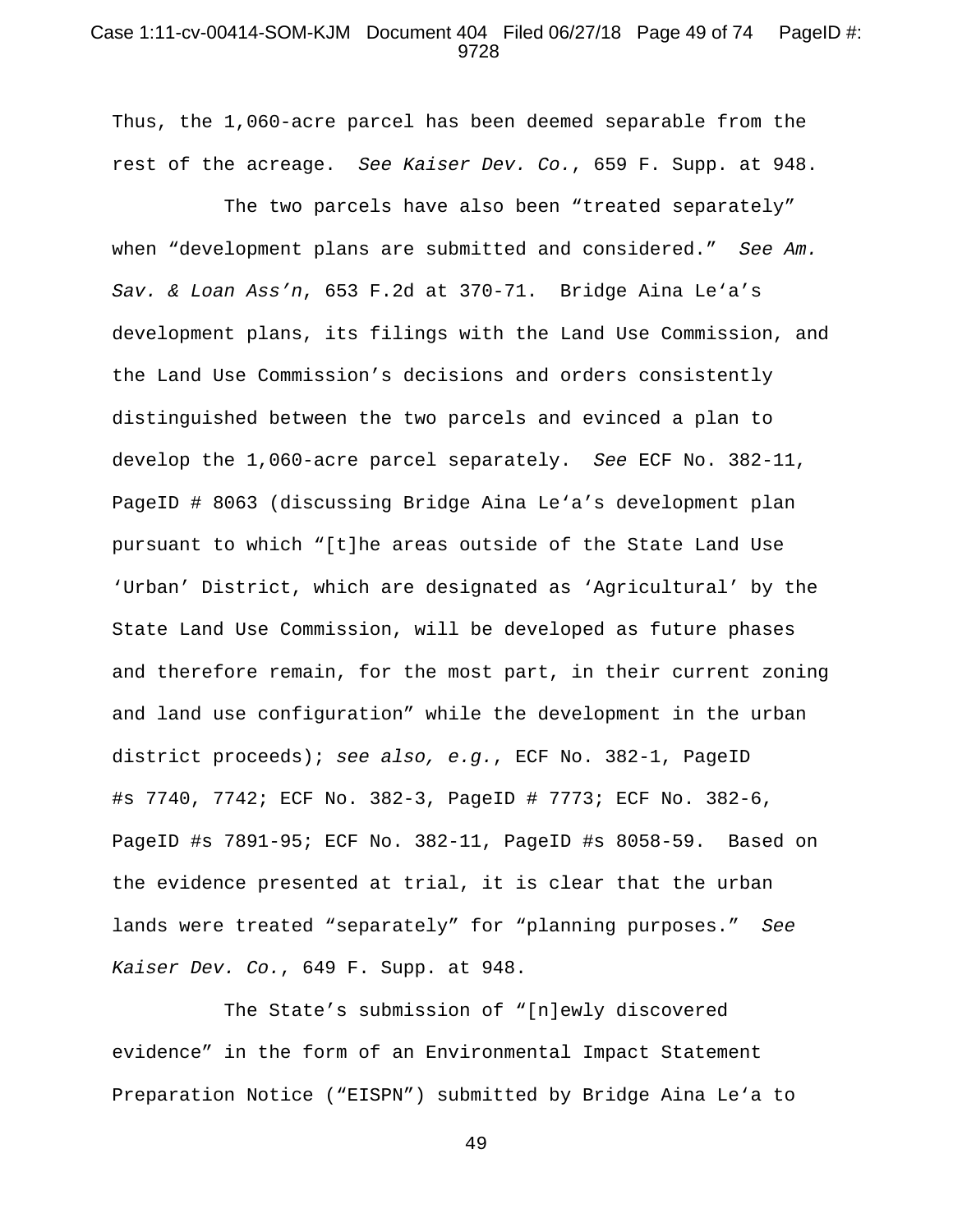Thus, the 1,060-acre parcel has been deemed separable from the rest of the acreage. *See Kaiser Dev. Co.*, 659 F. Supp. at 948.

The two parcels have also been "treated separately" when "development plans are submitted and considered." *See Am. Sav. & Loan Ass'n*, 653 F.2d at 370-71. Bridge Aina Le'a's development plans, its filings with the Land Use Commission, and the Land Use Commission's decisions and orders consistently distinguished between the two parcels and evinced a plan to develop the 1,060-acre parcel separately. *See* ECF No. 382-11, PageID # 8063 (discussing Bridge Aina Le'a's development plan pursuant to which "[t]he areas outside of the State Land Use 'Urban' District, which are designated as 'Agricultural' by the State Land Use Commission, will be developed as future phases and therefore remain, for the most part, in their current zoning and land use configuration" while the development in the urban district proceeds); *see also, e.g.*, ECF No. 382-1, PageID #s 7740, 7742; ECF No. 382-3, PageID # 7773; ECF No. 382-6, PageID #s 7891-95; ECF No. 382-11, PageID #s 8058-59. Based on the evidence presented at trial, it is clear that the urban lands were treated "separately" for "planning purposes." *See Kaiser Dev. Co.*, 649 F. Supp. at 948.

The State's submission of "[n]ewly discovered evidence" in the form of an Environmental Impact Statement Preparation Notice ("EISPN") submitted by Bridge Aina Le'a to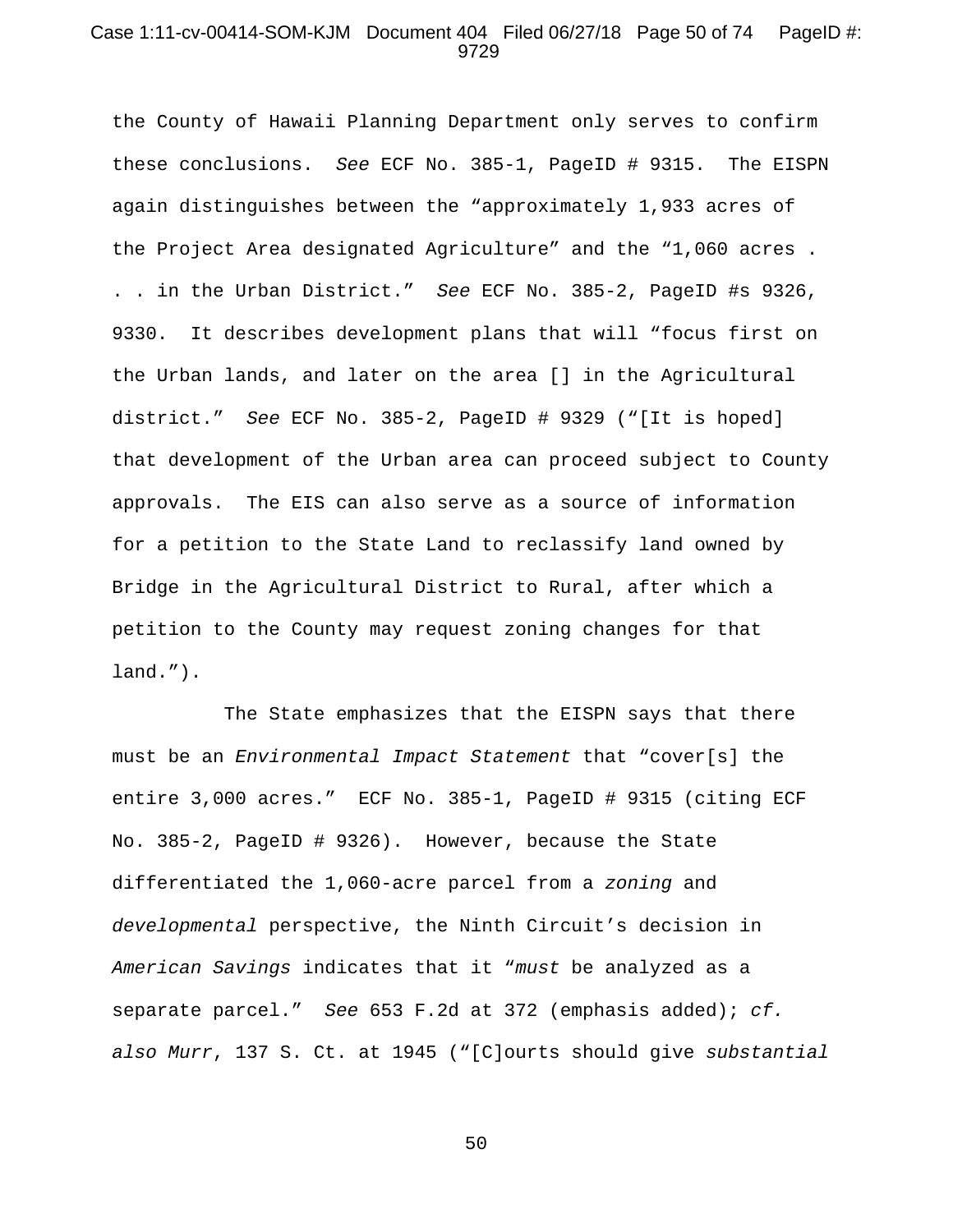the County of Hawaii Planning Department only serves to confirm these conclusions. *See* ECF No. 385-1, PageID # 9315. The EISPN again distinguishes between the "approximately 1,933 acres of the Project Area designated Agriculture" and the "1,060 acres . . . in the Urban District." *See* ECF No. 385-2, PageID #s 9326, 9330. It describes development plans that will "focus first on the Urban lands, and later on the area [] in the Agricultural district." *See* ECF No. 385-2, PageID # 9329 ("[It is hoped] that development of the Urban area can proceed subject to County approvals. The EIS can also serve as a source of information for a petition to the State Land to reclassify land owned by Bridge in the Agricultural District to Rural, after which a petition to the County may request zoning changes for that land.").

The State emphasizes that the EISPN says that there must be an *Environmental Impact Statement* that "cover[s] the entire 3,000 acres." ECF No. 385-1, PageID # 9315 (citing ECF No. 385-2, PageID # 9326). However, because the State differentiated the 1,060-acre parcel from a *zoning* and *developmental* perspective, the Ninth Circuit's decision in *American Savings* indicates that it "*must* be analyzed as a separate parcel." *See* 653 F.2d at 372 (emphasis added); *cf. also Murr*, 137 S. Ct. at 1945 ("[C]ourts should give *substantial*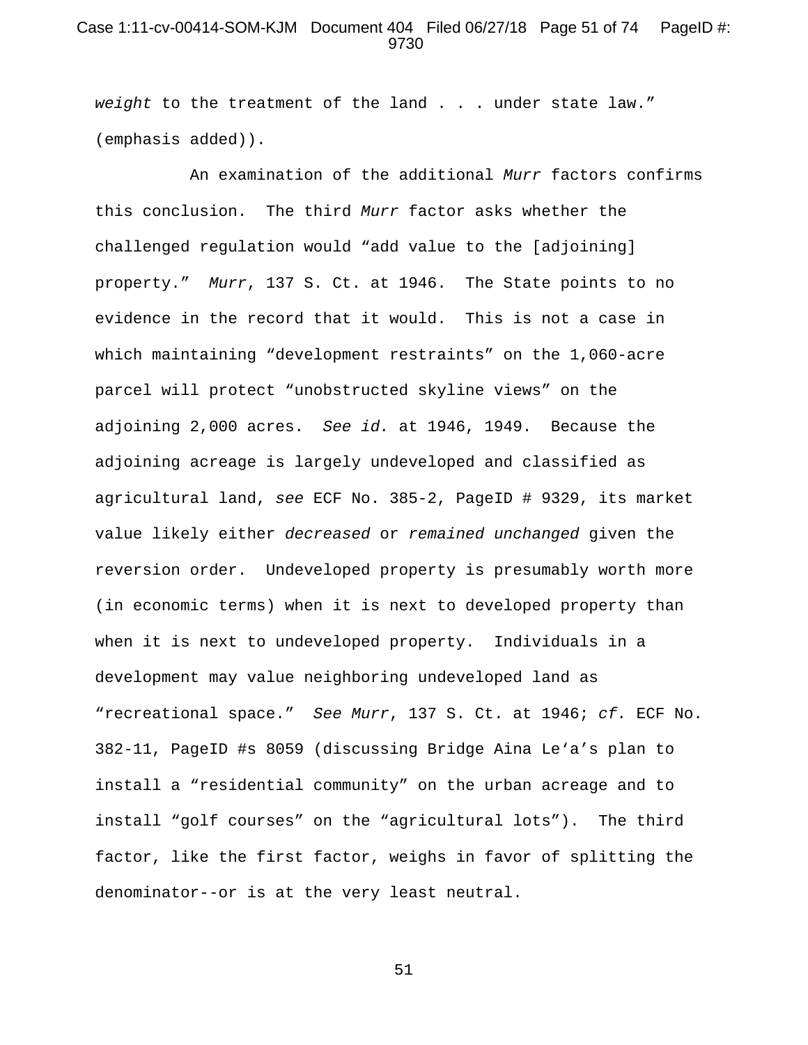*weight* to the treatment of the land . . . under state law." (emphasis added)).

An examination of the additional *Murr* factors confirms this conclusion. The third *Murr* factor asks whether the challenged regulation would "add value to the [adjoining] property." *Murr*, 137 S. Ct. at 1946. The State points to no evidence in the record that it would. This is not a case in which maintaining "development restraints" on the 1,060-acre parcel will protect "unobstructed skyline views" on the adjoining 2,000 acres. *See id.* at 1946, 1949. Because the adjoining acreage is largely undeveloped and classified as agricultural land, *see* ECF No. 385-2, PageID # 9329, its market value likely either *decreased* or *remained unchanged* given the reversion order. Undeveloped property is presumably worth more (in economic terms) when it is next to developed property than when it is next to undeveloped property. Individuals in a development may value neighboring undeveloped land as "recreational space." *See Murr*, 137 S. Ct. at 1946; *cf.* ECF No. 382-11, PageID #s 8059 (discussing Bridge Aina Le'a's plan to install a "residential community" on the urban acreage and to install "golf courses" on the "agricultural lots"). The third factor, like the first factor, weighs in favor of splitting the denominator--or is at the very least neutral.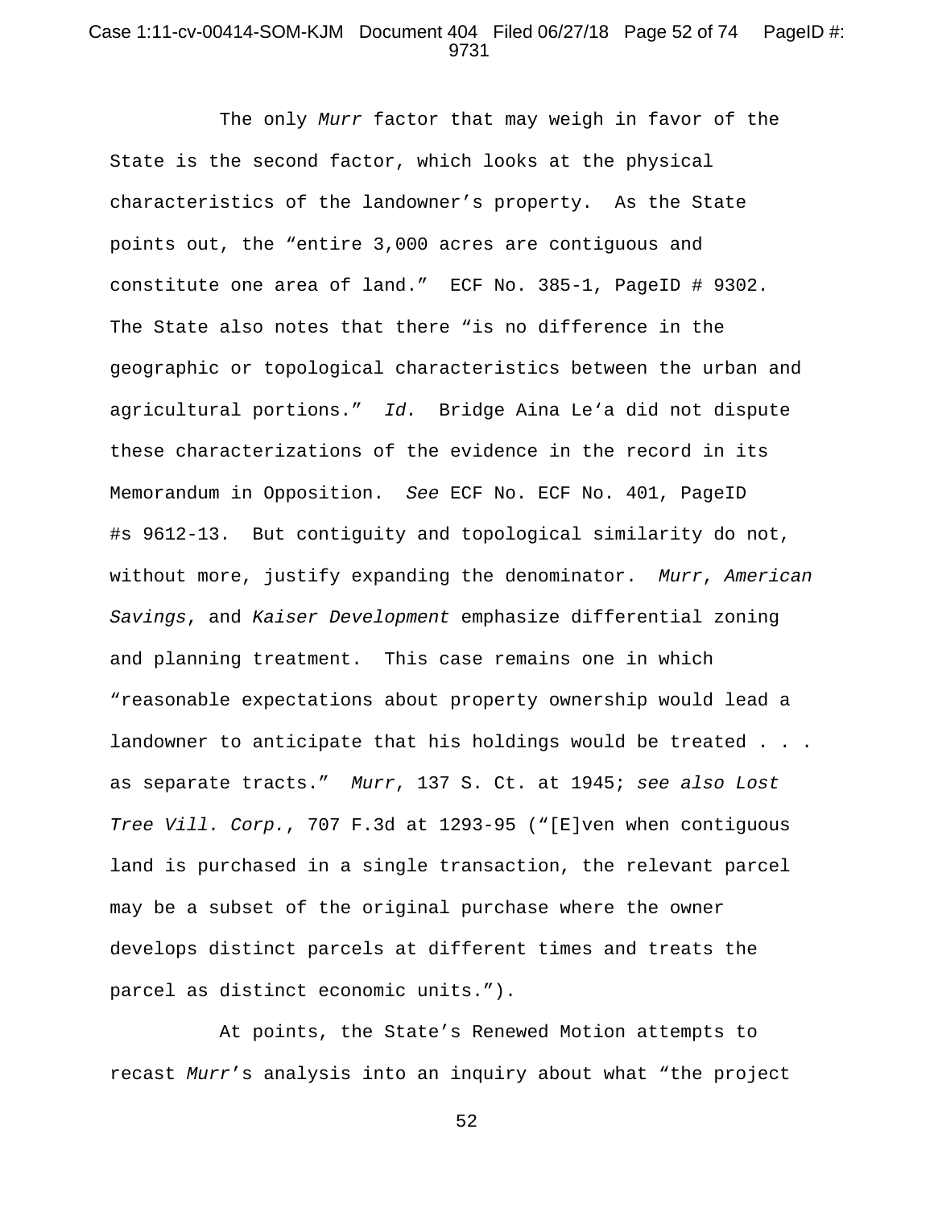The only *Murr* factor that may weigh in favor of the State is the second factor, which looks at the physical characteristics of the landowner's property. As the State points out, the "entire 3,000 acres are contiguous and constitute one area of land." ECF No. 385-1, PageID # 9302. The State also notes that there "is no difference in the geographic or topological characteristics between the urban and agricultural portions." *Id.* Bridge Aina Leʻa did not dispute these characterizations of the evidence in the record in its Memorandum in Opposition. *See* ECF No. ECF No. 401, PageID #s 9612-13. But contiguity and topological similarity do not, without more, justify expanding the denominator. *Murr*, *American Savings*, and *Kaiser Development* emphasize differential zoning and planning treatment. This case remains one in which "reasonable expectations about property ownership would lead a landowner to anticipate that his holdings would be treated . . . as separate tracts." *Murr*, 137 S. Ct. at 1945; *see also Lost Tree Vill. Corp.*, 707 F.3d at 1293-95 ("[E]ven when contiguous land is purchased in a single transaction, the relevant parcel may be a subset of the original purchase where the owner develops distinct parcels at different times and treats the parcel as distinct economic units.").

At points, the State's Renewed Motion attempts to recast *Murr*'s analysis into an inquiry about what "the project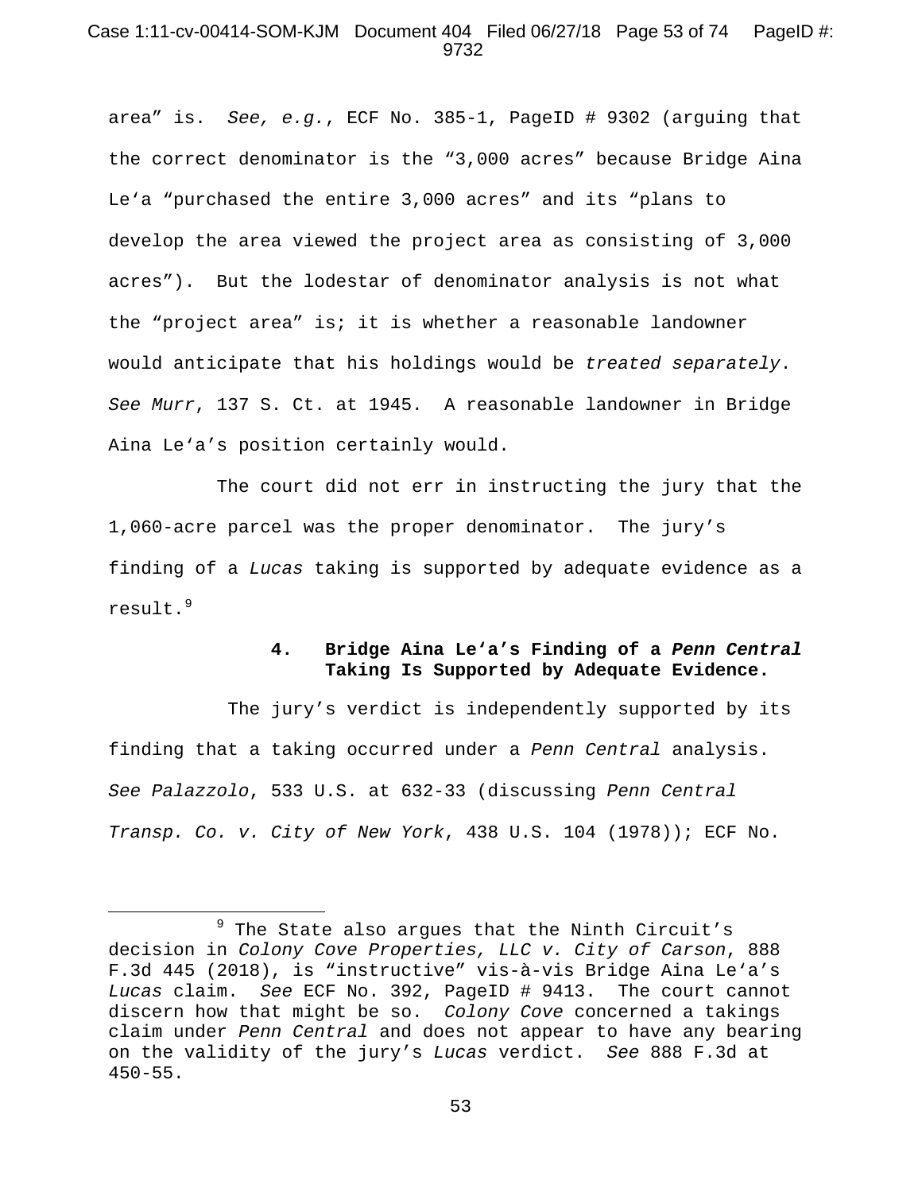area" is. *See, e.g.*, ECF No. 385-1, PageID # 9302 (arguing that the correct denominator is the "3,000 acres" because Bridge Aina Le'a "purchased the entire 3,000 acres" and its "plans to develop the area viewed the project area as consisting of 3,000 acres"). But the lodestar of denominator analysis is not what the "project area" is; it is whether a reasonable landowner would anticipate that his holdings would be *treated separately*. *See Murr*, 137 S. Ct. at 1945. A reasonable landowner in Bridge Aina Le'a's position certainly would.

The court did not err in instructing the jury that the 1,060-acre parcel was the proper denominator. The jury's finding of a *Lucas* taking is supported by adequate evidence as a result.[9]

#### 4. Bridge Aina Le'a's Finding of a *Penn Central* Taking Is Supported by Adequate Evidence.

The jury's verdict is independently supported by its finding that a taking occurred under a *Penn Central* analysis. *See Palazzolo*, 533 U.S. at 632-33 (discussing *Penn Central Transp. Co. v. City of New York*, 438 U.S. 104 (1978)); ECF No.

---

[9] The State also argues that the Ninth Circuit's decision in *Colony Cove Properties, LLC v. City of Carson*, 888 F.3d 445 (2018), is "instructive" vis-à-vis Bridge Aina Le'a's *Lucas* claim. *See* ECF No. 392, PageID # 9413. The court cannot discern how that might be so. *Colony Cove* concerned a takings claim under *Penn Central* and does not appear to have any bearing on the validity of the jury's *Lucas* verdict. *See* 888 F.3d at 450-55.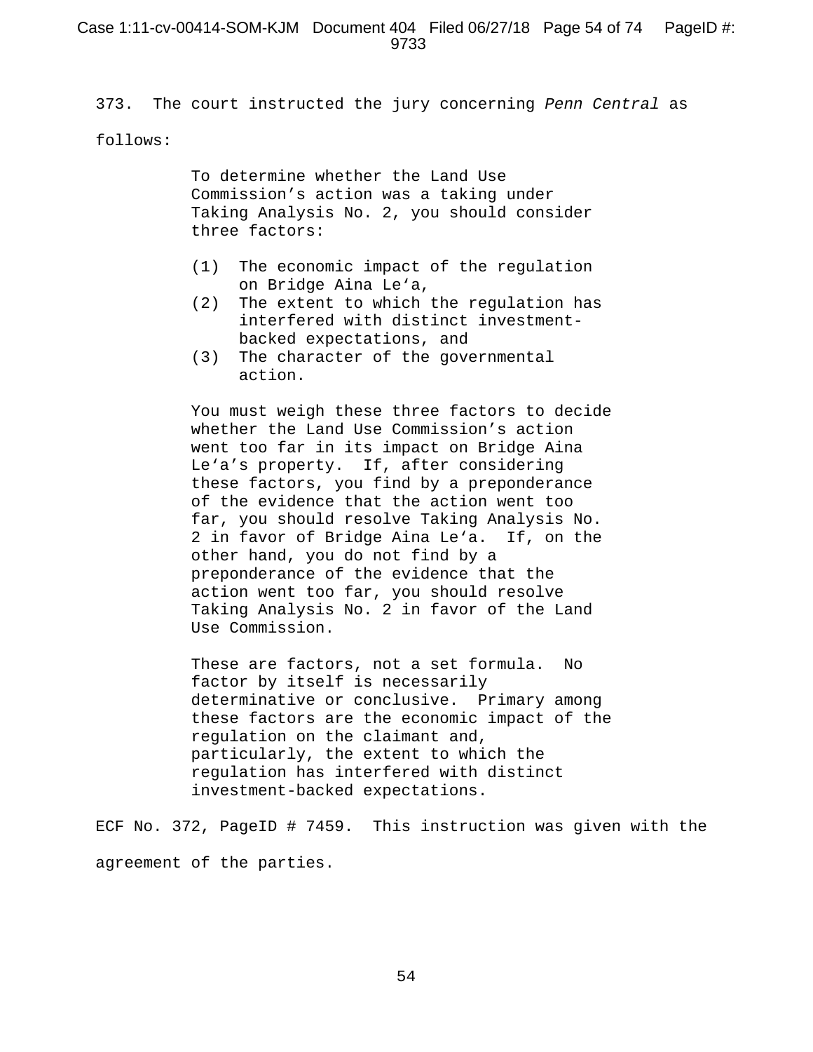373. The court instructed the jury concerning *Penn Central* as follows:

> To determine whether the Land Use Commission's action was a taking under Taking Analysis No. 2, you should consider three factors:
>
> (1) The economic impact of the regulation on Bridge Aina Leʻa,
> (2) The extent to which the regulation has interfered with distinct investment-backed expectations, and
> (3) The character of the governmental action.
>
> You must weigh these three factors to decide whether the Land Use Commission's action went too far in its impact on Bridge Aina Leʻa's property. If, after considering these factors, you find by a preponderance of the evidence that the action went too far, you should resolve Taking Analysis No. 2 in favor of Bridge Aina Leʻa. If, on the other hand, you do not find by a preponderance of the evidence that the action went too far, you should resolve Taking Analysis No. 2 in favor of the Land Use Commission.
>
> These are factors, not a set formula. No factor by itself is necessarily determinative or conclusive. Primary among these factors are the economic impact of the regulation on the claimant and, particularly, the extent to which the regulation has interfered with distinct investment-backed expectations.

ECF No. 372, PageID # 7459. This instruction was given with the agreement of the parties.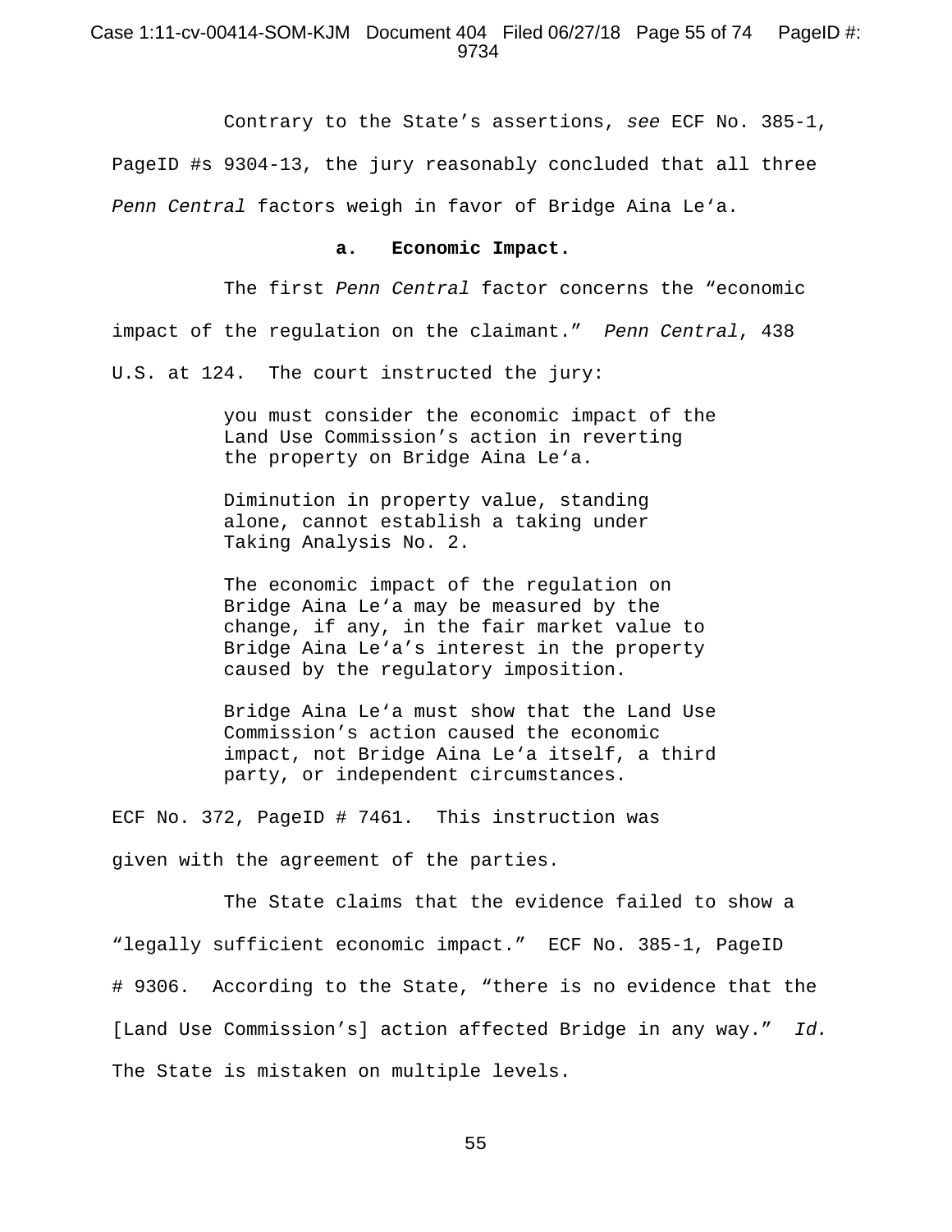Contrary to the State's assertions, *see* ECF No. 385-1, PageID #s 9304-13, the jury reasonably concluded that all three *Penn Central* factors weigh in favor of Bridge Aina Leʻa.

**a. Economic Impact.**

The first *Penn Central* factor concerns the "economic impact of the regulation on the claimant." *Penn Central*, 438 U.S. at 124. The court instructed the jury:

> you must consider the economic impact of the Land Use Commission's action in reverting the property on Bridge Aina Leʻa.
>
> Diminution in property value, standing alone, cannot establish a taking under Taking Analysis No. 2.
>
> The economic impact of the regulation on Bridge Aina Leʻa may be measured by the change, if any, in the fair market value to Bridge Aina Leʻa's interest in the property caused by the regulatory imposition.
>
> Bridge Aina Leʻa must show that the Land Use Commission's action caused the economic impact, not Bridge Aina Leʻa itself, a third party, or independent circumstances.

ECF No. 372, PageID # 7461. This instruction was given with the agreement of the parties.

The State claims that the evidence failed to show a "legally sufficient economic impact." ECF No. 385-1, PageID # 9306. According to the State, "there is no evidence that the [Land Use Commission's] action affected Bridge in any way." *Id.* The State is mistaken on multiple levels.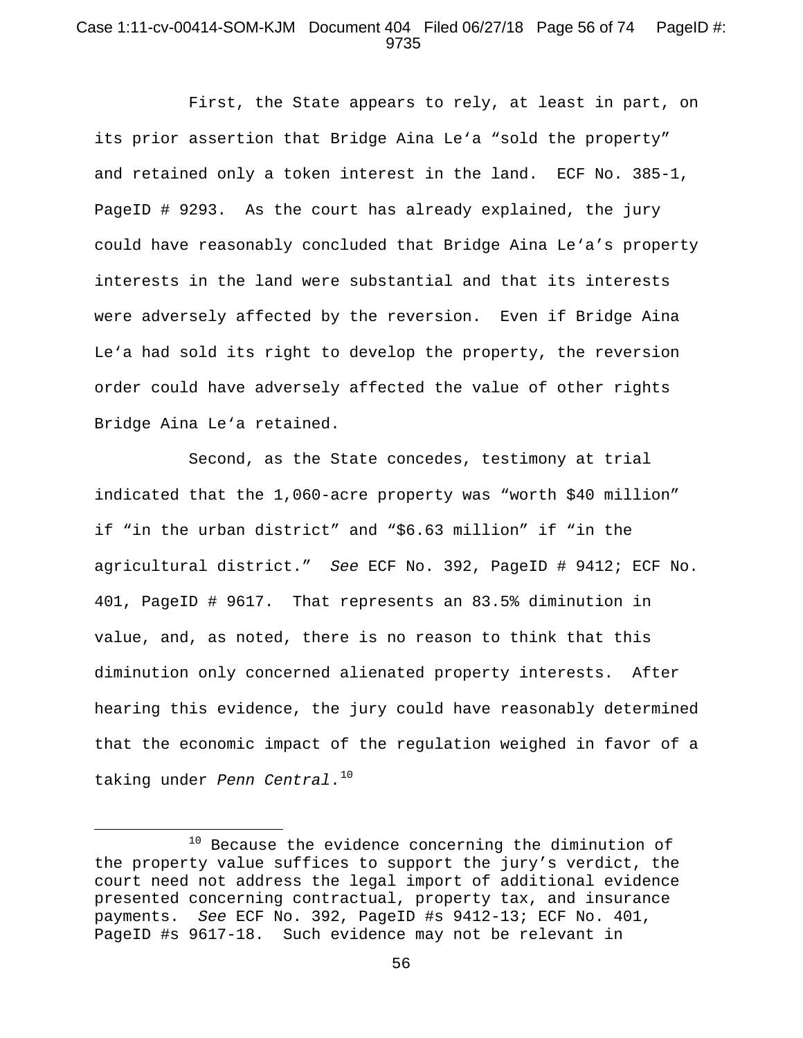First, the State appears to rely, at least in part, on its prior assertion that Bridge Aina Leʻa "sold the property" and retained only a token interest in the land. ECF No. 385-1, PageID # 9293. As the court has already explained, the jury could have reasonably concluded that Bridge Aina Leʻa's property interests in the land were substantial and that its interests were adversely affected by the reversion. Even if Bridge Aina Leʻa had sold its right to develop the property, the reversion order could have adversely affected the value of other rights Bridge Aina Leʻa retained.

Second, as the State concedes, testimony at trial indicated that the 1,060-acre property was "worth $40 million" if "in the urban district" and "$6.63 million" if "in the agricultural district." *See* ECF No. 392, PageID # 9412; ECF No. 401, PageID # 9617. That represents an 83.5% diminution in value, and, as noted, there is no reason to think that this diminution only concerned alienated property interests. After hearing this evidence, the jury could have reasonably determined that the economic impact of the regulation weighed in favor of a taking under *Penn Central*.[10]

[10] Because the evidence concerning the diminution of the property value suffices to support the jury's verdict, the court need not address the legal import of additional evidence presented concerning contractual, property tax, and insurance payments. *See* ECF No. 392, PageID #s 9412-13; ECF No. 401, PageID #s 9617-18. Such evidence may not be relevant in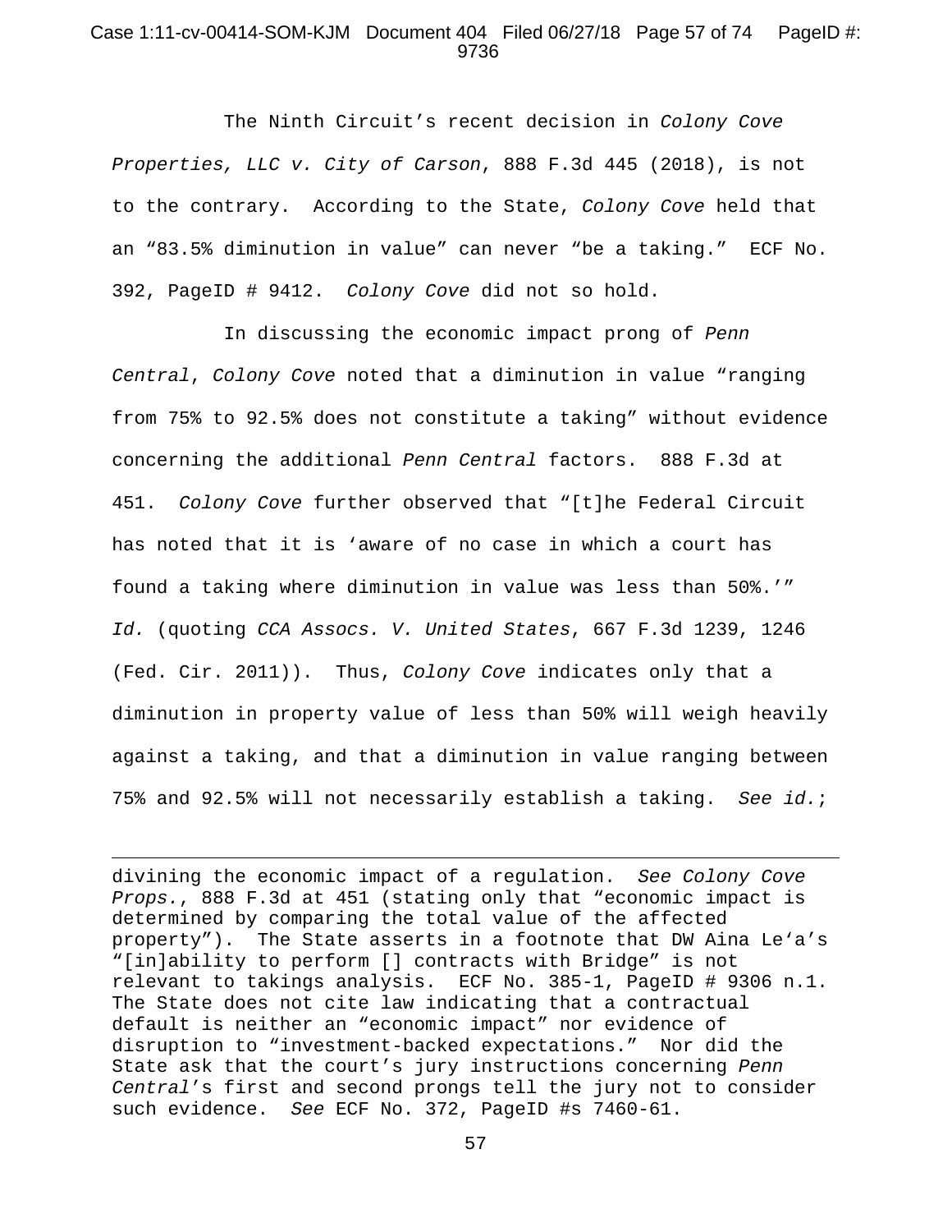The Ninth Circuit's recent decision in *Colony Cove Properties, LLC v. City of Carson*, 888 F.3d 445 (2018), is not to the contrary. According to the State, *Colony Cove* held that an "83.5% diminution in value" can never "be a taking." ECF No. 392, PageID # 9412. *Colony Cove* did not so hold.

In discussing the economic impact prong of *Penn Central*, *Colony Cove* noted that a diminution in value "ranging from 75% to 92.5% does not constitute a taking" without evidence concerning the additional *Penn Central* factors. 888 F.3d at 451. *Colony Cove* further observed that "[t]he Federal Circuit has noted that it is 'aware of no case in which a court has found a taking where diminution in value was less than 50%.'" *Id.* (quoting *CCA Assocs. V. United States*, 667 F.3d 1239, 1246 (Fed. Cir. 2011)). Thus, *Colony Cove* indicates only that a diminution in property value of less than 50% will weigh heavily against a taking, and that a diminution in value ranging between 75% and 92.5% will not necessarily establish a taking. *See id.*;

---

divining the economic impact of a regulation. *See Colony Cove Props.*, 888 F.3d at 451 (stating only that "economic impact is determined by comparing the total value of the affected property"). The State asserts in a footnote that DW Aina Le'a's "[in]ability to perform [] contracts with Bridge" is not relevant to takings analysis. ECF No. 385-1, PageID # 9306 n.1. The State does not cite law indicating that a contractual default is neither an "economic impact" nor evidence of disruption to "investment-backed expectations." Nor did the State ask that the court's jury instructions concerning *Penn Central*'s first and second prongs tell the jury not to consider such evidence. *See* ECF No. 372, PageID #s 7460-61.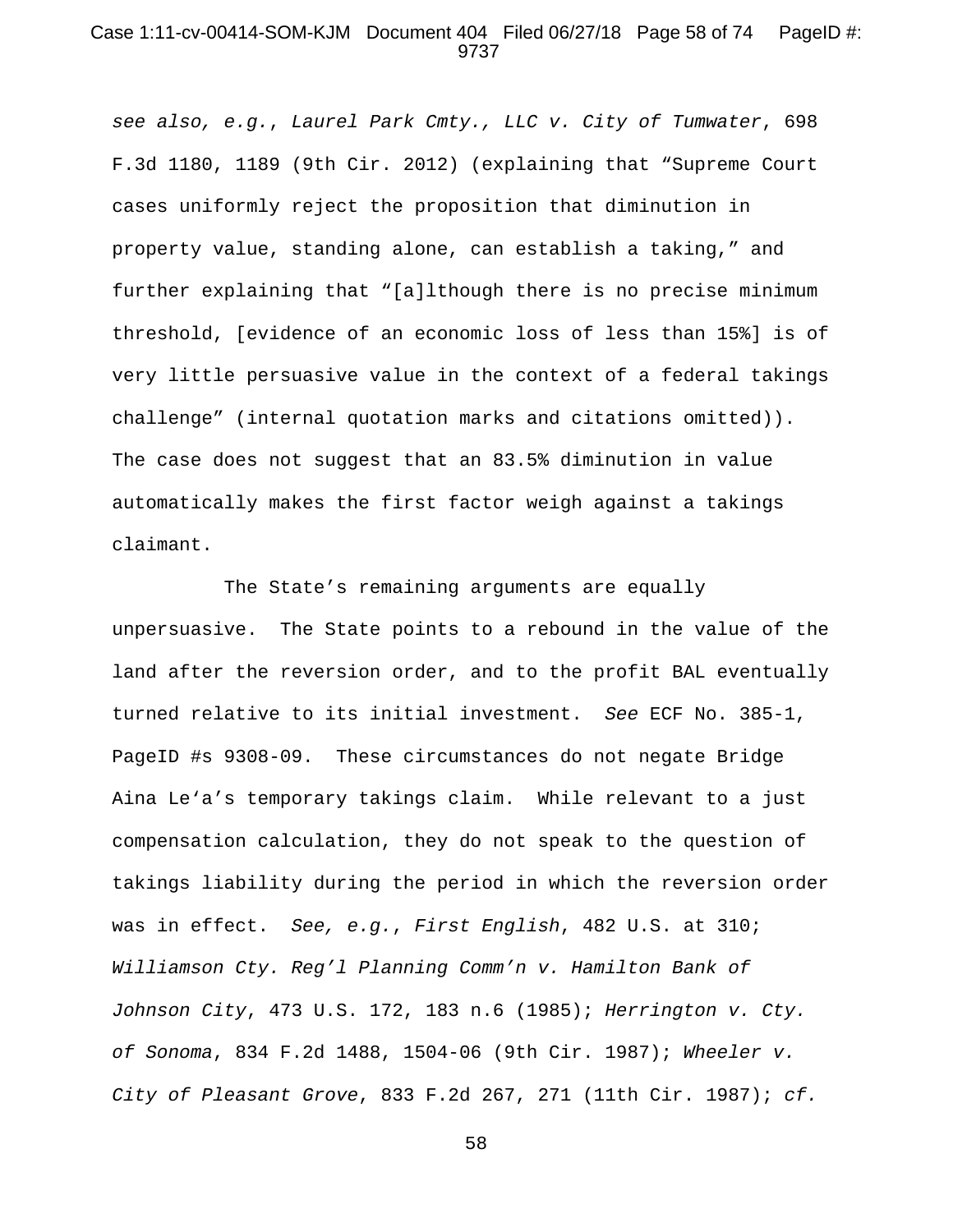*see also, e.g.*, *Laurel Park Cmty., LLC v. City of Tumwater*, 698 F.3d 1180, 1189 (9th Cir. 2012) (explaining that "Supreme Court cases uniformly reject the proposition that diminution in property value, standing alone, can establish a taking," and further explaining that "[a]lthough there is no precise minimum threshold, [evidence of an economic loss of less than 15%] is of very little persuasive value in the context of a federal takings challenge" (internal quotation marks and citations omitted)). The case does not suggest that an 83.5% diminution in value automatically makes the first factor weigh against a takings claimant.

The State's remaining arguments are equally unpersuasive. The State points to a rebound in the value of the land after the reversion order, and to the profit BAL eventually turned relative to its initial investment. *See* ECF No. 385-1, PageID #s 9308-09. These circumstances do not negate Bridge Aina Le'a's temporary takings claim. While relevant to a just compensation calculation, they do not speak to the question of takings liability during the period in which the reversion order was in effect. *See, e.g.*, *First English*, 482 U.S. at 310; *Williamson Cty. Reg'l Planning Comm'n v. Hamilton Bank of Johnson City*, 473 U.S. 172, 183 n.6 (1985); *Herrington v. Cty. of Sonoma*, 834 F.2d 1488, 1504-06 (9th Cir. 1987); *Wheeler v. City of Pleasant Grove*, 833 F.2d 267, 271 (11th Cir. 1987); *cf.*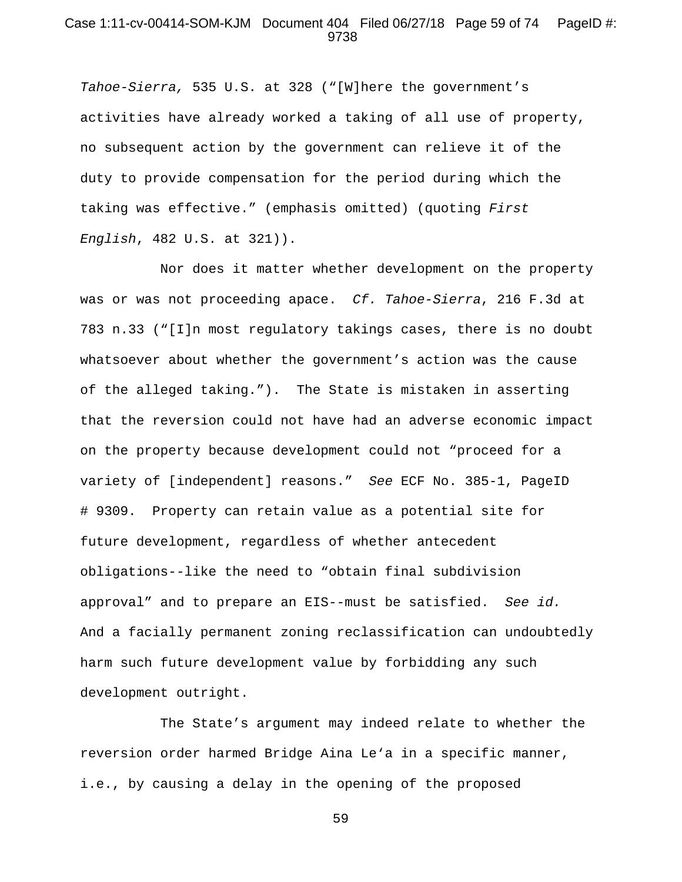*Tahoe-Sierra,* 535 U.S. at 328 ("[W]here the government's activities have already worked a taking of all use of property, no subsequent action by the government can relieve it of the duty to provide compensation for the period during which the taking was effective." (emphasis omitted) (quoting *First English*, 482 U.S. at 321)).

Nor does it matter whether development on the property was or was not proceeding apace. *Cf. Tahoe-Sierra*, 216 F.3d at 783 n.33 ("[I]n most regulatory takings cases, there is no doubt whatsoever about whether the government's action was the cause of the alleged taking."). The State is mistaken in asserting that the reversion could not have had an adverse economic impact on the property because development could not "proceed for a variety of [independent] reasons." *See* ECF No. 385-1, PageID # 9309. Property can retain value as a potential site for future development, regardless of whether antecedent obligations--like the need to "obtain final subdivision approval" and to prepare an EIS--must be satisfied. *See id.* And a facially permanent zoning reclassification can undoubtedly harm such future development value by forbidding any such development outright.

The State's argument may indeed relate to whether the reversion order harmed Bridge Aina Le'a in a specific manner, i.e., by causing a delay in the opening of the proposed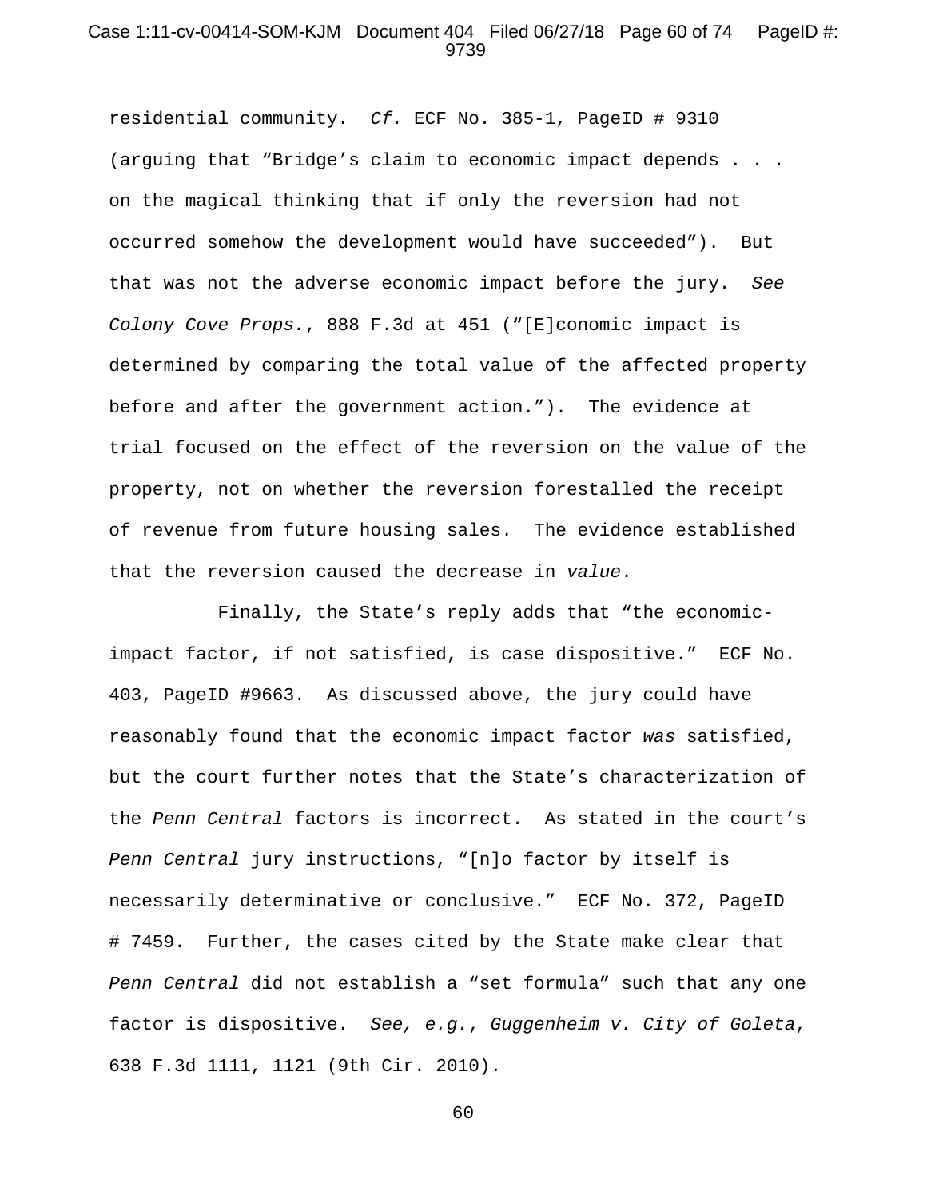residential community. *Cf.* ECF No. 385-1, PageID # 9310 (arguing that "Bridge's claim to economic impact depends . . . on the magical thinking that if only the reversion had not occurred somehow the development would have succeeded"). But that was not the adverse economic impact before the jury. *See Colony Cove Props.*, 888 F.3d at 451 ("[E]conomic impact is determined by comparing the total value of the affected property before and after the government action."). The evidence at trial focused on the effect of the reversion on the value of the property, not on whether the reversion forestalled the receipt of revenue from future housing sales. The evidence established that the reversion caused the decrease in *value*.

Finally, the State's reply adds that "the economic-impact factor, if not satisfied, is case dispositive." ECF No. 403, PageID #9663. As discussed above, the jury could have reasonably found that the economic impact factor *was* satisfied, but the court further notes that the State's characterization of the *Penn Central* factors is incorrect. As stated in the court's *Penn Central* jury instructions, "[n]o factor by itself is necessarily determinative or conclusive." ECF No. 372, PageID # 7459. Further, the cases cited by the State make clear that *Penn Central* did not establish a "set formula" such that any one factor is dispositive. *See, e.g.*, *Guggenheim v. City of Goleta*, 638 F.3d 1111, 1121 (9th Cir. 2010).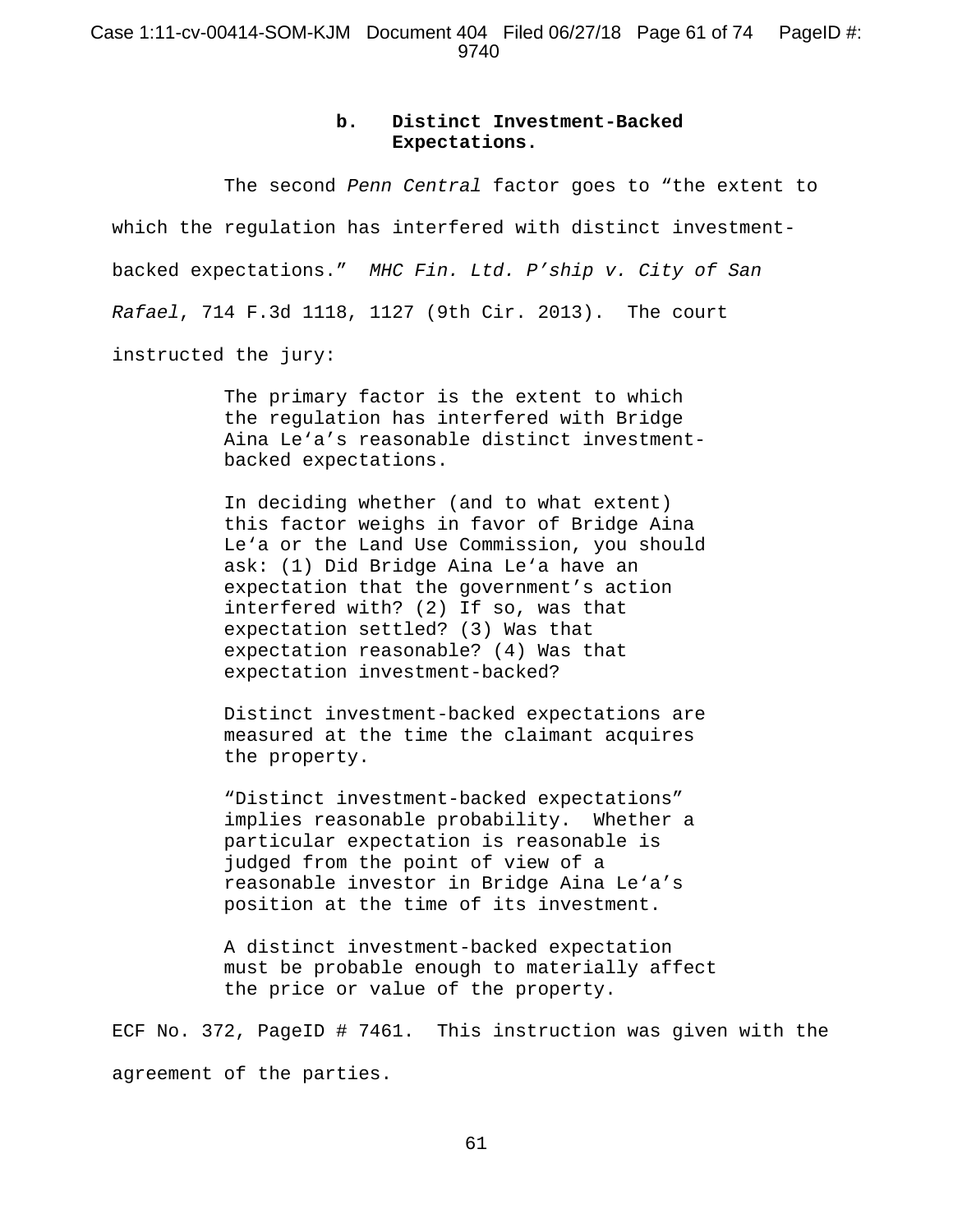#### b. Distinct Investment-Backed Expectations.

The second *Penn Central* factor goes to "the extent to which the regulation has interfered with distinct investment-backed expectations." *MHC Fin. Ltd. P'ship v. City of San Rafael*, 714 F.3d 1118, 1127 (9th Cir. 2013). The court instructed the jury:

> The primary factor is the extent to which the regulation has interfered with Bridge Aina Le'a's reasonable distinct investment-backed expectations.
>
> In deciding whether (and to what extent) this factor weighs in favor of Bridge Aina Le'a or the Land Use Commission, you should ask: (1) Did Bridge Aina Le'a have an expectation that the government's action interfered with? (2) If so, was that expectation settled? (3) Was that expectation reasonable? (4) Was that expectation investment-backed?
>
> Distinct investment-backed expectations are measured at the time the claimant acquires the property.
>
> "Distinct investment-backed expectations" implies reasonable probability. Whether a particular expectation is reasonable is judged from the point of view of a reasonable investor in Bridge Aina Le'a's position at the time of its investment.
>
> A distinct investment-backed expectation must be probable enough to materially affect the price or value of the property.

ECF No. 372, PageID # 7461. This instruction was given with the agreement of the parties.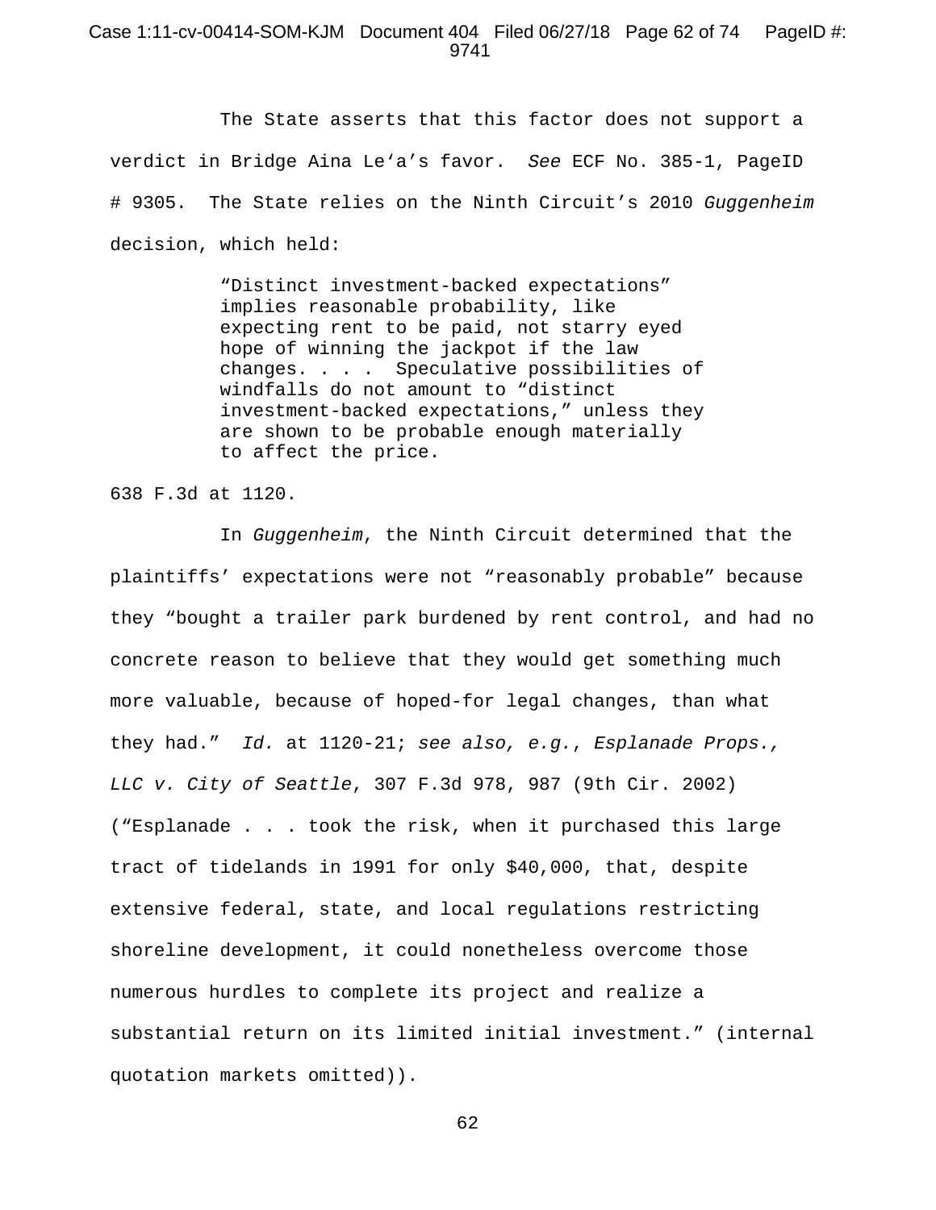The State asserts that this factor does not support a verdict in Bridge Aina Le‘a’s favor. *See* ECF No. 385-1, PageID # 9305. The State relies on the Ninth Circuit’s 2010 *Guggenheim* decision, which held:

> “Distinct investment-backed expectations” implies reasonable probability, like expecting rent to be paid, not starry eyed hope of winning the jackpot if the law changes. . . . Speculative possibilities of windfalls do not amount to “distinct investment-backed expectations,” unless they are shown to be probable enough materially to affect the price.

638 F.3d at 1120.

In *Guggenheim*, the Ninth Circuit determined that the plaintiffs’ expectations were not “reasonably probable” because they “bought a trailer park burdened by rent control, and had no concrete reason to believe that they would get something much more valuable, because of hoped-for legal changes, than what they had.” *Id.* at 1120-21; *see also, e.g.*, *Esplanade Props., LLC v. City of Seattle*, 307 F.3d 978, 987 (9th Cir. 2002) (“Esplanade . . . took the risk, when it purchased this large tract of tidelands in 1991 for only $40,000, that, despite extensive federal, state, and local regulations restricting shoreline development, it could nonetheless overcome those numerous hurdles to complete its project and realize a substantial return on its limited initial investment.” (internal quotation markets omitted)).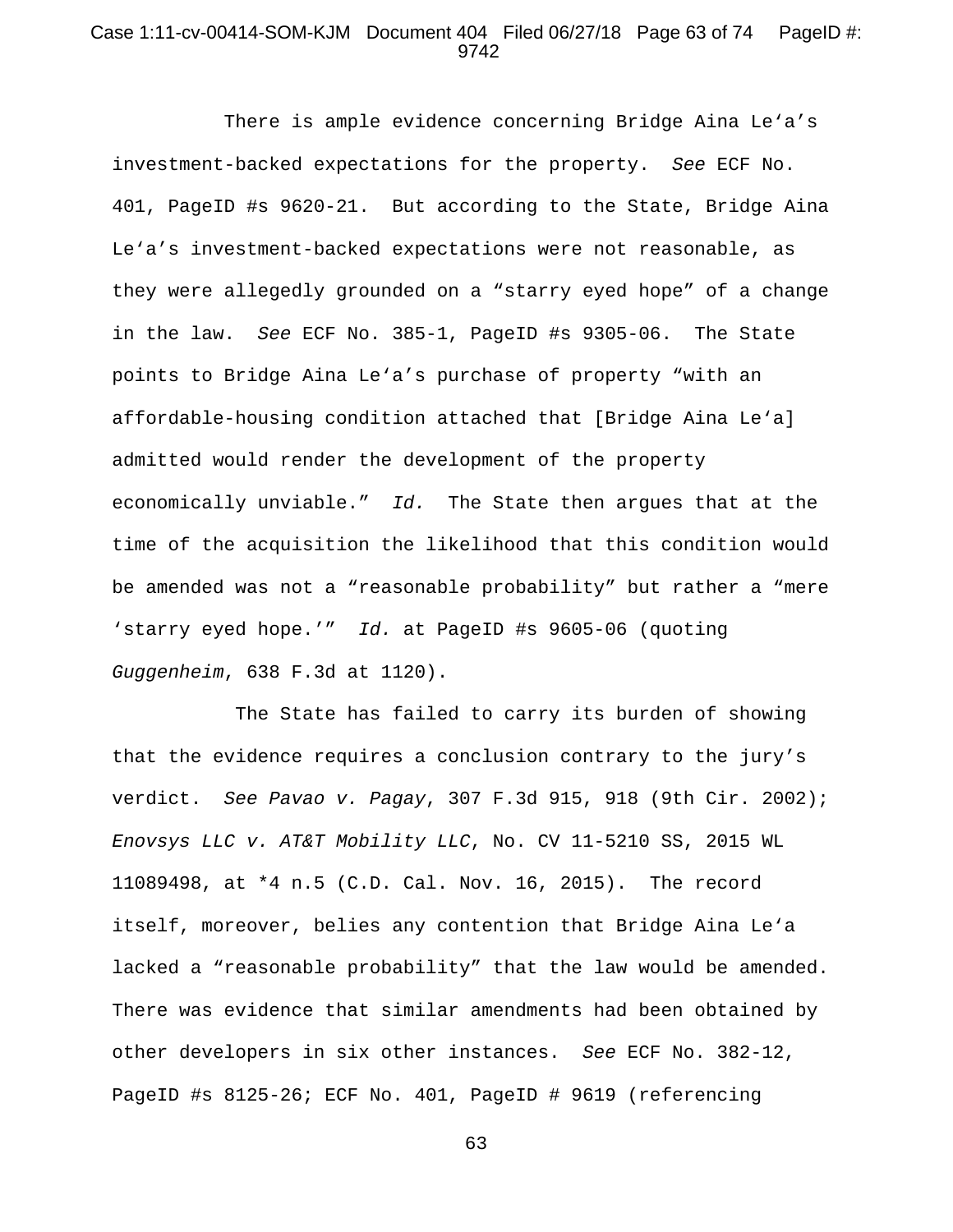There is ample evidence concerning Bridge Aina Le‘a’s investment-backed expectations for the property. *See* ECF No. 401, PageID #s 9620-21. But according to the State, Bridge Aina Le‘a’s investment-backed expectations were not reasonable, as they were allegedly grounded on a “starry eyed hope” of a change in the law. *See* ECF No. 385-1, PageID #s 9305-06. The State points to Bridge Aina Le‘a’s purchase of property “with an affordable-housing condition attached that [Bridge Aina Le‘a] admitted would render the development of the property economically unviable.” *Id.* The State then argues that at the time of the acquisition the likelihood that this condition would be amended was not a “reasonable probability” but rather a “mere ‘starry eyed hope.’” *Id.* at PageID #s 9605-06 (quoting *Guggenheim*, 638 F.3d at 1120).

The State has failed to carry its burden of showing that the evidence requires a conclusion contrary to the jury’s verdict. *See Pavao v. Pagay*, 307 F.3d 915, 918 (9th Cir. 2002); *Enovsys LLC v. AT&T Mobility LLC*, No. CV 11-5210 SS, 2015 WL 11089498, at *4 n.5 (C.D. Cal. Nov. 16, 2015). The record itself, moreover, belies any contention that Bridge Aina Le‘a lacked a “reasonable probability” that the law would be amended. There was evidence that similar amendments had been obtained by other developers in six other instances. *See* ECF No. 382-12, PageID #s 8125-26; ECF No. 401, PageID # 9619 (referencing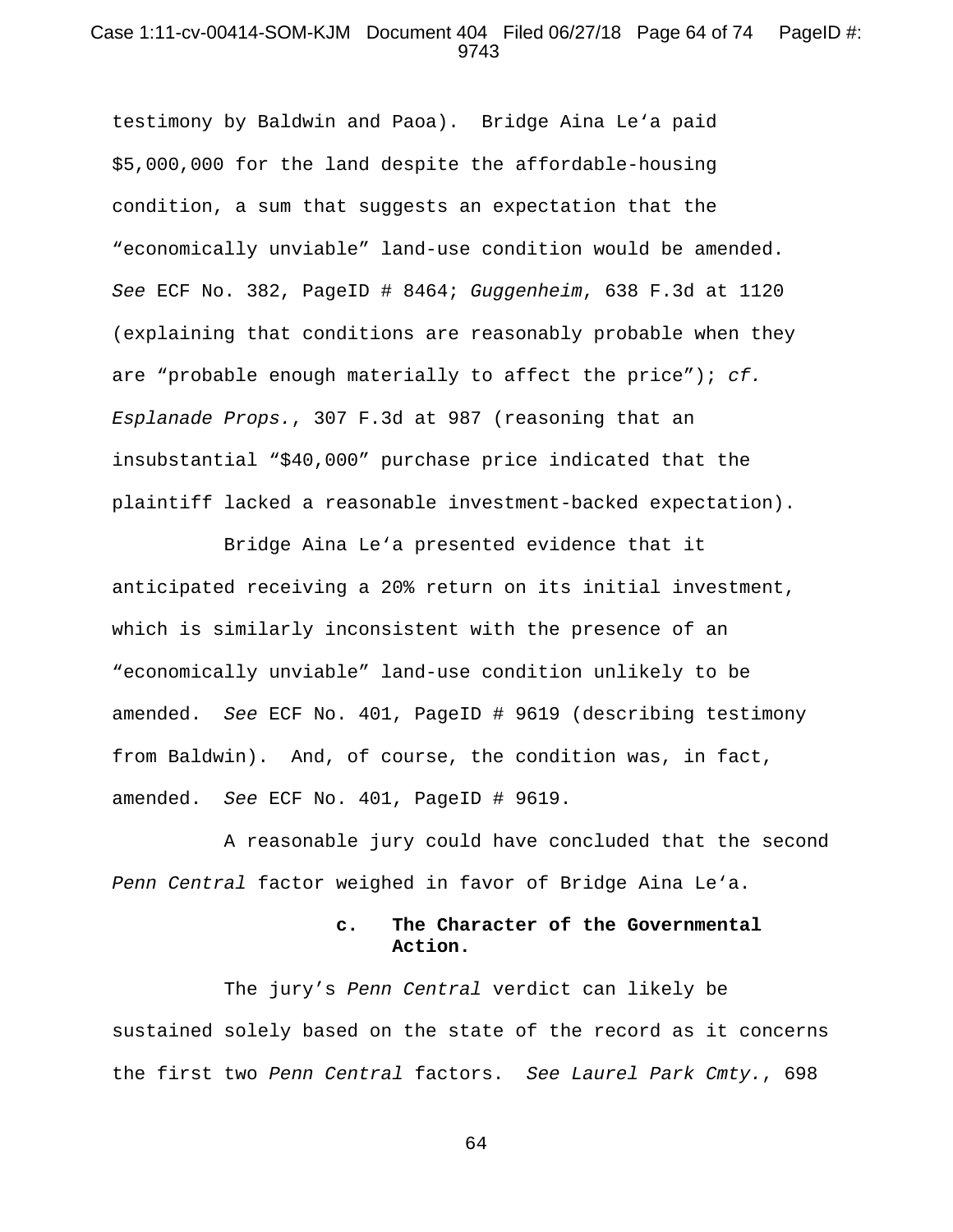testimony by Baldwin and Paoa). Bridge Aina Leʻa paid $5,000,000 for the land despite the affordable-housing condition, a sum that suggests an expectation that the "economically unviable" land-use condition would be amended. *See* ECF No. 382, PageID # 8464; *Guggenheim*, 638 F.3d at 1120 (explaining that conditions are reasonably probable when they are "probable enough materially to affect the price"); *cf. Esplanade Props.*, 307 F.3d at 987 (reasoning that an insubstantial "$40,000" purchase price indicated that the plaintiff lacked a reasonable investment-backed expectation).

Bridge Aina Leʻa presented evidence that it anticipated receiving a 20% return on its initial investment, which is similarly inconsistent with the presence of an "economically unviable" land-use condition unlikely to be amended. *See* ECF No. 401, PageID # 9619 (describing testimony from Baldwin). And, of course, the condition was, in fact, amended. *See* ECF No. 401, PageID # 9619.

A reasonable jury could have concluded that the second *Penn Central* factor weighed in favor of Bridge Aina Leʻa.

**c. The Character of the Governmental Action.**

The jury's *Penn Central* verdict can likely be sustained solely based on the state of the record as it concerns the first two *Penn Central* factors. *See Laurel Park Cmty.*, 698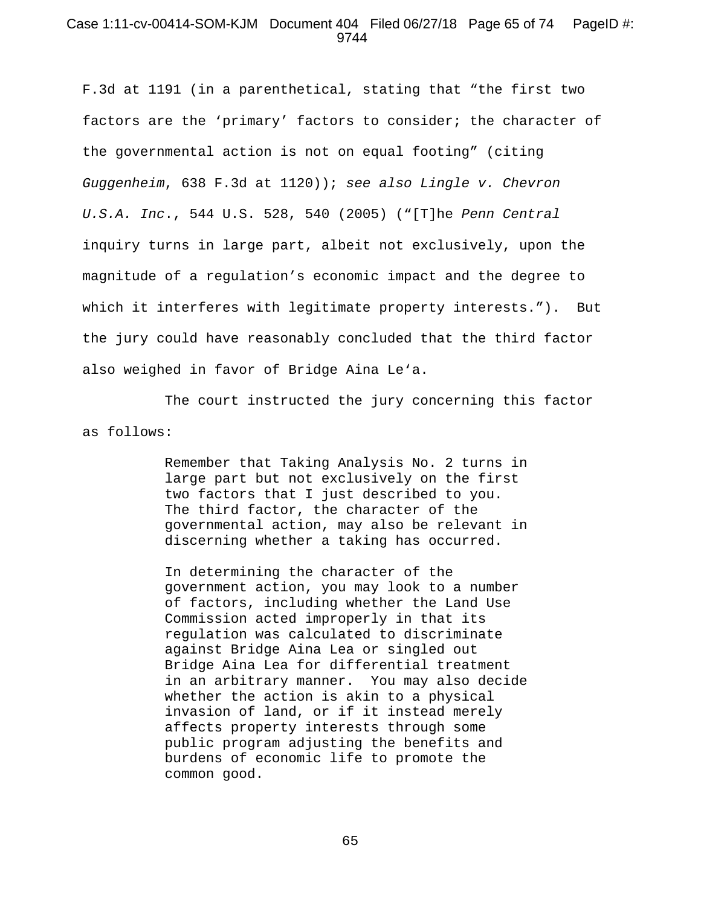F.3d at 1191 (in a parenthetical, stating that “the first two factors are the ‘primary’ factors to consider; the character of the governmental action is not on equal footing” (citing *Guggenheim*, 638 F.3d at 1120)); *see also Lingle v. Chevron U.S.A. Inc.*, 544 U.S. 528, 540 (2005) (“[T]he *Penn Central* inquiry turns in large part, albeit not exclusively, upon the magnitude of a regulation’s economic impact and the degree to which it interferes with legitimate property interests.”). But the jury could have reasonably concluded that the third factor also weighed in favor of Bridge Aina Leʻa.

The court instructed the jury concerning this factor as follows:

> Remember that Taking Analysis No. 2 turns in large part but not exclusively on the first two factors that I just described to you. The third factor, the character of the governmental action, may also be relevant in discerning whether a taking has occurred.
>
> In determining the character of the government action, you may look to a number of factors, including whether the Land Use Commission acted improperly in that its regulation was calculated to discriminate against Bridge Aina Lea or singled out Bridge Aina Lea for differential treatment in an arbitrary manner. You may also decide whether the action is akin to a physical invasion of land, or if it instead merely affects property interests through some public program adjusting the benefits and burdens of economic life to promote the common good.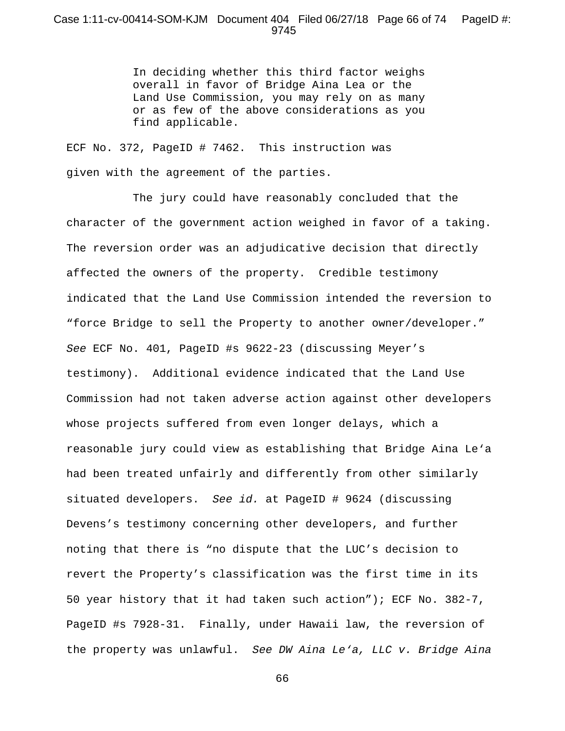> In deciding whether this third factor weighs overall in favor of Bridge Aina Lea or the Land Use Commission, you may rely on as many or as few of the above considerations as you find applicable.

ECF No. 372, PageID # 7462. This instruction was given with the agreement of the parties.

The jury could have reasonably concluded that the character of the government action weighed in favor of a taking. The reversion order was an adjudicative decision that directly affected the owners of the property. Credible testimony indicated that the Land Use Commission intended the reversion to "force Bridge to sell the Property to another owner/developer." *See* ECF No. 401, PageID #s 9622-23 (discussing Meyer's testimony). Additional evidence indicated that the Land Use Commission had not taken adverse action against other developers whose projects suffered from even longer delays, which a reasonable jury could view as establishing that Bridge Aina Le'a had been treated unfairly and differently from other similarly situated developers. *See id.* at PageID # 9624 (discussing Devens's testimony concerning other developers, and further noting that there is "no dispute that the LUC's decision to revert the Property's classification was the first time in its 50 year history that it had taken such action"); ECF No. 382-7, PageID #s 7928-31. Finally, under Hawaii law, the reversion of the property was unlawful. *See DW Aina Le'a, LLC v. Bridge Aina*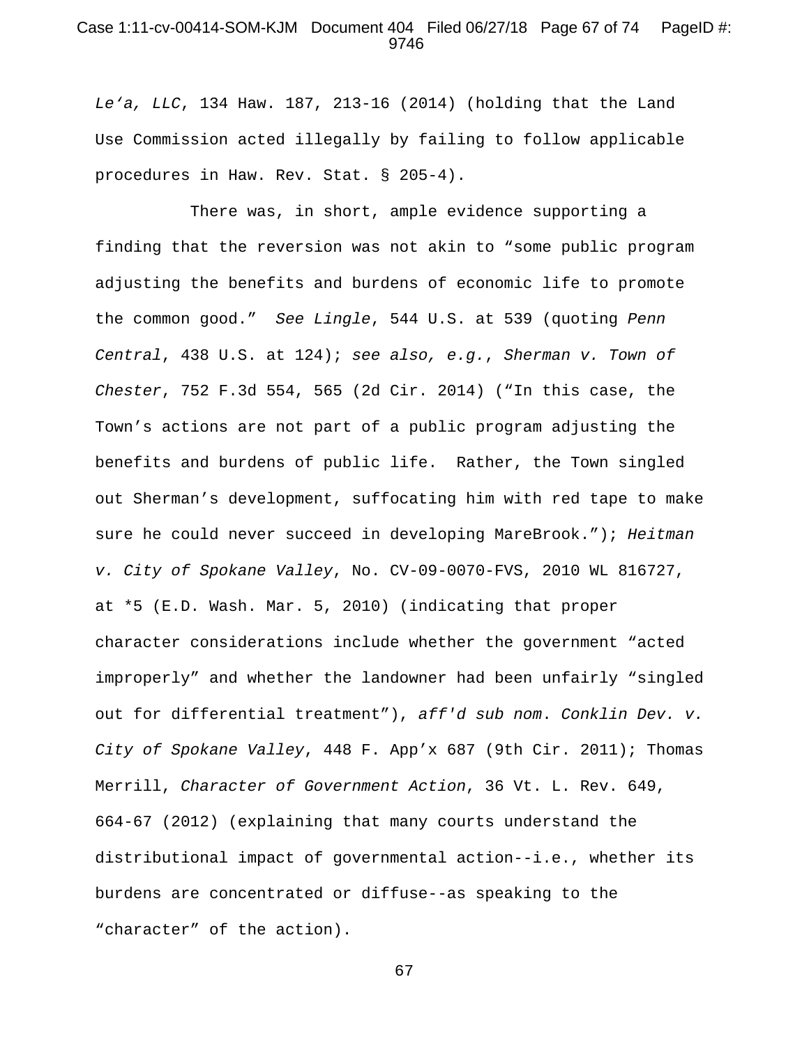*Le'a, LLC*, 134 Haw. 187, 213-16 (2014) (holding that the Land Use Commission acted illegally by failing to follow applicable procedures in Haw. Rev. Stat. § 205-4).

There was, in short, ample evidence supporting a finding that the reversion was not akin to "some public program adjusting the benefits and burdens of economic life to promote the common good." *See Lingle*, 544 U.S. at 539 (quoting *Penn Central*, 438 U.S. at 124); *see also, e.g.*, *Sherman v. Town of Chester*, 752 F.3d 554, 565 (2d Cir. 2014) ("In this case, the Town's actions are not part of a public program adjusting the benefits and burdens of public life. Rather, the Town singled out Sherman's development, suffocating him with red tape to make sure he could never succeed in developing MareBrook."); *Heitman v. City of Spokane Valley*, No. CV-09-0070-FVS, 2010 WL 816727, at *5 (E.D. Wash. Mar. 5, 2010) (indicating that proper character considerations include whether the government "acted improperly" and whether the landowner had been unfairly "singled out for differential treatment"), *aff'd sub nom*. *Conklin Dev. v. City of Spokane Valley*, 448 F. App'x 687 (9th Cir. 2011); Thomas Merrill, *Character of Government Action*, 36 Vt. L. Rev. 649, 664-67 (2012) (explaining that many courts understand the distributional impact of governmental action--i.e., whether its burdens are concentrated or diffuse--as speaking to the "character" of the action).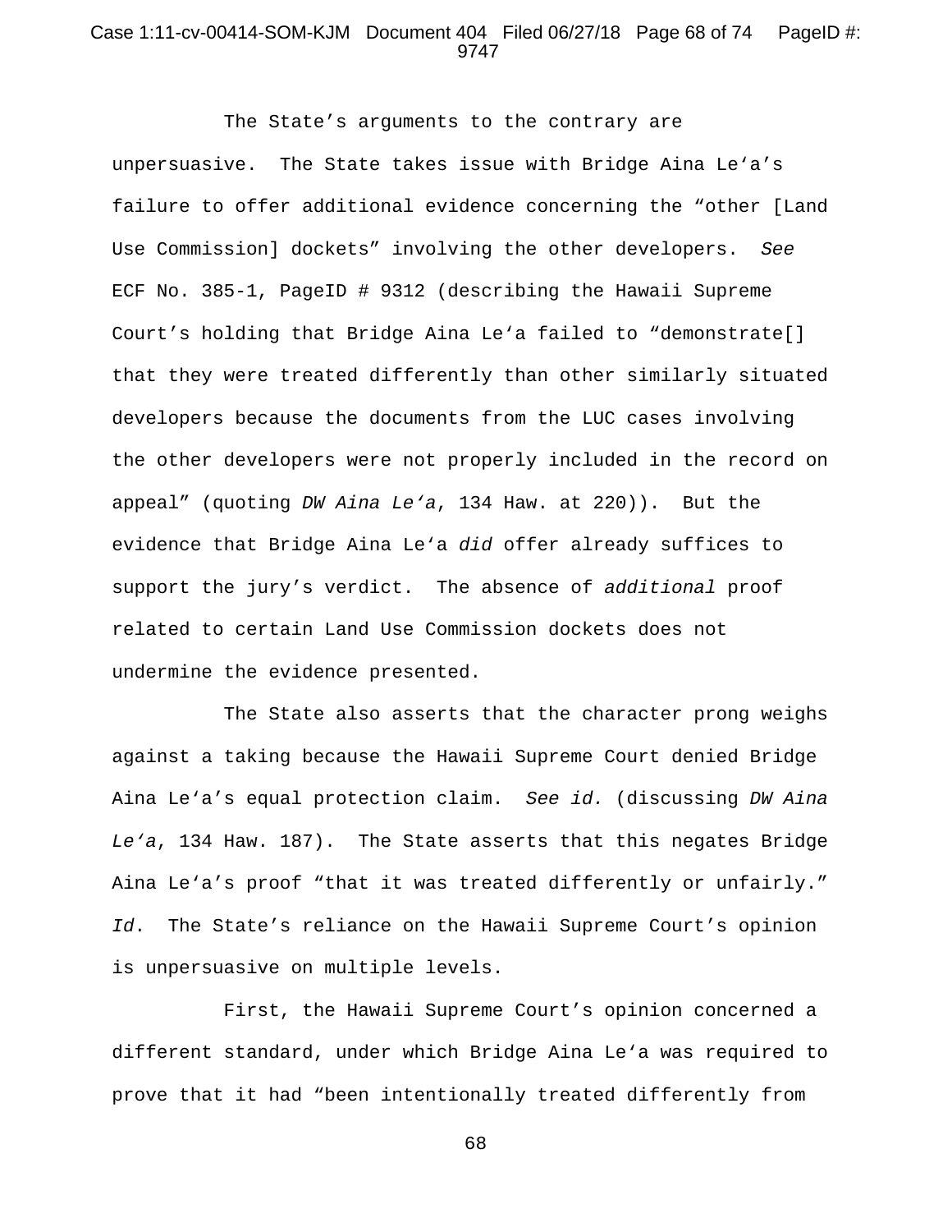The State's arguments to the contrary are unpersuasive. The State takes issue with Bridge Aina Leʻa's failure to offer additional evidence concerning the "other [Land Use Commission] dockets" involving the other developers. *See* ECF No. 385-1, PageID # 9312 (describing the Hawaii Supreme Court's holding that Bridge Aina Leʻa failed to "demonstrate[] that they were treated differently than other similarly situated developers because the documents from the LUC cases involving the other developers were not properly included in the record on appeal" (quoting *DW Aina Leʻa*, 134 Haw. at 220)). But the evidence that Bridge Aina Leʻa *did* offer already suffices to support the jury's verdict. The absence of *additional* proof related to certain Land Use Commission dockets does not undermine the evidence presented.

The State also asserts that the character prong weighs against a taking because the Hawaii Supreme Court denied Bridge Aina Leʻa's equal protection claim. *See id.* (discussing *DW Aina Leʻa*, 134 Haw. 187). The State asserts that this negates Bridge Aina Leʻa's proof "that it was treated differently or unfairly." *Id*. The State's reliance on the Hawaii Supreme Court's opinion is unpersuasive on multiple levels.

First, the Hawaii Supreme Court's opinion concerned a different standard, under which Bridge Aina Leʻa was required to prove that it had "been intentionally treated differently from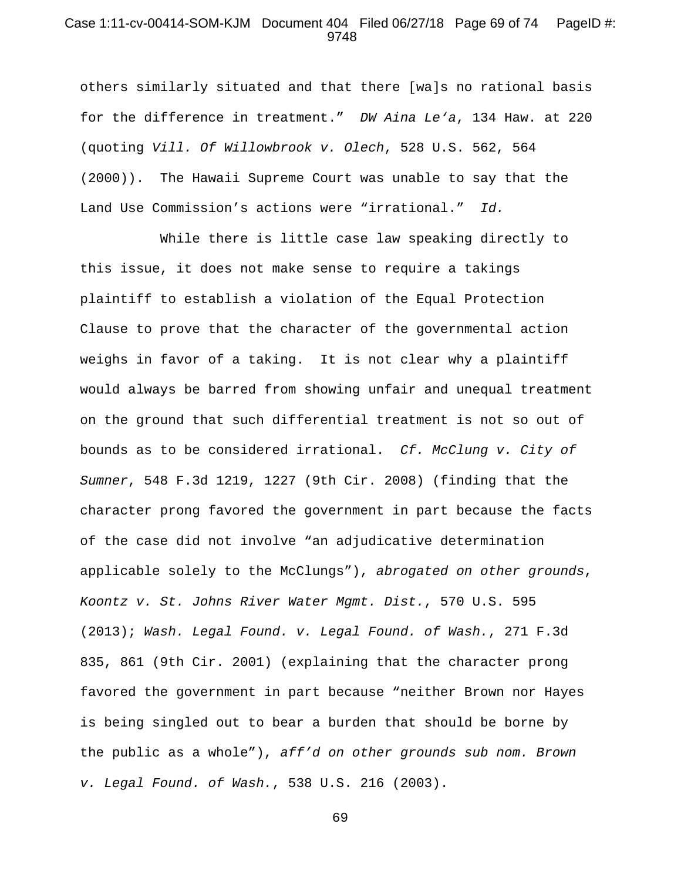others similarly situated and that there [wa]s no rational basis for the difference in treatment." *DW Aina Le'a*, 134 Haw. at 220 (quoting *Vill. Of Willowbrook v. Olech*, 528 U.S. 562, 564 (2000)). The Hawaii Supreme Court was unable to say that the Land Use Commission's actions were "irrational." *Id.*

While there is little case law speaking directly to this issue, it does not make sense to require a takings plaintiff to establish a violation of the Equal Protection Clause to prove that the character of the governmental action weighs in favor of a taking. It is not clear why a plaintiff would always be barred from showing unfair and unequal treatment on the ground that such differential treatment is not so out of bounds as to be considered irrational. *Cf. McClung v. City of Sumner*, 548 F.3d 1219, 1227 (9th Cir. 2008) (finding that the character prong favored the government in part because the facts of the case did not involve "an adjudicative determination applicable solely to the McClungs"), *abrogated on other grounds*, *Koontz v. St. Johns River Water Mgmt. Dist.*, 570 U.S. 595 (2013); *Wash. Legal Found. v. Legal Found. of Wash.*, 271 F.3d 835, 861 (9th Cir. 2001) (explaining that the character prong favored the government in part because "neither Brown nor Hayes is being singled out to bear a burden that should be borne by the public as a whole"), *aff'd on other grounds sub nom. Brown v. Legal Found. of Wash.*, 538 U.S. 216 (2003).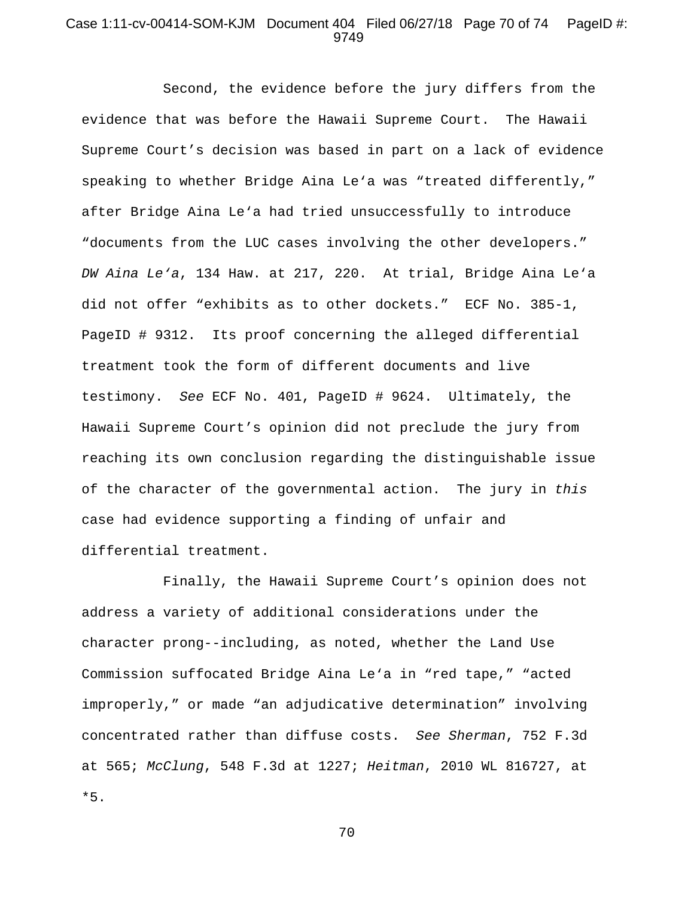Second, the evidence before the jury differs from the evidence that was before the Hawaii Supreme Court. The Hawaii Supreme Court's decision was based in part on a lack of evidence speaking to whether Bridge Aina Le'a was "treated differently," after Bridge Aina Le'a had tried unsuccessfully to introduce "documents from the LUC cases involving the other developers." *DW Aina Le'a*, 134 Haw. at 217, 220. At trial, Bridge Aina Le'a did not offer "exhibits as to other dockets." ECF No. 385-1, PageID # 9312. Its proof concerning the alleged differential treatment took the form of different documents and live testimony. *See* ECF No. 401, PageID # 9624. Ultimately, the Hawaii Supreme Court's opinion did not preclude the jury from reaching its own conclusion regarding the distinguishable issue of the character of the governmental action. The jury in *this* case had evidence supporting a finding of unfair and differential treatment.

Finally, the Hawaii Supreme Court's opinion does not address a variety of additional considerations under the character prong--including, as noted, whether the Land Use Commission suffocated Bridge Aina Le'a in "red tape," "acted improperly," or made "an adjudicative determination" involving concentrated rather than diffuse costs. *See Sherman*, 752 F.3d at 565; *McClung*, 548 F.3d at 1227; *Heitman*, 2010 WL 816727, at *5.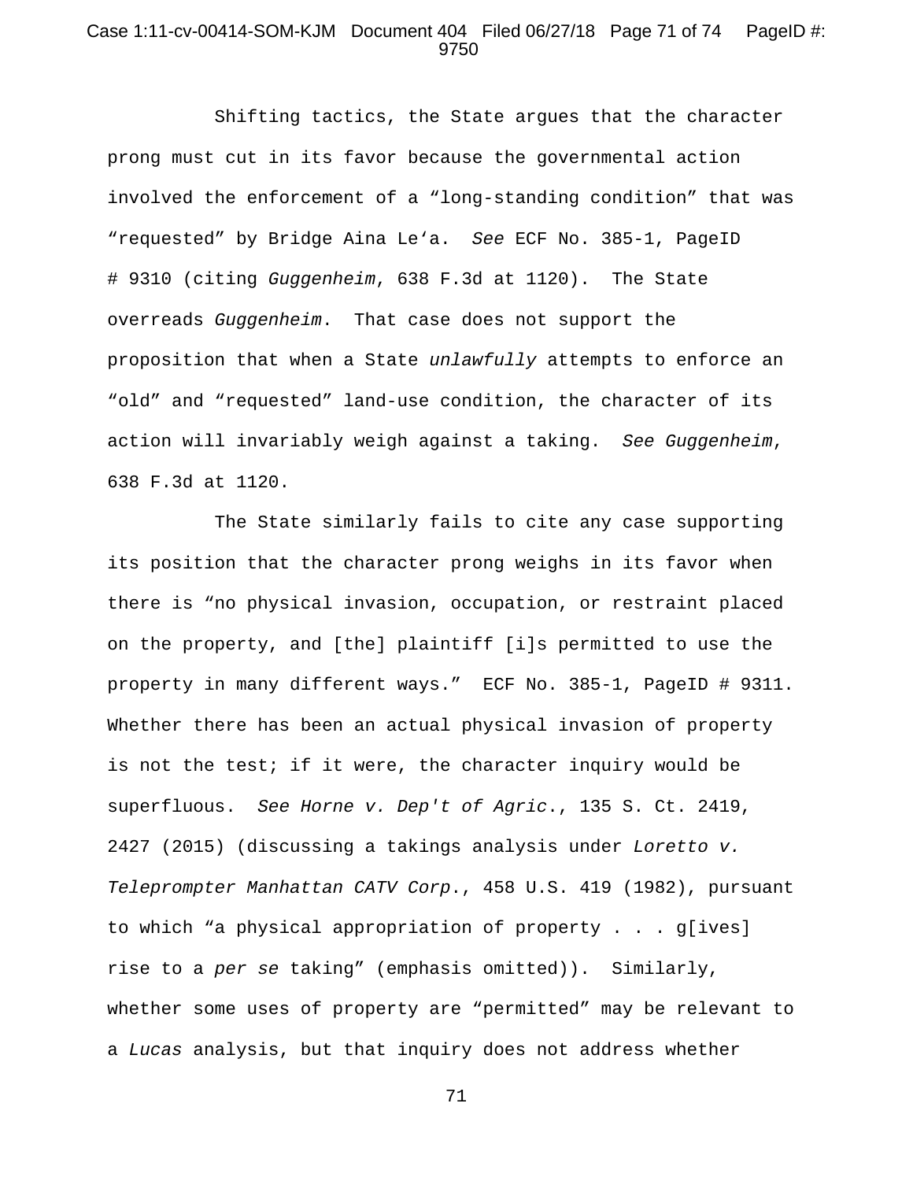Shifting tactics, the State argues that the character prong must cut in its favor because the governmental action involved the enforcement of a "long-standing condition" that was "requested" by Bridge Aina Le'a. *See* ECF No. 385-1, PageID # 9310 (citing *Guggenheim*, 638 F.3d at 1120). The State overreads *Guggenheim*. That case does not support the proposition that when a State *unlawfully* attempts to enforce an "old" and "requested" land-use condition, the character of its action will invariably weigh against a taking. *See Guggenheim*, 638 F.3d at 1120.

The State similarly fails to cite any case supporting its position that the character prong weighs in its favor when there is "no physical invasion, occupation, or restraint placed on the property, and [the] plaintiff [i]s permitted to use the property in many different ways." ECF No. 385-1, PageID # 9311. Whether there has been an actual physical invasion of property is not the test; if it were, the character inquiry would be superfluous. *See Horne v. Dep't of Agric.*, 135 S. Ct. 2419, 2427 (2015) (discussing a takings analysis under *Loretto v. Teleprompter Manhattan CATV Corp.*, 458 U.S. 419 (1982), pursuant to which "a physical appropriation of property . . . g[ives] rise to a *per se* taking" (emphasis omitted)). Similarly, whether some uses of property are "permitted" may be relevant to a *Lucas* analysis, but that inquiry does not address whether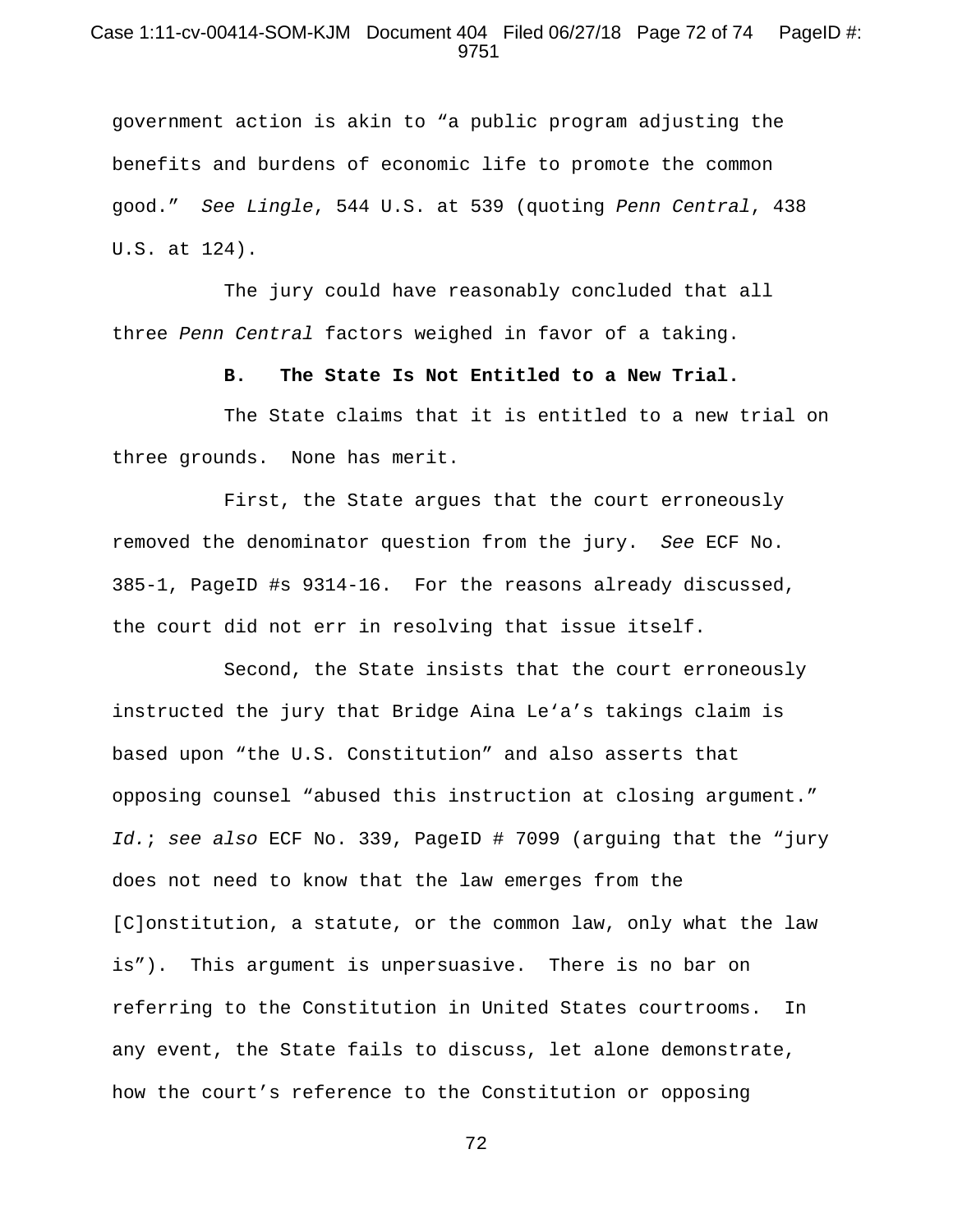government action is akin to “a public program adjusting the benefits and burdens of economic life to promote the common good.” *See Lingle*, 544 U.S. at 539 (quoting *Penn Central*, 438 U.S. at 124).

The jury could have reasonably concluded that all three *Penn Central* factors weighed in favor of a taking.

**B. The State Is Not Entitled to a New Trial.**

The State claims that it is entitled to a new trial on three grounds. None has merit.

First, the State argues that the court erroneously removed the denominator question from the jury. *See* ECF No. 385-1, PageID #s 9314-16. For the reasons already discussed, the court did not err in resolving that issue itself.

Second, the State insists that the court erroneously instructed the jury that Bridge Aina Le‘a’s takings claim is based upon “the U.S. Constitution” and also asserts that opposing counsel “abused this instruction at closing argument.” *Id.*; *see also* ECF No. 339, PageID # 7099 (arguing that the “jury does not need to know that the law emerges from the [C]onstitution, a statute, or the common law, only what the law is”). This argument is unpersuasive. There is no bar on referring to the Constitution in United States courtrooms. In any event, the State fails to discuss, let alone demonstrate, how the court’s reference to the Constitution or opposing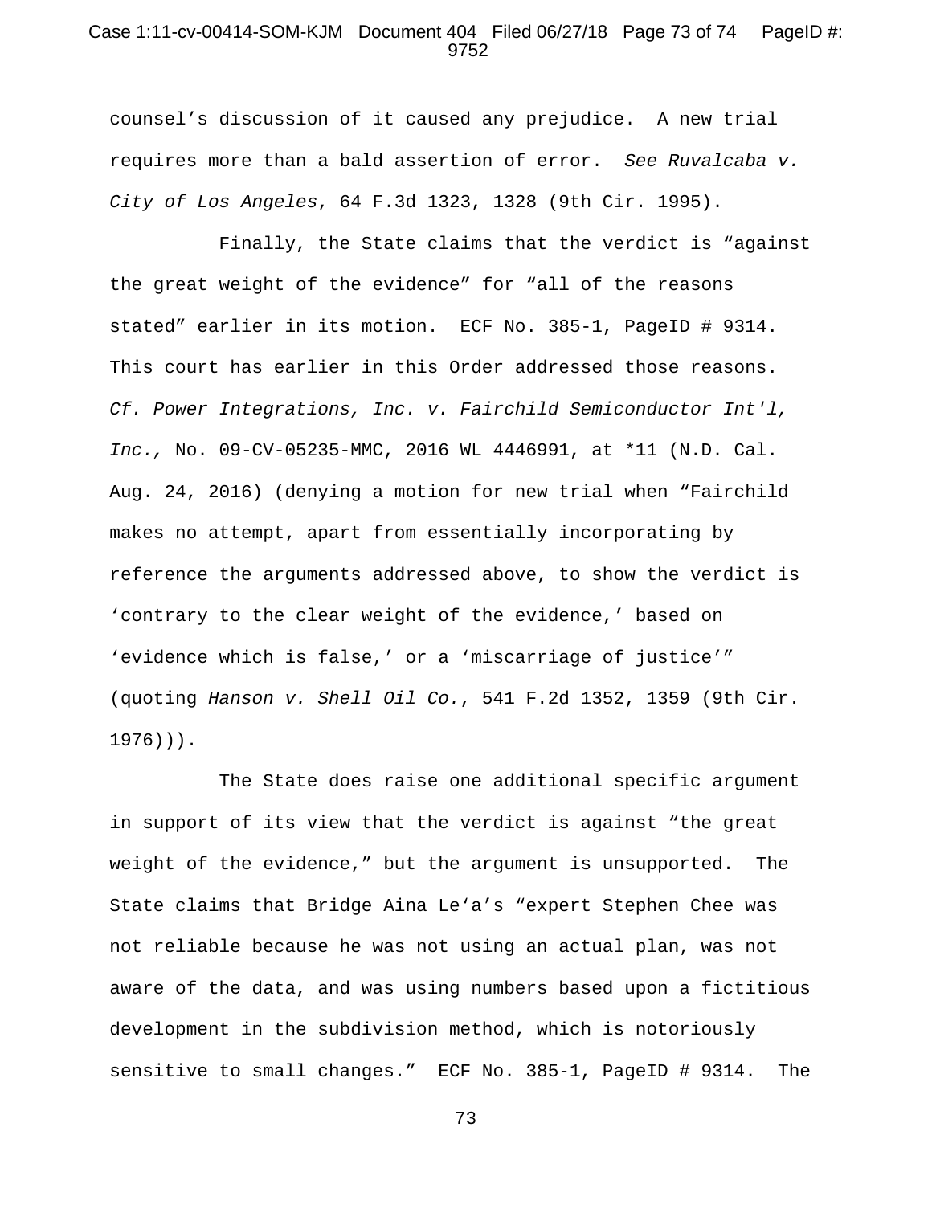counsel's discussion of it caused any prejudice. A new trial requires more than a bald assertion of error. *See Ruvalcaba v. City of Los Angeles*, 64 F.3d 1323, 1328 (9th Cir. 1995).

Finally, the State claims that the verdict is "against the great weight of the evidence" for "all of the reasons stated" earlier in its motion. ECF No. 385-1, PageID # 9314. This court has earlier in this Order addressed those reasons. *Cf. Power Integrations, Inc. v. Fairchild Semiconductor Int'l, Inc.,* No. 09-CV-05235-MMC, 2016 WL 4446991, at *11 (N.D. Cal. Aug. 24, 2016) (denying a motion for new trial when "Fairchild makes no attempt, apart from essentially incorporating by reference the arguments addressed above, to show the verdict is 'contrary to the clear weight of the evidence,' based on 'evidence which is false,' or a 'miscarriage of justice'" (quoting *Hanson v. Shell Oil Co.*, 541 F.2d 1352, 1359 (9th Cir. 1976))).

The State does raise one additional specific argument in support of its view that the verdict is against "the great weight of the evidence," but the argument is unsupported. The State claims that Bridge Aina Le'a's "expert Stephen Chee was not reliable because he was not using an actual plan, was not aware of the data, and was using numbers based upon a fictitious development in the subdivision method, which is notoriously sensitive to small changes." ECF No. 385-1, PageID # 9314. The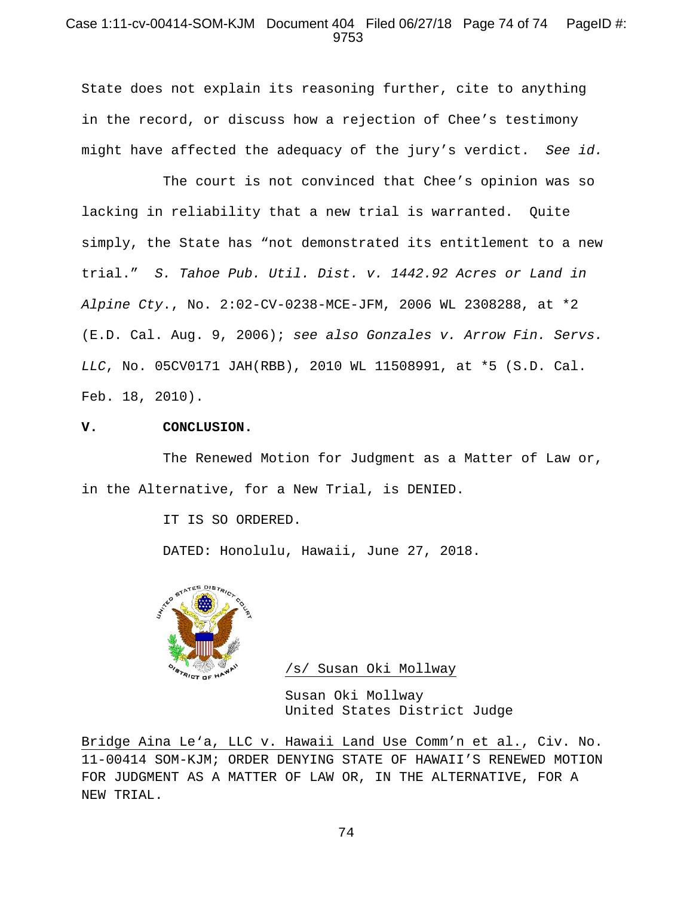State does not explain its reasoning further, cite to anything in the record, or discuss how a rejection of Chee's testimony might have affected the adequacy of the jury's verdict. *See id.*

The court is not convinced that Chee's opinion was so lacking in reliability that a new trial is warranted. Quite simply, the State has "not demonstrated its entitlement to a new trial." *S. Tahoe Pub. Util. Dist. v. 1442.92 Acres or Land in Alpine Cty.*, No. 2:02-CV-0238-MCE-JFM, 2006 WL 2308288, at *2 (E.D. Cal. Aug. 9, 2006); *see also Gonzales v. Arrow Fin. Servs. LLC*, No. 05CV0171 JAH(RBB), 2010 WL 11508991, at *5 (S.D. Cal. Feb. 18, 2010).

## V. CONCLUSION.

The Renewed Motion for Judgment as a Matter of Law or, in the Alternative, for a New Trial, is DENIED.

IT IS SO ORDERED.

DATED: Honolulu, Hawaii, June 27, 2018.

/s/ Susan Oki Mollway

Susan Oki Mollway
United States District Judge

Bridge Aina Le'a, LLC v. Hawaii Land Use Comm'n et al., Civ. No. 11-00414 SOM-KJM; ORDER DENYING STATE OF HAWAII'S RENEWED MOTION FOR JUDGMENT AS A MATTER OF LAW OR, IN THE ALTERNATIVE, FOR A NEW TRIAL.